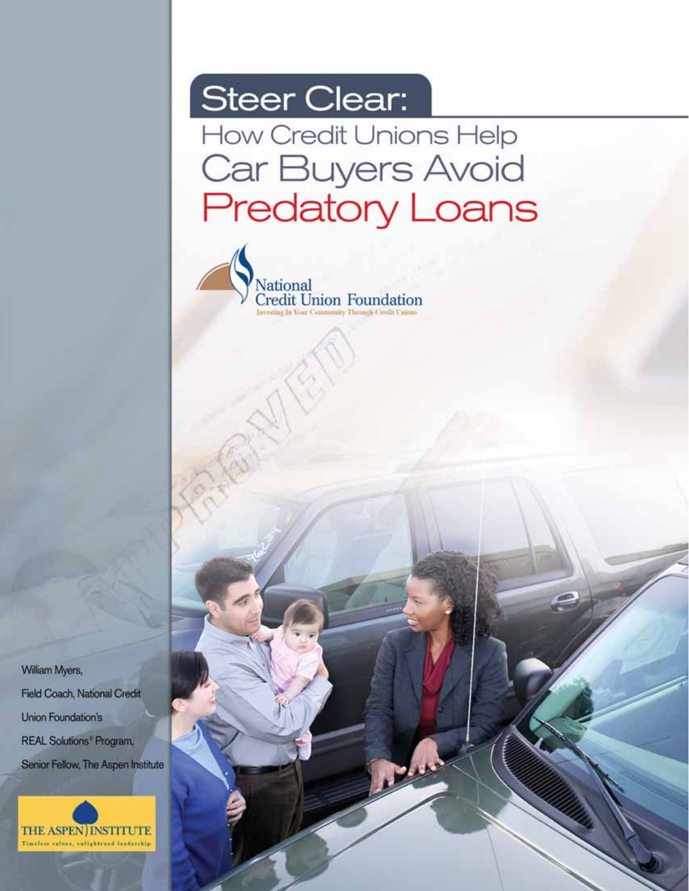# Steer Clear:

## How Credit Unions Help Car Buyers Avoid Predatory Loans

National Credit Union Foundation

Investing In Your Community Through Credit Unions

William Myers,

Field Coach, National Credit Union Foundation's REAL Solutions® Program,

Senior Fellow, The Aspen Institute

THE ASPEN INSTITUTE

Timeless values, enlightened leadership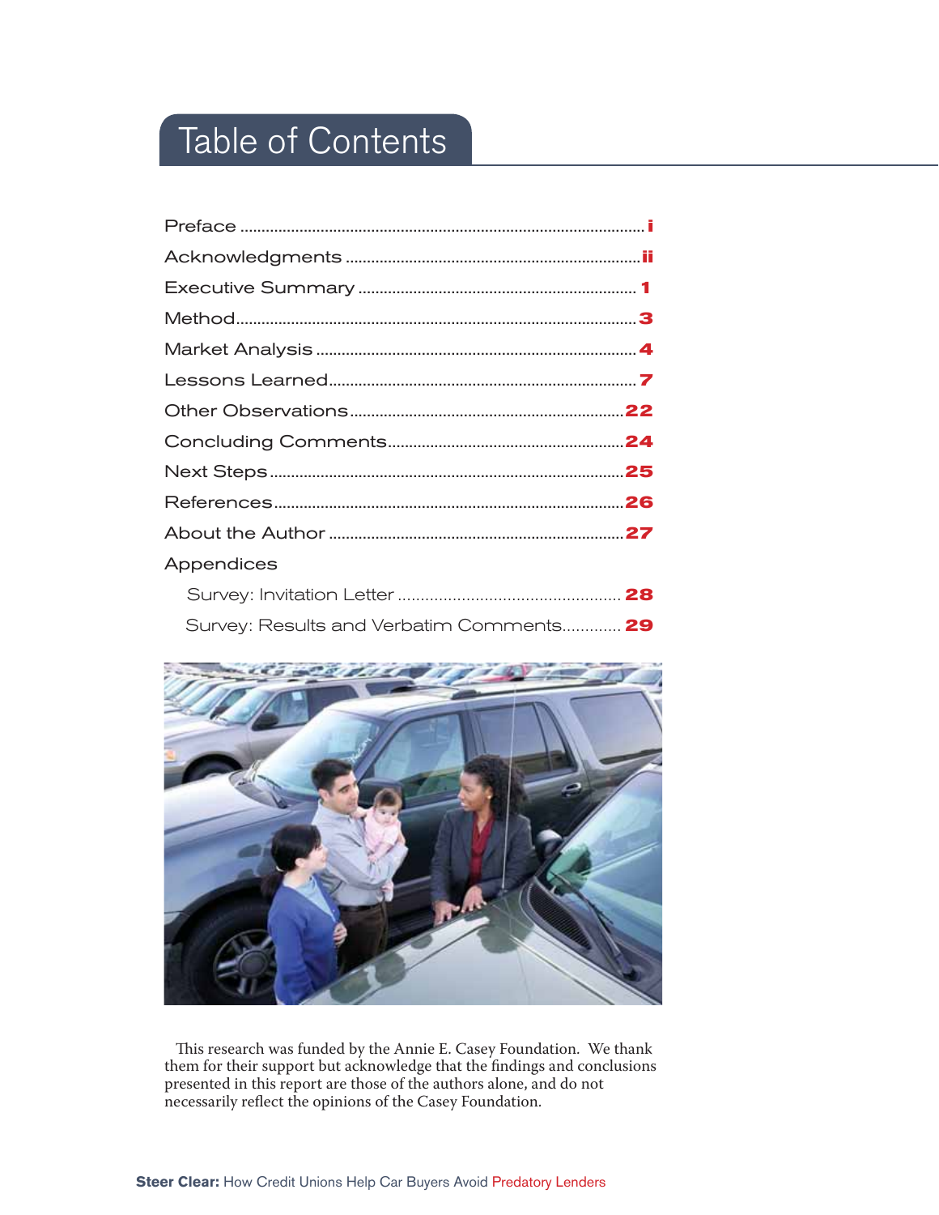# Table of Contents

| | |
|---|---|
| Preface | i |
| Acknowledgments | ii |
| Executive Summary | 1 |
| Method | 3 |
| Market Analysis | 4 |
| Lessons Learned | 7 |
| Other Observations | 22 |
| Concluding Comments | 24 |
| Next Steps | 25 |
| References | 26 |
| About the Author | 27 |
| Appendices | |
| Survey: Invitation Letter | 28 |
| Survey: Results and Verbatim Comments | 29 |

This research was funded by the Annie E. Casey Foundation. We thank them for their support but acknowledge that the findings and conclusions presented in this report are those of the authors alone, and do not necessarily reflect the opinions of the Casey Foundation.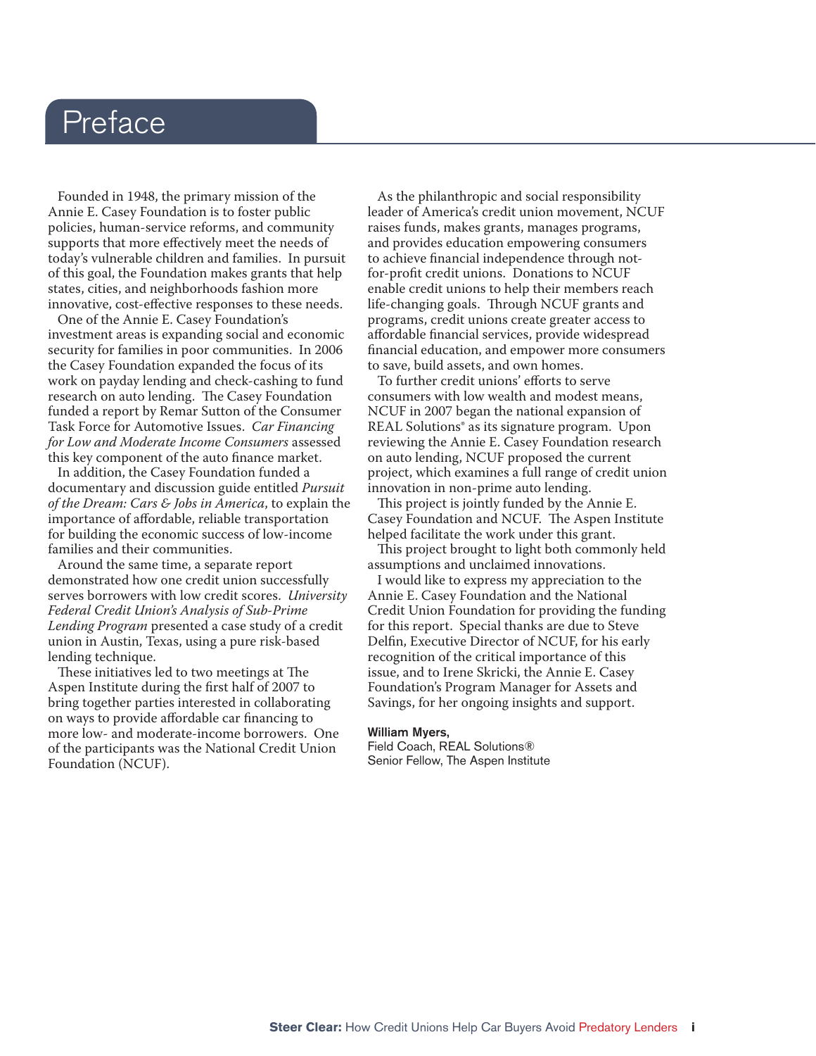# Preface

Founded in 1948, the primary mission of the Annie E. Casey Foundation is to foster public policies, human-service reforms, and community supports that more effectively meet the needs of today's vulnerable children and families. In pursuit of this goal, the Foundation makes grants that help states, cities, and neighborhoods fashion more innovative, cost-effective responses to these needs.

One of the Annie E. Casey Foundation's investment areas is expanding social and economic security for families in poor communities. In 2006 the Casey Foundation expanded the focus of its work on payday lending and check-cashing to fund research on auto lending. The Casey Foundation funded a report by Remar Sutton of the Consumer Task Force for Automotive Issues. *Car Financing for Low and Moderate Income Consumers* assessed this key component of the auto finance market.

In addition, the Casey Foundation funded a documentary and discussion guide entitled *Pursuit of the Dream: Cars & Jobs in America*, to explain the importance of affordable, reliable transportation for building the economic success of low-income families and their communities.

Around the same time, a separate report demonstrated how one credit union successfully serves borrowers with low credit scores. *University Federal Credit Union's Analysis of Sub-Prime Lending Program* presented a case study of a credit union in Austin, Texas, using a pure risk-based lending technique.

These initiatives led to two meetings at The Aspen Institute during the first half of 2007 to bring together parties interested in collaborating on ways to provide affordable car financing to more low- and moderate-income borrowers. One of the participants was the National Credit Union Foundation (NCUF).

As the philanthropic and social responsibility leader of America's credit union movement, NCUF raises funds, makes grants, manages programs, and provides education empowering consumers to achieve financial independence through not-for-profit credit unions. Donations to NCUF enable credit unions to help their members reach life-changing goals. Through NCUF grants and programs, credit unions create greater access to affordable financial services, provide widespread financial education, and empower more consumers to save, build assets, and own homes.

To further credit unions' efforts to serve consumers with low wealth and modest means, NCUF in 2007 began the national expansion of REAL Solutions® as its signature program. Upon reviewing the Annie E. Casey Foundation research on auto lending, NCUF proposed the current project, which examines a full range of credit union innovation in non-prime auto lending.

This project is jointly funded by the Annie E. Casey Foundation and NCUF. The Aspen Institute helped facilitate the work under this grant.

This project brought to light both commonly held assumptions and unclaimed innovations.

I would like to express my appreciation to the Annie E. Casey Foundation and the National Credit Union Foundation for providing the funding for this report. Special thanks are due to Steve Delfin, Executive Director of NCUF, for his early recognition of the critical importance of this issue, and to Irene Skricki, the Annie E. Casey Foundation's Program Manager for Assets and Savings, for her ongoing insights and support.

**William Myers,**
Field Coach, REAL Solutions®
Senior Fellow, The Aspen Institute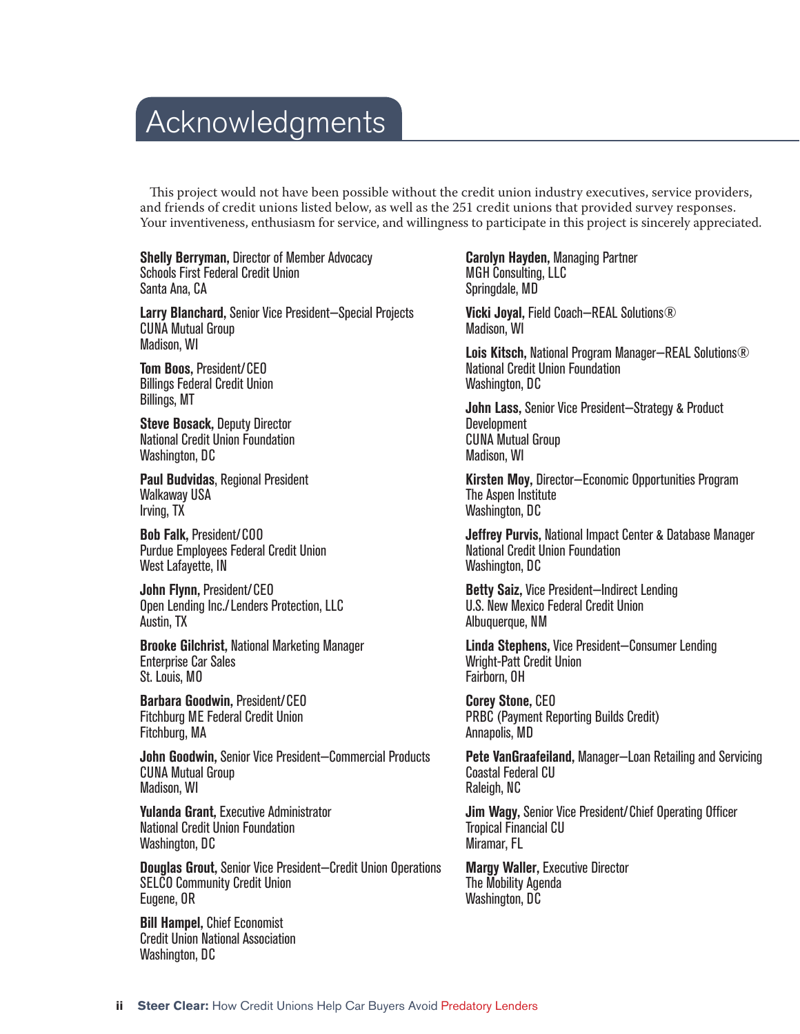# Acknowledgments

This project would not have been possible without the credit union industry executives, service providers, and friends of credit unions listed below, as well as the 251 credit unions that provided survey responses. Your inventiveness, enthusiasm for service, and willingness to participate in this project is sincerely appreciated.

**Shelly Berryman,** Director of Member Advocacy
Schools First Federal Credit Union
Santa Ana, CA

**Larry Blanchard,** Senior Vice President—Special Projects
CUNA Mutual Group
Madison, WI

**Tom Boos,** President/CEO
Billings Federal Credit Union
Billings, MT

**Steve Bosack,** Deputy Director
National Credit Union Foundation
Washington, DC

**Paul Budvidas,** Regional President
Walkaway USA
Irving, TX

**Bob Falk,** President/COO
Purdue Employees Federal Credit Union
West Lafayette, IN

**John Flynn,** President/CEO
Open Lending Inc./Lenders Protection, LLC
Austin, TX

**Brooke Gilchrist,** National Marketing Manager
Enterprise Car Sales
St. Louis, MO

**Barbara Goodwin,** President/CEO
Fitchburg ME Federal Credit Union
Fitchburg, MA

**John Goodwin,** Senior Vice President—Commercial Products
CUNA Mutual Group
Madison, WI

**Yulanda Grant,** Executive Administrator
National Credit Union Foundation
Washington, DC

**Douglas Grout,** Senior Vice President—Credit Union Operations
SELCO Community Credit Union
Eugene, OR

**Bill Hampel,** Chief Economist
Credit Union National Association
Washington, DC

**Carolyn Hayden,** Managing Partner
MGH Consulting, LLC
Springdale, MD

**Vicki Joyal,** Field Coach—REAL Solutions®
Madison, WI

**Lois Kitsch,** National Program Manager—REAL Solutions®
National Credit Union Foundation
Washington, DC

**John Lass,** Senior Vice President—Strategy & Product Development
CUNA Mutual Group
Madison, WI

**Kirsten Moy,** Director—Economic Opportunities Program
The Aspen Institute
Washington, DC

**Jeffrey Purvis,** National Impact Center & Database Manager
National Credit Union Foundation
Washington, DC

**Betty Saiz,** Vice President—Indirect Lending
U.S. New Mexico Federal Credit Union
Albuquerque, NM

**Linda Stephens,** Vice President—Consumer Lending
Wright-Patt Credit Union
Fairborn, OH

**Corey Stone,** CEO
PRBC (Payment Reporting Builds Credit)
Annapolis, MD

**Pete VanGraafeiland,** Manager—Loan Retailing and Servicing
Coastal Federal CU
Raleigh, NC

**Jim Wagy,** Senior Vice President/Chief Operating Officer
Tropical Financial CU
Miramar, FL

**Margy Waller,** Executive Director
The Mobility Agenda
Washington, DC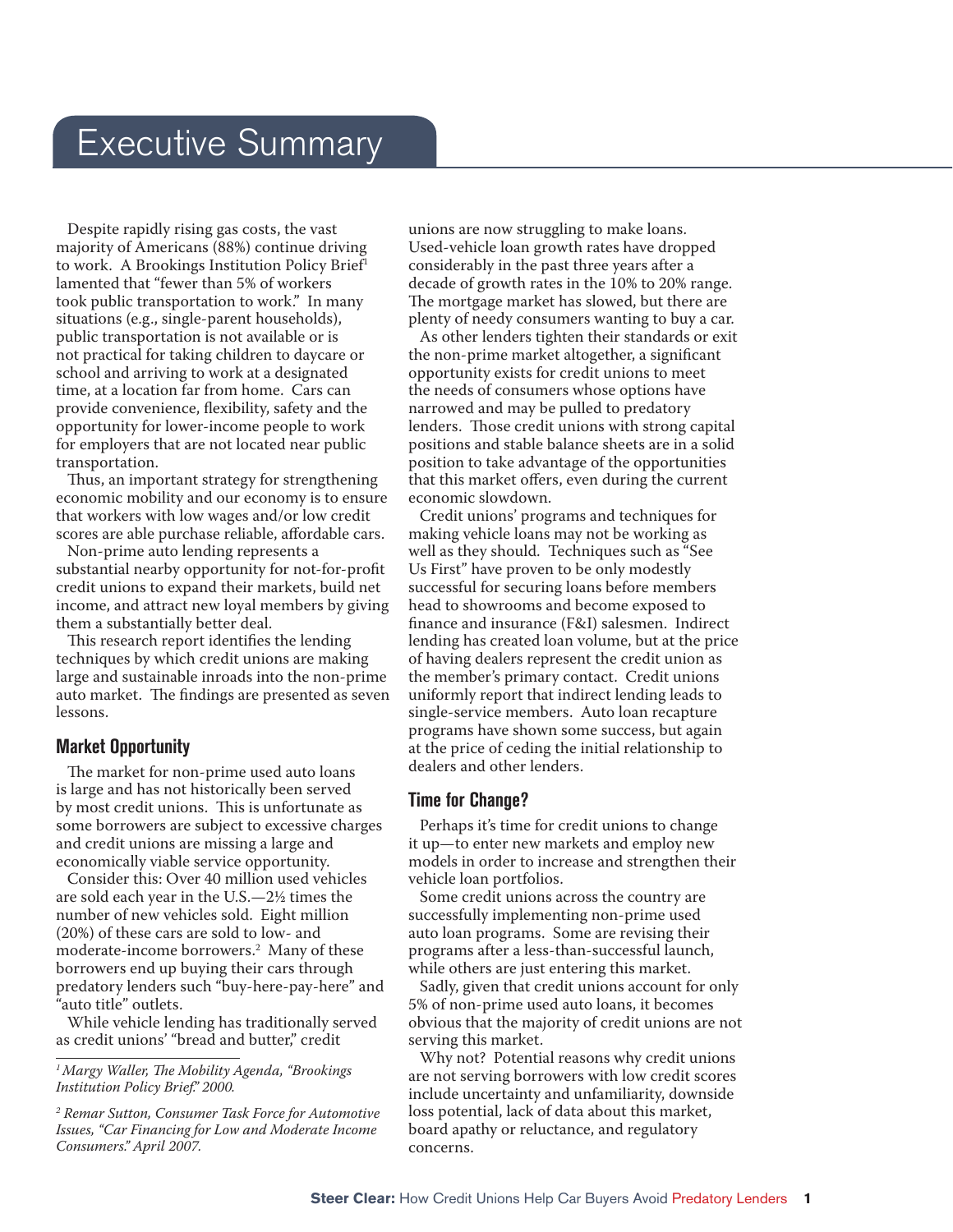# Executive Summary

Despite rapidly rising gas costs, the vast majority of Americans (88%) continue driving to work. A Brookings Institution Policy Brief[1] lamented that "fewer than 5% of workers took public transportation to work." In many situations (e.g., single-parent households), public transportation is not available or is not practical for taking children to daycare or school and arriving to work at a designated time, at a location far from home. Cars can provide convenience, flexibility, safety and the opportunity for lower-income people to work for employers that are not located near public transportation.

Thus, an important strategy for strengthening economic mobility and our economy is to ensure that workers with low wages and/or low credit scores are able purchase reliable, affordable cars.

Non-prime auto lending represents a substantial nearby opportunity for not-for-profit credit unions to expand their markets, build net income, and attract new loyal members by giving them a substantially better deal.

This research report identifies the lending techniques by which credit unions are making large and sustainable inroads into the non-prime auto market. The findings are presented as seven lessons.

## Market Opportunity

The market for non-prime used auto loans is large and has not historically been served by most credit unions. This is unfortunate as some borrowers are subject to excessive charges and credit unions are missing a large and economically viable service opportunity.

Consider this: Over 40 million used vehicles are sold each year in the U.S.—2½ times the number of new vehicles sold. Eight million (20%) of these cars are sold to low- and moderate-income borrowers.[2] Many of these borrowers end up buying their cars through predatory lenders such "buy-here-pay-here" and "auto title" outlets.

While vehicle lending has traditionally served as credit unions' "bread and butter," credit unions are now struggling to make loans. Used-vehicle loan growth rates have dropped considerably in the past three years after a decade of growth rates in the 10% to 20% range. The mortgage market has slowed, but there are plenty of needy consumers wanting to buy a car.

As other lenders tighten their standards or exit the non-prime market altogether, a significant opportunity exists for credit unions to meet the needs of consumers whose options have narrowed and may be pulled to predatory lenders. Those credit unions with strong capital positions and stable balance sheets are in a solid position to take advantage of the opportunities that this market offers, even during the current economic slowdown.

Credit unions' programs and techniques for making vehicle loans may not be working as well as they should. Techniques such as "See Us First" have proven to be only modestly successful for securing loans before members head to showrooms and become exposed to finance and insurance (F&I) salesmen. Indirect lending has created loan volume, but at the price of having dealers represent the credit union as the member's primary contact. Credit unions uniformly report that indirect lending leads to single-service members. Auto loan recapture programs have shown some success, but again at the price of ceding the initial relationship to dealers and other lenders.

## Time for Change?

Perhaps it's time for credit unions to change it up—to enter new markets and employ new models in order to increase and strengthen their vehicle loan portfolios.

Some credit unions across the country are successfully implementing non-prime used auto loan programs. Some are revising their programs after a less-than-successful launch, while others are just entering this market.

Sadly, given that credit unions account for only 5% of non-prime used auto loans, it becomes obvious that the majority of credit unions are not serving this market.

Why not? Potential reasons why credit unions are not serving borrowers with low credit scores include uncertainty and unfamiliarity, downside loss potential, lack of data about this market, board apathy or reluctance, and regulatory concerns.

---

[1] *Margy Waller, The Mobility Agenda, "Brookings Institution Policy Brief." 2000.*

[2] *Remar Sutton, Consumer Task Force for Automotive Issues, "Car Financing for Low and Moderate Income Consumers." April 2007.*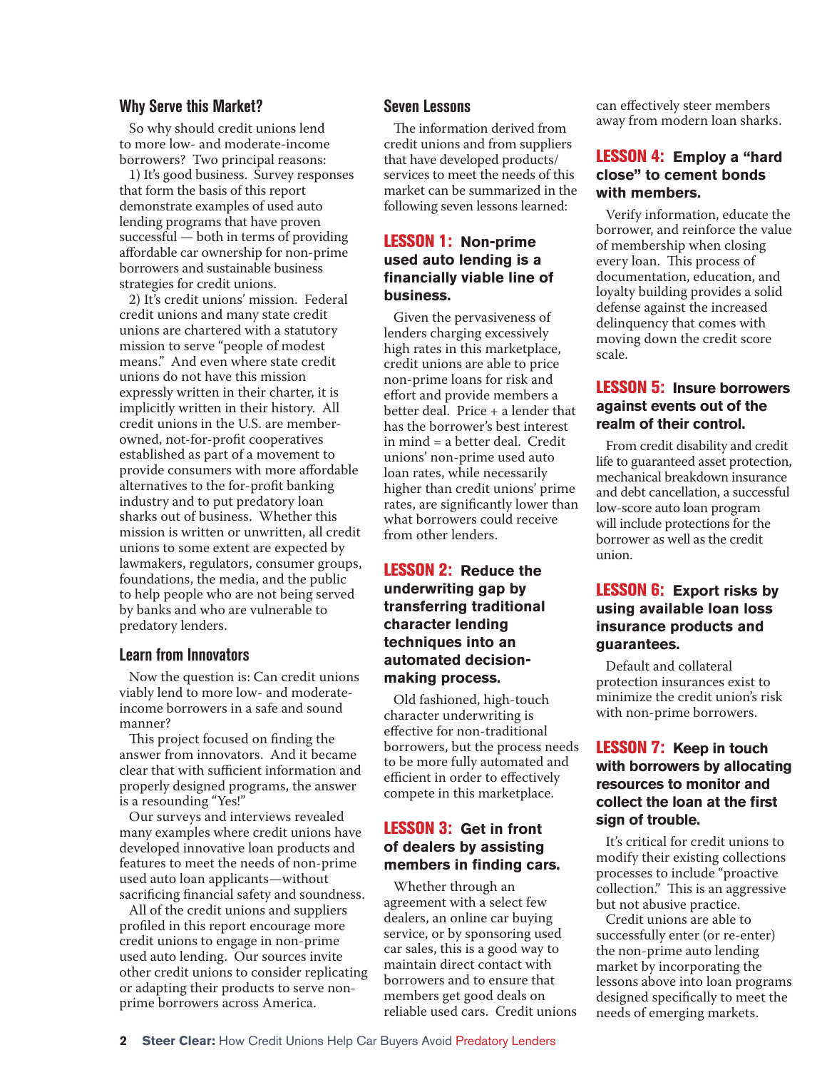## Why Serve this Market?

So why should credit unions lend to more low- and moderate-income borrowers? Two principal reasons:

1) It's good business. Survey responses that form the basis of this report demonstrate examples of used auto lending programs that have proven successful — both in terms of providing affordable car ownership for non-prime borrowers and sustainable business strategies for credit unions.

2) It's credit unions' mission. Federal credit unions and many state credit unions are chartered with a statutory mission to serve "people of modest means." And even where state credit unions do not have this mission expressly written in their charter, it is implicitly written in their history. All credit unions in the U.S. are member-owned, not-for-profit cooperatives established as part of a movement to provide consumers with more affordable alternatives to the for-profit banking industry and to put predatory loan sharks out of business. Whether this mission is written or unwritten, all credit unions to some extent are expected by lawmakers, regulators, consumer groups, foundations, the media, and the public to help people who are not being served by banks and who are vulnerable to predatory lenders.

## Learn from Innovators

Now the question is: Can credit unions viably lend to more low- and moderate-income borrowers in a safe and sound manner?

This project focused on finding the answer from innovators. And it became clear that with sufficient information and properly designed programs, the answer is a resounding "Yes!"

Our surveys and interviews revealed many examples where credit unions have developed innovative loan products and features to meet the needs of non-prime used auto loan applicants—without sacrificing financial safety and soundness.

All of the credit unions and suppliers profiled in this report encourage more credit unions to engage in non-prime used auto lending. Our sources invite other credit unions to consider replicating or adapting their products to serve non-prime borrowers across America.

## Seven Lessons

The information derived from credit unions and from suppliers that have developed products/services to meet the needs of this market can be summarized in the following seven lessons learned:

### LESSON 1: Non-prime used auto lending is a financially viable line of business.

Given the pervasiveness of lenders charging excessively high rates in this marketplace, credit unions are able to price non-prime loans for risk and effort and provide members a better deal. Price + a lender that has the borrower's best interest in mind = a better deal. Credit unions' non-prime used auto loan rates, while necessarily higher than credit unions' prime rates, are significantly lower than what borrowers could receive from other lenders.

### LESSON 2: Reduce the underwriting gap by transferring traditional character lending techniques into an automated decision-making process.

Old fashioned, high-touch character underwriting is effective for non-traditional borrowers, but the process needs to be more fully automated and efficient in order to effectively compete in this marketplace.

### LESSON 3: Get in front of dealers by assisting members in finding cars.

Whether through an agreement with a select few dealers, an online car buying service, or by sponsoring used car sales, this is a good way to maintain direct contact with borrowers and to ensure that members get good deals on reliable used cars. Credit unions can effectively steer members away from modern loan sharks.

### LESSON 4: Employ a "hard close" to cement bonds with members.

Verify information, educate the borrower, and reinforce the value of membership when closing every loan. This process of documentation, education, and loyalty building provides a solid defense against the increased delinquency that comes with moving down the credit score scale.

### LESSON 5: Insure borrowers against events out of the realm of their control.

From credit disability and credit life to guaranteed asset protection, mechanical breakdown insurance and debt cancellation, a successful low-score auto loan program will include protections for the borrower as well as the credit union.

### LESSON 6: Export risks by using available loan loss insurance products and guarantees.

Default and collateral protection insurances exist to minimize the credit union's risk with non-prime borrowers.

### LESSON 7: Keep in touch with borrowers by allocating resources to monitor and collect the loan at the first sign of trouble.

It's critical for credit unions to modify their existing collections processes to include "proactive collection." This is an aggressive but not abusive practice.

Credit unions are able to successfully enter (or re-enter) the non-prime auto lending market by incorporating the lessons above into loan programs designed specifically to meet the needs of emerging markets.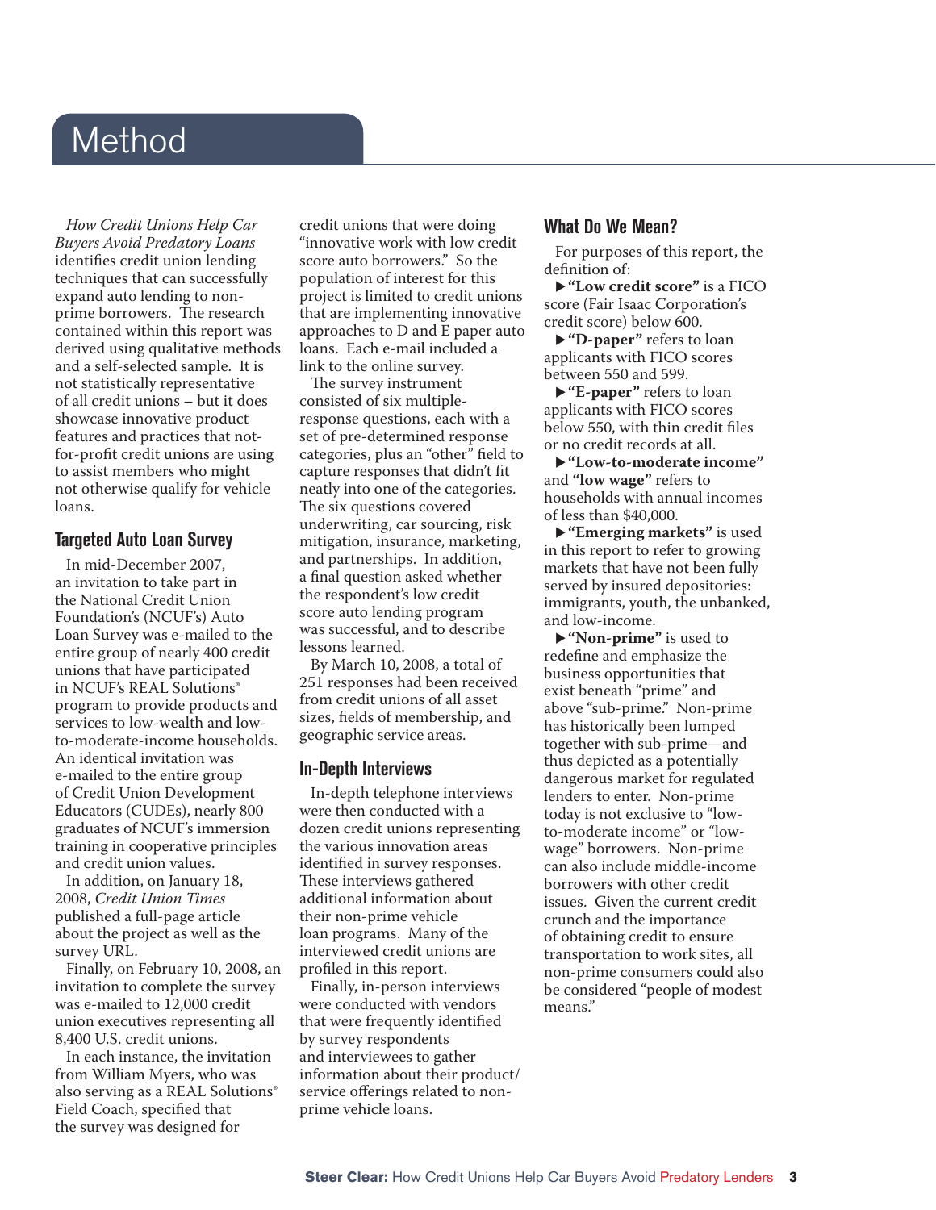# Method

*How Credit Unions Help Car Buyers Avoid Predatory Loans* identifies credit union lending techniques that can successfully expand auto lending to non-prime borrowers. The research contained within this report was derived using qualitative methods and a self-selected sample. It is not statistically representative of all credit unions – but it does showcase innovative product features and practices that not-for-profit credit unions are using to assist members who might not otherwise qualify for vehicle loans.

## Targeted Auto Loan Survey

In mid-December 2007, an invitation to take part in the National Credit Union Foundation's (NCUF's) Auto Loan Survey was e-mailed to the entire group of nearly 400 credit unions that have participated in NCUF's REAL Solutions® program to provide products and services to low-wealth and low-to-moderate-income households. An identical invitation was e-mailed to the entire group of Credit Union Development Educators (CUDEs), nearly 800 graduates of NCUF's immersion training in cooperative principles and credit union values.

In addition, on January 18, 2008, *Credit Union Times* published a full-page article about the project as well as the survey URL.

Finally, on February 10, 2008, an invitation to complete the survey was e-mailed to 12,000 credit union executives representing all 8,400 U.S. credit unions.

In each instance, the invitation from William Myers, who was also serving as a REAL Solutions® Field Coach, specified that the survey was designed for credit unions that were doing "innovative work with low credit score auto borrowers." So the population of interest for this project is limited to credit unions that are implementing innovative approaches to D and E paper auto loans. Each e-mail included a link to the online survey.

The survey instrument consisted of six multiple-response questions, each with a set of pre-determined response categories, plus an "other" field to capture responses that didn't fit neatly into one of the categories. The six questions covered underwriting, car sourcing, risk mitigation, insurance, marketing, and partnerships. In addition, a final question asked whether the respondent's low credit score auto lending program was successful, and to describe lessons learned.

By March 10, 2008, a total of 251 responses had been received from credit unions of all asset sizes, fields of membership, and geographic service areas.

## In-Depth Interviews

In-depth telephone interviews were then conducted with a dozen credit unions representing the various innovation areas identified in survey responses. These interviews gathered additional information about their non-prime vehicle loan programs. Many of the interviewed credit unions are profiled in this report.

Finally, in-person interviews were conducted with vendors that were frequently identified by survey respondents and interviewees to gather information about their product/service offerings related to non-prime vehicle loans.

## What Do We Mean?

For purposes of this report, the definition of:

- ▶ **"Low credit score"** is a FICO score (Fair Isaac Corporation's credit score) below 600.
- ▶ **"D-paper"** refers to loan applicants with FICO scores between 550 and 599.
- ▶ **"E-paper"** refers to loan applicants with FICO scores below 550, with thin credit files or no credit records at all.
- ▶ **"Low-to-moderate income"** and **"low wage"** refers to households with annual incomes of less than $40,000.
- ▶ **"Emerging markets"** is used in this report to refer to growing markets that have not been fully served by insured depositories: immigrants, youth, the unbanked, and low-income.
- ▶ **"Non-prime"** is used to redefine and emphasize the business opportunities that exist beneath "prime" and above "sub-prime." Non-prime has historically been lumped together with sub-prime—and thus depicted as a potentially dangerous market for regulated lenders to enter. Non-prime today is not exclusive to "low-to-moderate income" or "low-wage" borrowers. Non-prime can also include middle-income borrowers with other credit issues. Given the current credit crunch and the importance of obtaining credit to ensure transportation to work sites, all non-prime consumers could also be considered "people of modest means."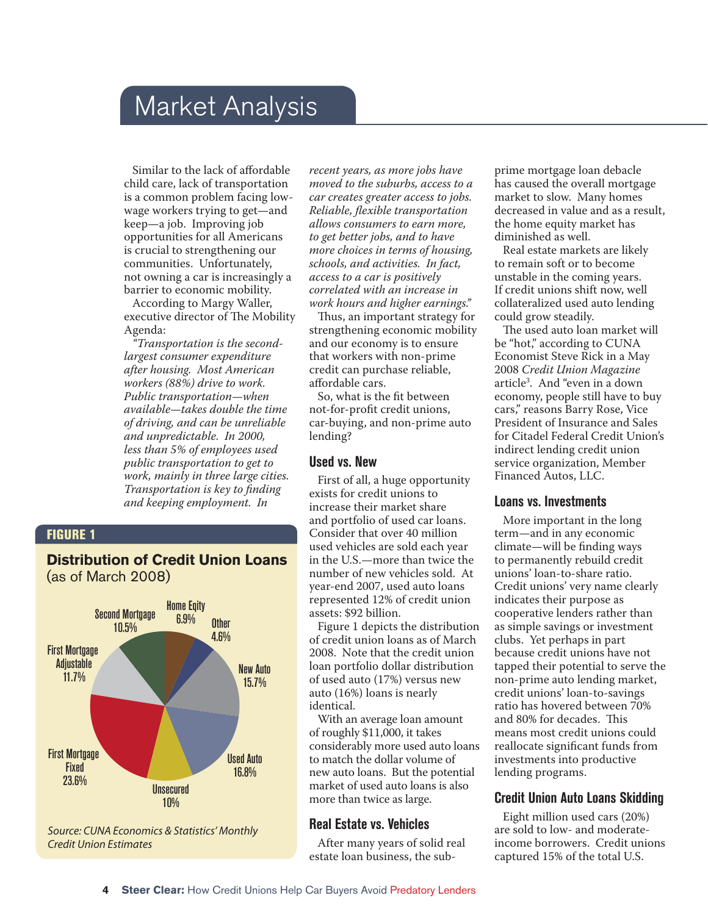# Market Analysis

Similar to the lack of affordable child care, lack of transportation is a common problem facing low-wage workers trying to get—and keep—a job. Improving job opportunities for all Americans is crucial to strengthening our communities. Unfortunately, not owning a car is increasingly a barrier to economic mobility.

According to Margy Waller, executive director of The Mobility Agenda:

*"Transportation is the second-largest consumer expenditure after housing. Most American workers (88%) drive to work. Public transportation—when available—takes double the time of driving, and can be unreliable and unpredictable. In 2000, less than 5% of employees used public transportation to get to work, mainly in three large cities. Transportation is key to finding and keeping employment. In recent years, as more jobs have moved to the suburbs, access to a car creates greater access to jobs. Reliable, flexible transportation allows consumers to earn more, to get better jobs, and to have more choices in terms of housing, schools, and activities. In fact, access to a car is positively correlated with an increase in work hours and higher earnings."*

Thus, an important strategy for strengthening economic mobility and our economy is to ensure that workers with non-prime credit can purchase reliable, affordable cars.

So, what is the fit between not-for-profit credit unions, car-buying, and non-prime auto lending?

**FIGURE 1**

**Distribution of Credit Union Loans** (as of March 2008)

| Loan Type | Share |
| --- | --- |
| Home Eqity | 6.9% |
| Other | 4.6% |
| New Auto | 15.7% |
| Used Auto | 16.8% |
| Unsecured | 10% |
| First Mortgage Fixed | 23.6% |
| First Mortgage Adjustable | 11.7% |
| Second Mortgage | 10.5% |

*Source: CUNA Economics & Statistics' Monthly Credit Union Estimates*

## Used vs. New

First of all, a huge opportunity exists for credit unions to increase their market share and portfolio of used car loans. Consider that over 40 million used vehicles are sold each year in the U.S.—more than twice the number of new vehicles sold. At year-end 2007, used auto loans represented 12% of credit union assets: $92 billion.

Figure 1 depicts the distribution of credit union loans as of March 2008. Note that the credit union loan portfolio dollar distribution of used auto (17%) versus new auto (16%) loans is nearly identical.

With an average loan amount of roughly $11,000, it takes considerably more used auto loans to match the dollar volume of new auto loans. But the potential market of used auto loans is also more than twice as large.

## Real Estate vs. Vehicles

After many years of solid real estate loan business, the sub-prime mortgage loan debacle has caused the overall mortgage market to slow. Many homes decreased in value and as a result, the home equity market has diminished as well.

Real estate markets are likely to remain soft or to become unstable in the coming years. If credit unions shift now, well collateralized used auto lending could grow steadily.

The used auto loan market will be "hot," according to CUNA Economist Steve Rick in a May 2008 *Credit Union Magazine* article[3]. And "even in a down economy, people still have to buy cars," reasons Barry Rose, Vice President of Insurance and Sales for Citadel Federal Credit Union's indirect lending credit union service organization, Member Financed Autos, LLC.

## Loans vs. Investments

More important in the long term—and in any economic climate—will be finding ways to permanently rebuild credit unions' loan-to-share ratio. Credit unions' very name clearly indicates their purpose as cooperative lenders rather than as simple savings or investment clubs. Yet perhaps in part because credit unions have not tapped their potential to serve the non-prime auto lending market, credit unions' loan-to-savings ratio has hovered between 70% and 80% for decades. This means most credit unions could reallocate significant funds from investments into productive lending programs.

## Credit Union Auto Loans Skidding

Eight million used cars (20%) are sold to low- and moderate-income borrowers. Credit unions captured 15% of the total U.S.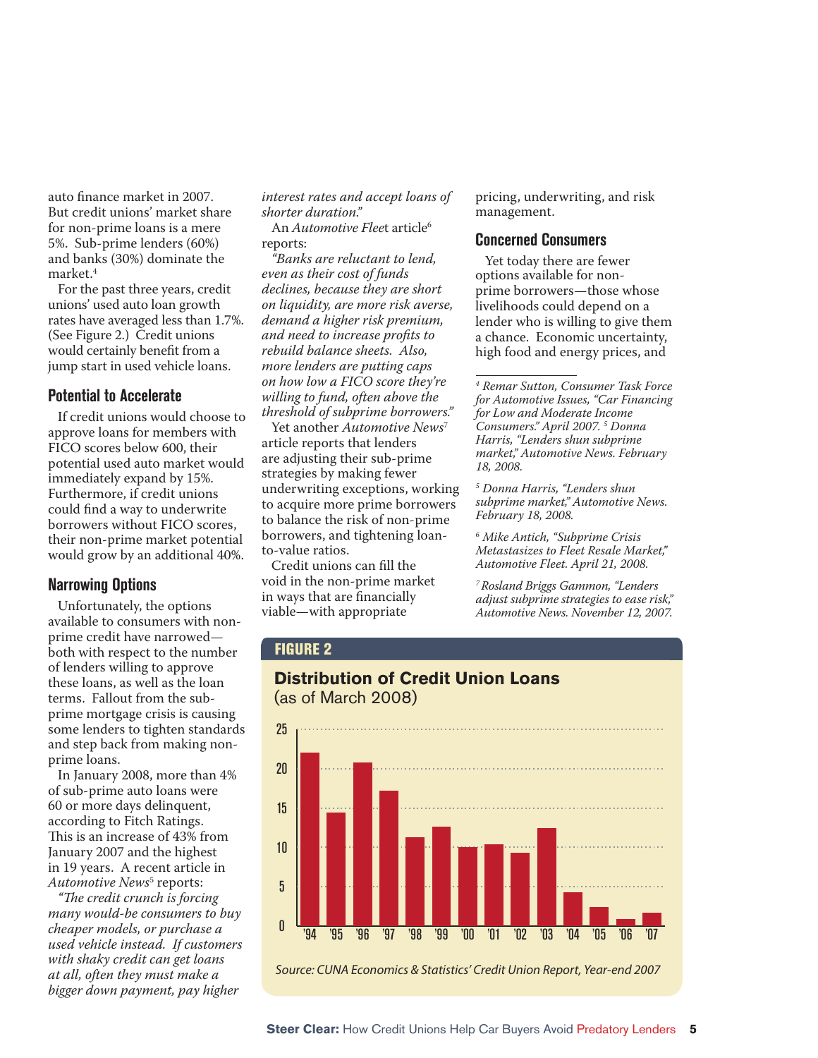auto finance market in 2007. But credit unions' market share for non-prime loans is a mere 5%. Sub-prime lenders (60%) and banks (30%) dominate the market.[4]

For the past three years, credit unions' used auto loan growth rates have averaged less than 1.7%. (See Figure 2.) Credit unions would certainly benefit from a jump start in used vehicle loans.

## Potential to Accelerate

If credit unions would choose to approve loans for members with FICO scores below 600, their potential used auto market would immediately expand by 15%. Furthermore, if credit unions could find a way to underwrite borrowers without FICO scores, their non-prime market potential would grow by an additional 40%.

## Narrowing Options

Unfortunately, the options available to consumers with non-prime credit have narrowed—both with respect to the number of lenders willing to approve these loans, as well as the loan terms. Fallout from the sub-prime mortgage crisis is causing some lenders to tighten standards and step back from making non-prime loans.

In January 2008, more than 4% of sub-prime auto loans were 60 or more days delinquent, according to Fitch Ratings. This is an increase of 43% from January 2007 and the highest in 19 years. A recent article in *Automotive News*[5] reports:

*"The credit crunch is forcing many would-be consumers to buy cheaper models, or purchase a used vehicle instead. If customers with shaky credit can get loans at all, often they must make a bigger down payment, pay higher interest rates and accept loans of shorter duration."*

An *Automotive Fleet* article[6] reports:

*"Banks are reluctant to lend, even as their cost of funds declines, because they are short on liquidity, are more risk averse, demand a higher risk premium, and need to increase profits to rebuild balance sheets. Also, more lenders are putting caps on how low a FICO score they're willing to fund, often above the threshold of subprime borrowers."*

Yet another *Automotive News*[7] article reports that lenders are adjusting their sub-prime strategies by making fewer underwriting exceptions, working to acquire more prime borrowers to balance the risk of non-prime borrowers, and tightening loan-to-value ratios.

Credit unions can fill the void in the non-prime market in ways that are financially viable—with appropriate pricing, underwriting, and risk management.

## Concerned Consumers

Yet today there are fewer options available for non-prime borrowers—those whose livelihoods could depend on a lender who is willing to give them a chance. Economic uncertainty, high food and energy prices, and

---

[4] *Remar Sutton, Consumer Task Force for Automotive Issues, "Car Financing for Low and Moderate Income Consumers." April 2007.* [5] *Donna Harris, "Lenders shun subprime market," Automotive News. February 18, 2008.*

[5] *Donna Harris, "Lenders shun subprime market," Automotive News. February 18, 2008.*

[6] *Mike Antich, "Subprime Crisis Metastasizes to Fleet Resale Market," Automotive Fleet. April 21, 2008.*

[7] *Rosland Briggs Gammon, "Lenders adjust subprime strategies to ease risk," Automotive News. November 12, 2007.*

**FIGURE 2**

**Distribution of Credit Union Loans**
(as of March 2008)

| Year | '94 | '95 | '96 | '97 | '98 | '99 | '00 | '01 | '02 | '03 | '04 | '05 | '06 | '07 |
|---|---|---|---|---|---|---|---|---|---|---|---|---|---|---|
| Value (approx.) | 22 | 14.4 | 20.8 | 17.2 | 11.3 | 12.6 | 10 | 10.4 | 9.3 | 12.4 | 4.3 | 2.4 | 0.9 | 1.7 |

*Source: CUNA Economics & Statistics' Credit Union Report, Year-end 2007*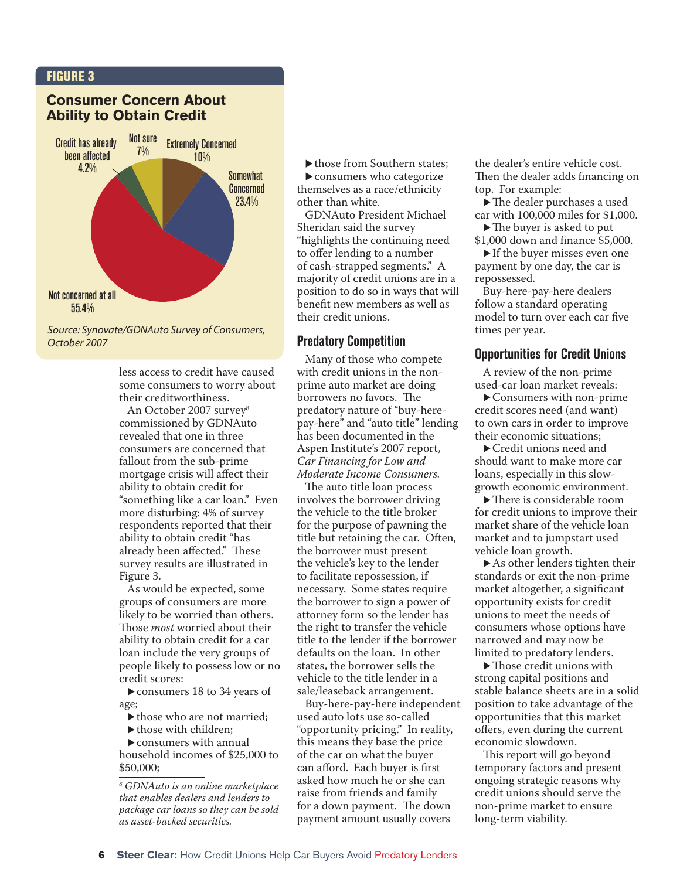**FIGURE 3**

## Consumer Concern About Ability to Obtain Credit

- Extremely Concerned 10%
- Somewhat Concerned 23.4%
- Not concerned at all 55.4%
- Credit has already been affected 4.2%
- Not sure 7%

*Source: Synovate/GDNAuto Survey of Consumers, October 2007*

less access to credit have caused some consumers to worry about their creditworthiness.

An October 2007 survey[8] commissioned by GDNAuto revealed that one in three consumers are concerned that fallout from the sub-prime mortgage crisis will affect their ability to obtain credit for "something like a car loan." Even more disturbing: 4% of survey respondents reported that their ability to obtain credit "has already been affected." These survey results are illustrated in Figure 3.

As would be expected, some groups of consumers are more likely to be worried than others. Those *most* worried about their ability to obtain credit for a car loan include the very groups of people likely to possess low or no credit scores:

- ▶consumers 18 to 34 years of age;
- ▶those who are not married;
- ▶those with children;
- ▶consumers with annual household incomes of $25,000 to $50,000;
- ▶those from Southern states;
- ▶consumers who categorize themselves as a race/ethnicity other than white.

GDNAuto President Michael Sheridan said the survey "highlights the continuing need to offer lending to a number of cash-strapped segments." A majority of credit unions are in a position to do so in ways that will benefit new members as well as their credit unions.

[8] *GDNAuto is an online marketplace that enables dealers and lenders to package car loans so they can be sold as asset-backed securities.*

### Predatory Competition

Many of those who compete with credit unions in the non-prime auto market are doing borrowers no favors. The predatory nature of "buy-here-pay-here" and "auto title" lending has been documented in the Aspen Institute's 2007 report, *Car Financing for Low and Moderate Income Consumers.*

The auto title loan process involves the borrower driving the vehicle to the title broker for the purpose of pawning the title but retaining the car. Often, the borrower must present the vehicle's key to the lender to facilitate repossession, if necessary. Some states require the borrower to sign a power of attorney form so the lender has the right to transfer the vehicle title to the lender if the borrower defaults on the loan. In other states, the borrower sells the vehicle to the title lender in a sale/leaseback arrangement.

Buy-here-pay-here independent used auto lots use so-called "opportunity pricing." In reality, this means they base the price of the car on what the buyer can afford. Each buyer is first asked how much he or she can raise from friends and family for a down payment. The down payment amount usually covers the dealer's entire vehicle cost. Then the dealer adds financing on top. For example:

- ▶The dealer purchases a used car with 100,000 miles for $1,000.
- ▶The buyer is asked to put $1,000 down and finance $5,000.
- ▶If the buyer misses even one payment by one day, the car is repossessed.

Buy-here-pay-here dealers follow a standard operating model to turn over each car five times per year.

### Opportunities for Credit Unions

A review of the non-prime used-car loan market reveals:

- ▶Consumers with non-prime credit scores need (and want) to own cars in order to improve their economic situations;
- ▶Credit unions need and should want to make more car loans, especially in this slow-growth economic environment.
- ▶There is considerable room for credit unions to improve their market share of the vehicle loan market and to jumpstart used vehicle loan growth.
- ▶As other lenders tighten their standards or exit the non-prime market altogether, a significant opportunity exists for credit unions to meet the needs of consumers whose options have narrowed and may now be limited to predatory lenders.
- ▶Those credit unions with strong capital positions and stable balance sheets are in a solid position to take advantage of the opportunities that this market offers, even during the current economic slowdown.

This report will go beyond temporary factors and present ongoing strategic reasons why credit unions should serve the non-prime market to ensure long-term viability.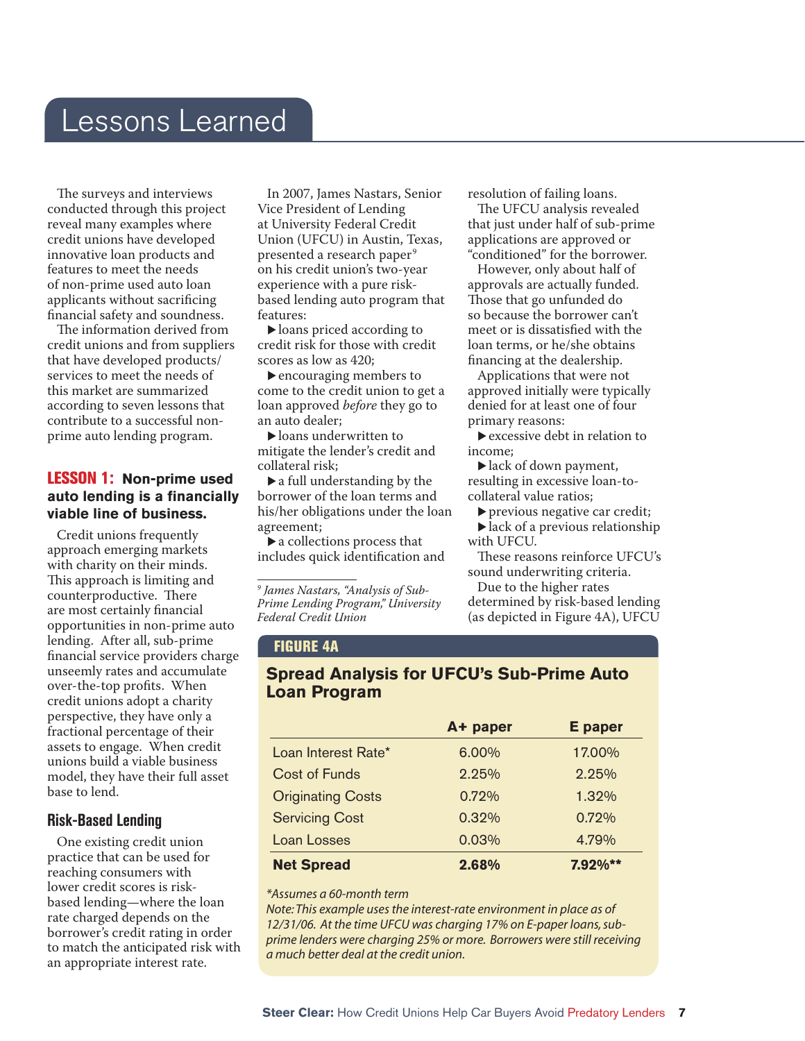# Lessons Learned

The surveys and interviews conducted through this project reveal many examples where credit unions have developed innovative loan products and features to meet the needs of non-prime used auto loan applicants without sacrificing financial safety and soundness.

The information derived from credit unions and from suppliers that have developed products/services to meet the needs of this market are summarized according to seven lessons that contribute to a successful non-prime auto lending program.

## LESSON 1: Non-prime used auto lending is a financially viable line of business.

Credit unions frequently approach emerging markets with charity on their minds. This approach is limiting and counterproductive. There are most certainly financial opportunities in non-prime auto lending. After all, sub-prime financial service providers charge unseemly rates and accumulate over-the-top profits. When credit unions adopt a charity perspective, they have only a fractional percentage of their assets to engage. When credit unions build a viable business model, they have their full asset base to lend.

### Risk-Based Lending

One existing credit union practice that can be used for reaching consumers with lower credit scores is risk-based lending—where the loan rate charged depends on the borrower's credit rating in order to match the anticipated risk with an appropriate interest rate.

In 2007, James Nastars, Senior Vice President of Lending at University Federal Credit Union (UFCU) in Austin, Texas, presented a research paper[9] on his credit union's two-year experience with a pure risk-based lending auto program that features:

- loans priced according to credit risk for those with credit scores as low as 420;
- encouraging members to come to the credit union to get a loan approved *before* they go to an auto dealer;
- loans underwritten to mitigate the lender's credit and collateral risk;
- a full understanding by the borrower of the loan terms and his/her obligations under the loan agreement;
- a collections process that includes quick identification and resolution of failing loans.

The UFCU analysis revealed that just under half of sub-prime applications are approved or "conditioned" for the borrower.

However, only about half of approvals are actually funded. Those that go unfunded do so because the borrower can't meet or is dissatisfied with the loan terms, or he/she obtains financing at the dealership.

Applications that were not approved initially were typically denied for at least one of four primary reasons:

- excessive debt in relation to income;
- lack of down payment, resulting in excessive loan-to-collateral value ratios;
- previous negative car credit;
- lack of a previous relationship with UFCU.

These reasons reinforce UFCU's sound underwriting criteria.

Due to the higher rates determined by risk-based lending (as depicted in Figure 4A), UFCU

[9] *James Nastars, "Analysis of Sub-Prime Lending Program," University Federal Credit Union*

**FIGURE 4A**

**Spread Analysis for UFCU's Sub-Prime Auto Loan Program**

| | A+ paper | E paper |
|---|---|---|
| Loan Interest Rate* | 6.00% | 17.00% |
| Cost of Funds | 2.25% | 2.25% |
| Originating Costs | 0.72% | 1.32% |
| Servicing Cost | 0.32% | 0.72% |
| Loan Losses | 0.03% | 4.79% |
| **Net Spread** | **2.68%** | **7.92%\*\*** |

*\*Assumes a 60-month term*

*Note: This example uses the interest-rate environment in place as of 12/31/06. At the time UFCU was charging 17% on E-paper loans, sub-prime lenders were charging 25% or more. Borrowers were still receiving a much better deal at the credit union.*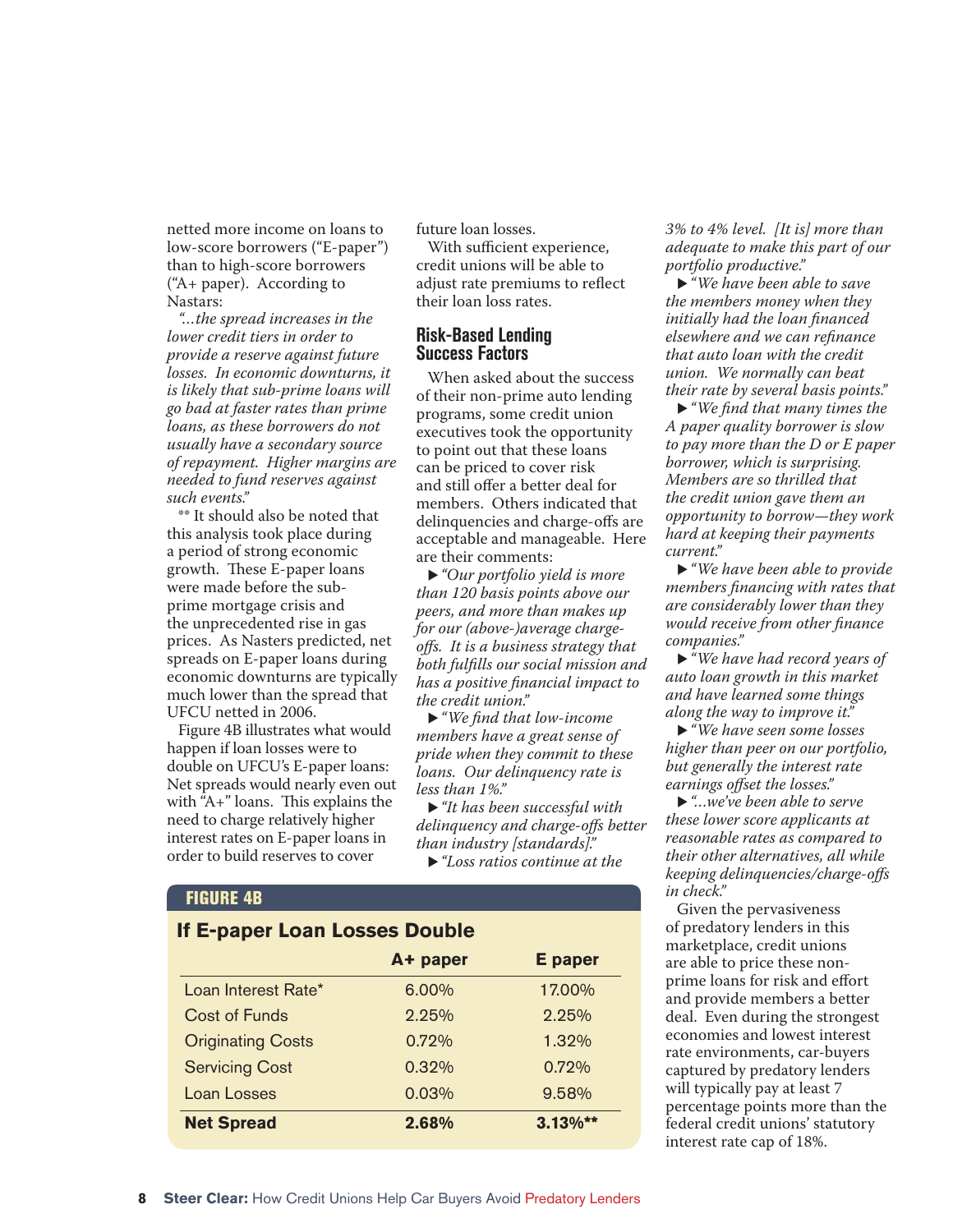netted more income on loans to low-score borrowers ("E-paper") than to high-score borrowers ("A+ paper). According to Nastars:

*"...the spread increases in the lower credit tiers in order to provide a reserve against future losses. In economic downturns, it is likely that sub-prime loans will go bad at faster rates than prime loans, as these borrowers do not usually have a secondary source of repayment. Higher margins are needed to fund reserves against such events."*

** It should also be noted that this analysis took place during a period of strong economic growth. These E-paper loans were made before the sub-prime mortgage crisis and the unprecedented rise in gas prices. As Nasters predicted, net spreads on E-paper loans during economic downturns are typically much lower than the spread that UFCU netted in 2006.

Figure 4B illustrates what would happen if loan losses were to double on UFCU's E-paper loans: Net spreads would nearly even out with "A+" loans. This explains the need to charge relatively higher interest rates on E-paper loans in order to build reserves to cover future loan losses.

With sufficient experience, credit unions will be able to adjust rate premiums to reflect their loan loss rates.

## Risk-Based Lending Success Factors

When asked about the success of their non-prime auto lending programs, some credit union executives took the opportunity to point out that these loans can be priced to cover risk and still offer a better deal for members. Others indicated that delinquencies and charge-offs are acceptable and manageable. Here are their comments:

- *"Our portfolio yield is more than 120 basis points above our peers, and more than makes up for our (above-)average charge-offs. It is a business strategy that both fulfills our social mission and has a positive financial impact to the credit union."*
- *"We find that low-income members have a great sense of pride when they commit to these loans. Our delinquency rate is less than 1%."*
- *"It has been successful with delinquency and charge-offs better than industry [standards]."*
- *"Loss ratios continue at the 3% to 4% level. [It is] more than adequate to make this part of our portfolio productive."*
- *"We have been able to save the members money when they initially had the loan financed elsewhere and we can refinance that auto loan with the credit union. We normally can beat their rate by several basis points."*
- *"We find that many times the A paper quality borrower is slow to pay more than the D or E paper borrower, which is surprising. Members are so thrilled that the credit union gave them an opportunity to borrow—they work hard at keeping their payments current."*
- *"We have been able to provide members financing with rates that are considerably lower than they would receive from other finance companies."*
- *"We have had record years of auto loan growth in this market and have learned some things along the way to improve it."*
- *"We have seen some losses higher than peer on our portfolio, but generally the interest rate earnings offset the losses."*
- *"...we've been able to serve these lower score applicants at reasonable rates as compared to their other alternatives, all while keeping delinquencies/charge-offs in check."*

Given the pervasiveness of predatory lenders in this marketplace, credit unions are able to price these non-prime loans for risk and effort and provide members a better deal. Even during the strongest economies and lowest interest rate environments, car-buyers captured by predatory lenders will typically pay at least 7 percentage points more than the federal credit unions' statutory interest rate cap of 18%.

**FIGURE 4B**

**If E-paper Loan Losses Double**

| | A+ paper | E paper |
|---|---|---|
| Loan Interest Rate* | 6.00% | 17.00% |
| Cost of Funds | 2.25% | 2.25% |
| Originating Costs | 0.72% | 1.32% |
| Servicing Cost | 0.32% | 0.72% |
| Loan Losses | 0.03% | 9.58% |
| **Net Spread** | **2.68%** | **3.13%\*\*** |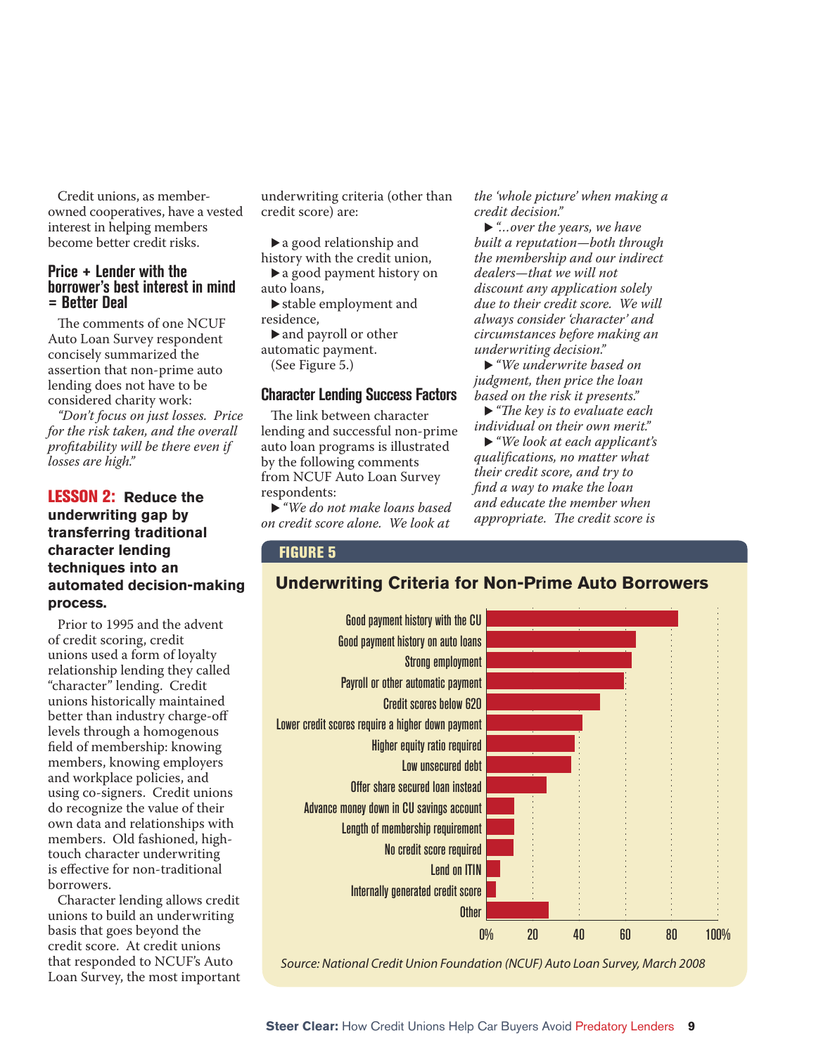Credit unions, as member-owned cooperatives, have a vested interest in helping members become better credit risks.

### Price + Lender with the borrower's best interest in mind = Better Deal

The comments of one NCUF Auto Loan Survey respondent concisely summarized the assertion that non-prime auto lending does not have to be considered charity work:

*"Don't focus on just losses. Price for the risk taken, and the overall profitability will be there even if losses are high."*

### LESSON 2: Reduce the underwriting gap by transferring traditional character lending techniques into an automated decision-making process.

Prior to 1995 and the advent of credit scoring, credit unions used a form of loyalty relationship lending they called "character" lending. Credit unions historically maintained better than industry charge-off levels through a homogenous field of membership: knowing members, knowing employers and workplace policies, and using co-signers. Credit unions do recognize the value of their own data and relationships with members. Old fashioned, high-touch character underwriting is effective for non-traditional borrowers.

Character lending allows credit unions to build an underwriting basis that goes beyond the credit score. At credit unions that responded to NCUF's Auto Loan Survey, the most important underwriting criteria (other than credit score) are:

- ▶ a good relationship and history with the credit union,
- ▶ a good payment history on auto loans,
- ▶ stable employment and residence,
- ▶ and payroll or other automatic payment.

(See Figure 5.)

### Character Lending Success Factors

The link between character lending and successful non-prime auto loan programs is illustrated by the following comments from NCUF Auto Loan Survey respondents:

- ▶ *"We do not make loans based on credit score alone. We look at the 'whole picture' when making a credit decision."*
- ▶ *"…over the years, we have built a reputation—both through the membership and our indirect dealers—that we will not discount any application solely due to their credit score. We will always consider 'character' and circumstances before making an underwriting decision."*
- ▶ *"We underwrite based on judgment, then price the loan based on the risk it presents."*
- ▶ *"The key is to evaluate each individual on their own merit."*
- ▶ *"We look at each applicant's qualifications, no matter what their credit score, and try to find a way to make the loan and educate the member when appropriate. The credit score is*

**FIGURE 5**

**Underwriting Criteria for Non-Prime Auto Borrowers**

| Criterion | Approx. % |
|---|---|
| Good payment history with the CU | 83 |
| Good payment history on auto loans | 65 |
| Strong employment | 63 |
| Payroll or other automatic payment | 59 |
| Credit scores below 620 | 49 |
| Lower credit scores require a higher down payment | 42 |
| Higher equity ratio required | 38 |
| Low unsecured debt | 37 |
| Offer share secured loan instead | 26 |
| Advance money down in CU savings account | 12 |
| Length of membership requirement | 12 |
| No credit score required | 12 |
| Lend on ITIN | 6 |
| Internally generated credit score | 4 |
| Other | 27 |

*Source: National Credit Union Foundation (NCUF) Auto Loan Survey, March 2008*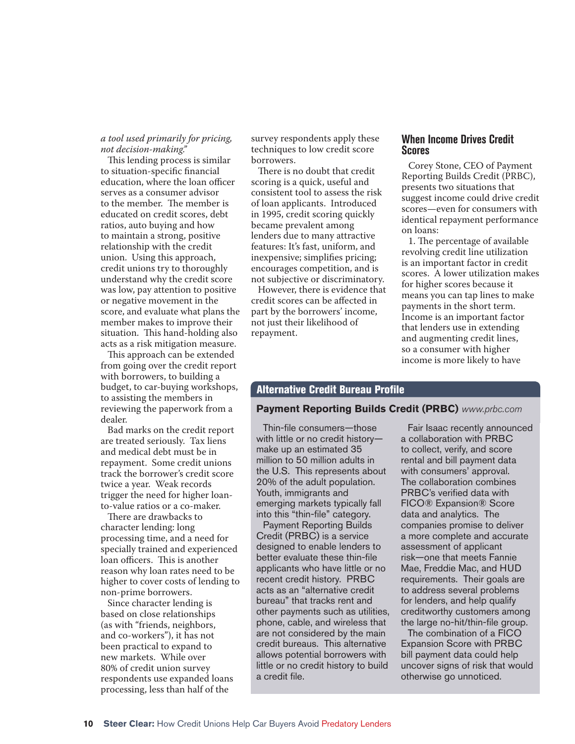*a tool used primarily for pricing, not decision-making."*

This lending process is similar to situation-specific financial education, where the loan officer serves as a consumer advisor to the member. The member is educated on credit scores, debt ratios, auto buying and how to maintain a strong, positive relationship with the credit union. Using this approach, credit unions try to thoroughly understand why the credit score was low, pay attention to positive or negative movement in the score, and evaluate what plans the member makes to improve their situation. This hand-holding also acts as a risk mitigation measure.

This approach can be extended from going over the credit report with borrowers, to building a budget, to car-buying workshops, to assisting the members in reviewing the paperwork from a dealer.

Bad marks on the credit report are treated seriously. Tax liens and medical debt must be in repayment. Some credit unions track the borrower's credit score twice a year. Weak records trigger the need for higher loan-to-value ratios or a co-maker.

There are drawbacks to character lending: long processing time, and a need for specially trained and experienced loan officers. This is another reason why loan rates need to be higher to cover costs of lending to non-prime borrowers.

Since character lending is based on close relationships (as with "friends, neighbors, and co-workers"), it has not been practical to expand to new markets. While over 80% of credit union survey respondents use expanded loans processing, less than half of the survey respondents apply these techniques to low credit score borrowers.

There is no doubt that credit scoring is a quick, useful and consistent tool to assess the risk of loan applicants. Introduced in 1995, credit scoring quickly became prevalent among lenders due to many attractive features: It's fast, uniform, and inexpensive; simplifies pricing; encourages competition, and is not subjective or discriminatory.

However, there is evidence that credit scores can be affected in part by the borrowers' income, not just their likelihood of repayment.

## When Income Drives Credit Scores

Corey Stone, CEO of Payment Reporting Builds Credit (PRBC), presents two situations that suggest income could drive credit scores—even for consumers with identical repayment performance on loans:

1. The percentage of available revolving credit line utilization is an important factor in credit scores. A lower utilization makes for higher scores because it means you can tap lines to make payments in the short term. Income is an important factor that lenders use in extending and augmenting credit lines, so a consumer with higher income is more likely to have

## Alternative Credit Bureau Profile

### Payment Reporting Builds Credit (PRBC) *www.prbc.com*

Thin-file consumers—those with little or no credit history—make up an estimated 35 million to 50 million adults in the U.S. This represents about 20% of the adult population. Youth, immigrants and emerging markets typically fall into this "thin-file" category.

Payment Reporting Builds Credit (PRBC) is a service designed to enable lenders to better evaluate these thin-file applicants who have little or no recent credit history. PRBC acts as an "alternative credit bureau" that tracks rent and other payments such as utilities, phone, cable, and wireless that are not considered by the main credit bureaus. This alternative allows potential borrowers with little or no credit history to build a credit file.

Fair Isaac recently announced a collaboration with PRBC to collect, verify, and score rental and bill payment data with consumers' approval. The collaboration combines PRBC's verified data with FICO® Expansion® Score data and analytics. The companies promise to deliver a more complete and accurate assessment of applicant risk—one that meets Fannie Mae, Freddie Mac, and HUD requirements. Their goals are to address several problems for lenders, and help qualify creditworthy customers among the large no-hit/thin-file group.

The combination of a FICO Expansion Score with PRBC bill payment data could help uncover signs of risk that would otherwise go unnoticed.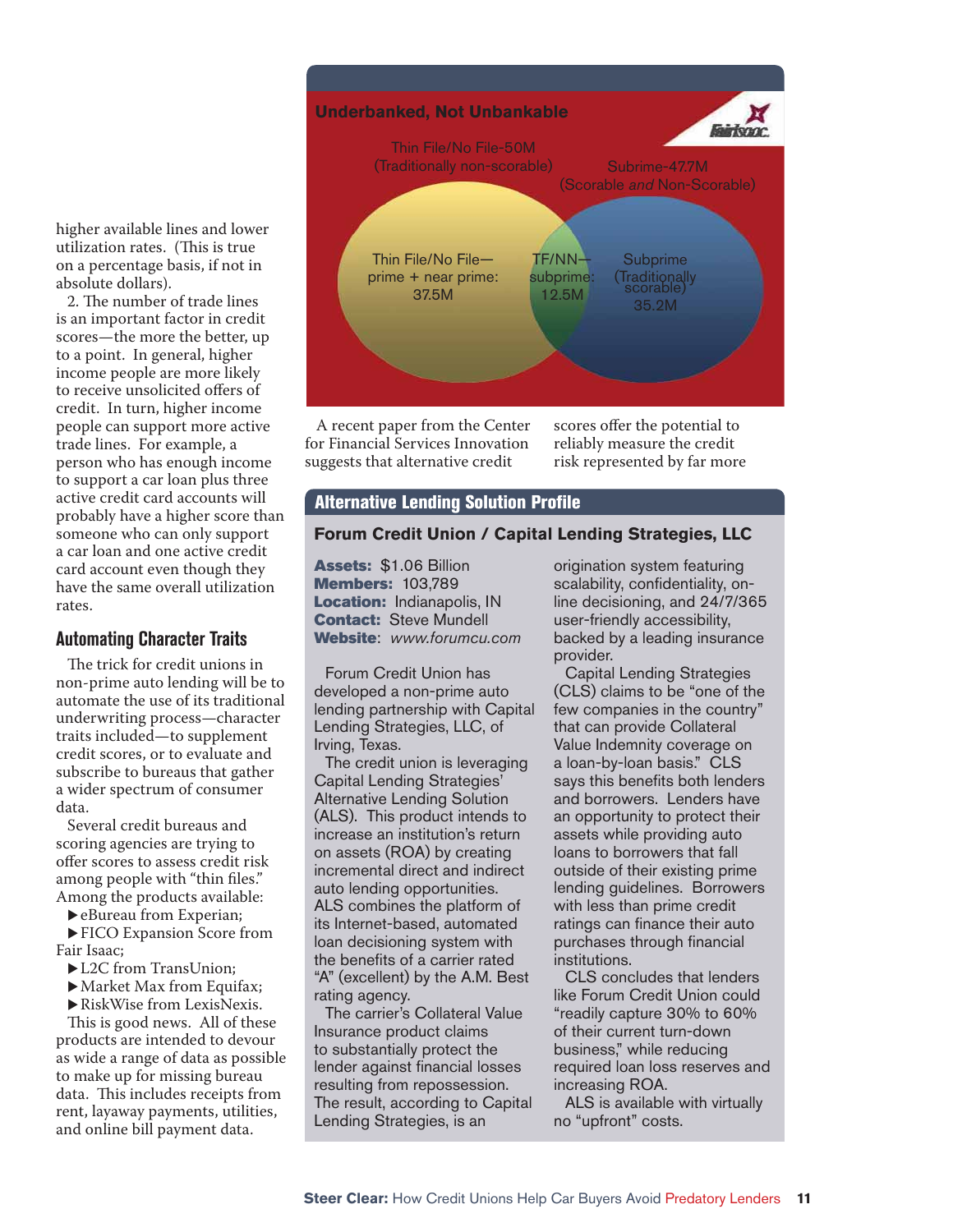higher available lines and lower utilization rates. (This is true on a percentage basis, if not in absolute dollars).

2. The number of trade lines is an important factor in credit scores—the more the better, up to a point. In general, higher income people are more likely to receive unsolicited offers of credit. In turn, higher income people can support more active trade lines. For example, a person who has enough income to support a car loan plus three active credit card accounts will probably have a higher score than someone who can only support a car loan and one active credit card account even though they have the same overall utilization rates.

## Automating Character Traits

The trick for credit unions in non-prime auto lending will be to automate the use of its traditional underwriting process—character traits included—to supplement credit scores, or to evaluate and subscribe to bureaus that gather a wider spectrum of consumer data.

Several credit bureaus and scoring agencies are trying to offer scores to assess credit risk among people with "thin files." Among the products available:

- eBureau from Experian;
- FICO Expansion Score from Fair Isaac;
- L2C from TransUnion;
- Market Max from Equifax;
- RiskWise from LexisNexis.

This is good news. All of these products are intended to devour as wide a range of data as possible to make up for missing bureau data. This includes receipts from rent, layaway payments, utilities, and online bill payment data.

**Underbanked, Not Unbankable**

Fair Isaac

Thin File/No File-50M (Traditionally non-scorable)

Subrime-47.7M (Scorable *and* Non-Scorable)

Thin File/No File—prime + near prime: 37.5M

TF/NN—subprime: 12.5M

Subprime (Traditionally scorable) 35.2M

A recent paper from the Center for Financial Services Innovation suggests that alternative credit scores offer the potential to reliably measure the credit risk represented by far more

## Alternative Lending Solution Profile

### Forum Credit Union / Capital Lending Strategies, LLC

**Assets:** $1.06 Billion
**Members:** 103,789
**Location:** Indianapolis, IN
**Contact:** Steve Mundell
**Website**: *www.forumcu.com*

Forum Credit Union has developed a non-prime auto lending partnership with Capital Lending Strategies, LLC, of Irving, Texas.

The credit union is leveraging Capital Lending Strategies' Alternative Lending Solution (ALS). This product intends to increase an institution's return on assets (ROA) by creating incremental direct and indirect auto lending opportunities. ALS combines the platform of its Internet-based, automated loan decisioning system with the benefits of a carrier rated "A" (excellent) by the A.M. Best rating agency.

The carrier's Collateral Value Insurance product claims to substantially protect the lender against financial losses resulting from repossession. The result, according to Capital Lending Strategies, is an origination system featuring scalability, confidentiality, on-line decisioning, and 24/7/365 user-friendly accessibility, backed by a leading insurance provider.

Capital Lending Strategies (CLS) claims to be "one of the few companies in the country" that can provide Collateral Value Indemnity coverage on a loan-by-loan basis." CLS says this benefits both lenders and borrowers. Lenders have an opportunity to protect their assets while providing auto loans to borrowers that fall outside of their existing prime lending guidelines. Borrowers with less than prime credit ratings can finance their auto purchases through financial institutions.

CLS concludes that lenders like Forum Credit Union could "readily capture 30% to 60% of their current turn-down business," while reducing required loan loss reserves and increasing ROA.

ALS is available with virtually no "upfront" costs.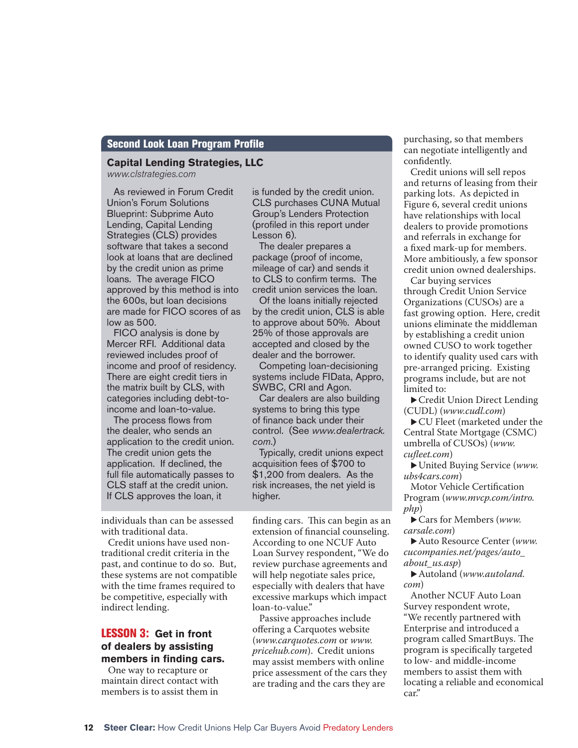## Second Look Loan Program Profile

### Capital Lending Strategies, LLC

*www.clstrategies.com*

As reviewed in Forum Credit Union's Forum Solutions Blueprint: Subprime Auto Lending, Capital Lending Strategies (CLS) provides software that takes a second look at loans that are declined by the credit union as prime loans. The average FICO approved by this method is into the 600s, but loan decisions are made for FICO scores of as low as 500.

FICO analysis is done by Mercer RFI. Additional data reviewed includes proof of income and proof of residency. There are eight credit tiers in the matrix built by CLS, with categories including debt-to-income and loan-to-value.

The process flows from the dealer, who sends an application to the credit union. The credit union gets the application. If declined, the full file automatically passes to CLS staff at the credit union. If CLS approves the loan, it is funded by the credit union. CLS purchases CUNA Mutual Group's Lenders Protection (profiled in this report under Lesson 6).

The dealer prepares a package (proof of income, mileage of car) and sends it to CLS to confirm terms. The credit union services the loan.

Of the loans initially rejected by the credit union, CLS is able to approve about 50%. About 25% of those approvals are accepted and closed by the dealer and the borrower.

Competing loan-decisioning systems include FIData, Appro, SWBC, CRI and Agon.

Car dealers are also building systems to bring this type of finance back under their control. (See *www.dealertrack.com*.)

Typically, credit unions expect acquisition fees of $700 to $1,200 from dealers. As the risk increases, the net yield is higher.

---

individuals than can be assessed with traditional data.

Credit unions have used non-traditional credit criteria in the past, and continue to do so. But, these systems are not compatible with the time frames required to be competitive, especially with indirect lending.

## LESSON 3: Get in front of dealers by assisting members in finding cars.

One way to recapture or maintain direct contact with members is to assist them in finding cars. This can begin as an extension of financial counseling. According to one NCUF Auto Loan Survey respondent, "We do review purchase agreements and will help negotiate sales price, especially with dealers that have excessive markups which impact loan-to-value."

Passive approaches include offering a Carquotes website (*www.carquotes.com* or *www.pricehub.com*). Credit unions may assist members with online price assessment of the cars they are trading and the cars they are purchasing, so that members can negotiate intelligently and confidently.

Credit unions will sell repos and returns of leasing from their parking lots. As depicted in Figure 6, several credit unions have relationships with local dealers to provide promotions and referrals in exchange for a fixed mark-up for members. More ambitiously, a few sponsor credit union owned dealerships.

Car buying services through Credit Union Service Organizations (CUSOs) are a fast growing option. Here, credit unions eliminate the middleman by establishing a credit union owned CUSO to work together to identify quality used cars with pre-arranged pricing. Existing programs include, but are not limited to:

- Credit Union Direct Lending (CUDL) (*www.cudl.com*)
- CU Fleet (marketed under the Central State Mortgage (CSMC) umbrella of CUSOs) (*www.cufleet.com*)
- United Buying Service (*www.ubs4cars.com*)
  Motor Vehicle Certification Program (*www.mvcp.com/intro.php*)
- Cars for Members (*www.carsale.com*)
- Auto Resource Center (*www.cucompanies.net/pages/auto_about_us.asp*)
- Autoland (*www.autoland.com*)

Another NCUF Auto Loan Survey respondent wrote, "We recently partnered with Enterprise and introduced a program called SmartBuys. The program is specifically targeted to low- and middle-income members to assist them with locating a reliable and economical car."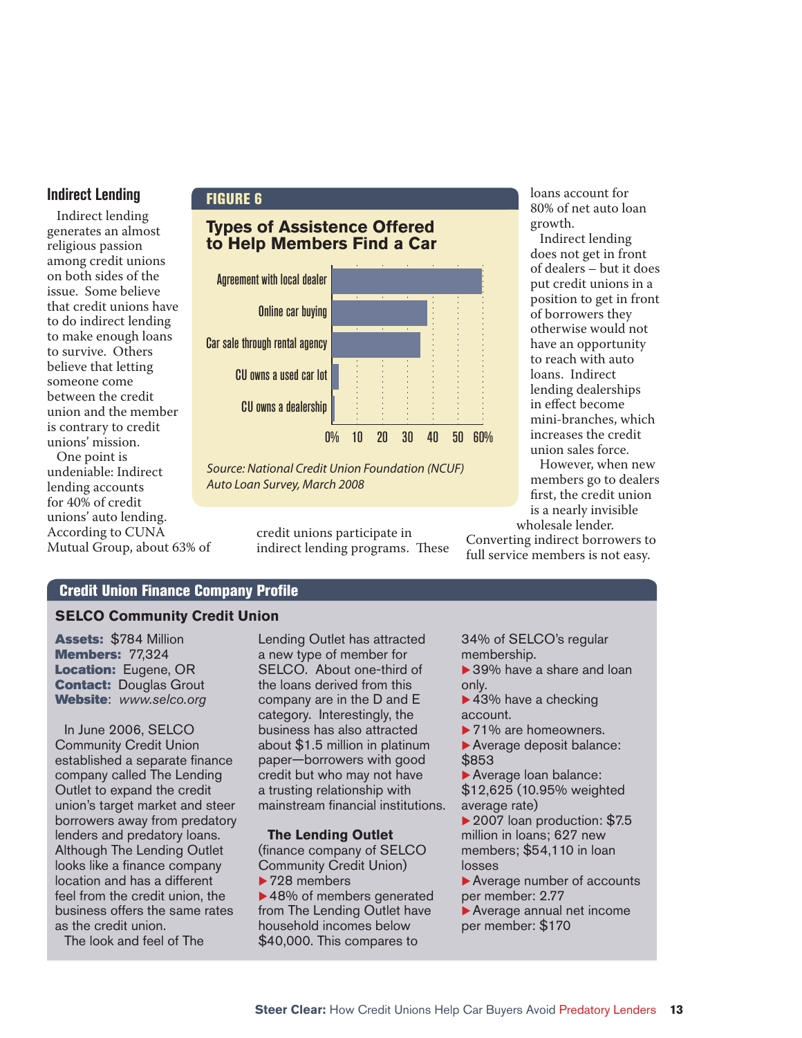## Indirect Lending

Indirect lending generates an almost religious passion among credit unions on both sides of the issue. Some believe that credit unions have to do indirect lending to make enough loans to survive. Others believe that letting someone come between the credit union and the member is contrary to credit unions' mission.

One point is undeniable: Indirect lending accounts for 40% of credit unions' auto lending. According to CUNA Mutual Group, about 63% of credit unions participate in indirect lending programs. These loans account for 80% of net auto loan growth.

Indirect lending does not get in front of dealers – but it does put credit unions in a position to get in front of borrowers they otherwise would not have an opportunity to reach with auto loans. Indirect lending dealerships in effect become mini-branches, which increases the credit union sales force.

However, when new members go to dealers first, the credit union is a nearly invisible wholesale lender. Converting indirect borrowers to full service members is not easy.

**FIGURE 6**

**Types of Assistence Offered to Help Members Find a Car**

| Type of assistance | Approx. % |
|---|---|
| Agreement with local dealer | ~60% |
| Online car buying | ~38% |
| Car sale through rental agency | ~35% |
| CU owns a used car lot | ~3% |
| CU owns a dealership | ~1% |

*Source: National Credit Union Foundation (NCUF) Auto Loan Survey, March 2008*

## Credit Union Finance Company Profile

### SELCO Community Credit Union

**Assets:** $784 Million
**Members:** 77,324
**Location:** Eugene, OR
**Contact:** Douglas Grout
**Website**: *www.selco.org*

In June 2006, SELCO Community Credit Union established a separate finance company called The Lending Outlet to expand the credit union's target market and steer borrowers away from predatory lenders and predatory loans. Although The Lending Outlet looks like a finance company location and has a different feel from the credit union, the business offers the same rates as the credit union.

The look and feel of The Lending Outlet has attracted a new type of member for SELCO. About one-third of the loans derived from this company are in the D and E category. Interestingly, the business has also attracted about $1.5 million in platinum paper—borrowers with good credit but who may not have a trusting relationship with mainstream financial institutions.

**The Lending Outlet** (finance company of SELCO Community Credit Union)

- 728 members
- 48% of members generated from The Lending Outlet have household incomes below $40,000. This compares to 34% of SELCO's regular membership.
- 39% have a share and loan only.
- 43% have a checking account.
- 71% are homeowners.
- Average deposit balance: $853
- Average loan balance: $12,625 (10.95% weighted average rate)
- 2007 loan production: $7.5 million in loans; 627 new members; $54,110 in loan losses
- Average number of accounts per member: 2.77
- Average annual net income per member: $170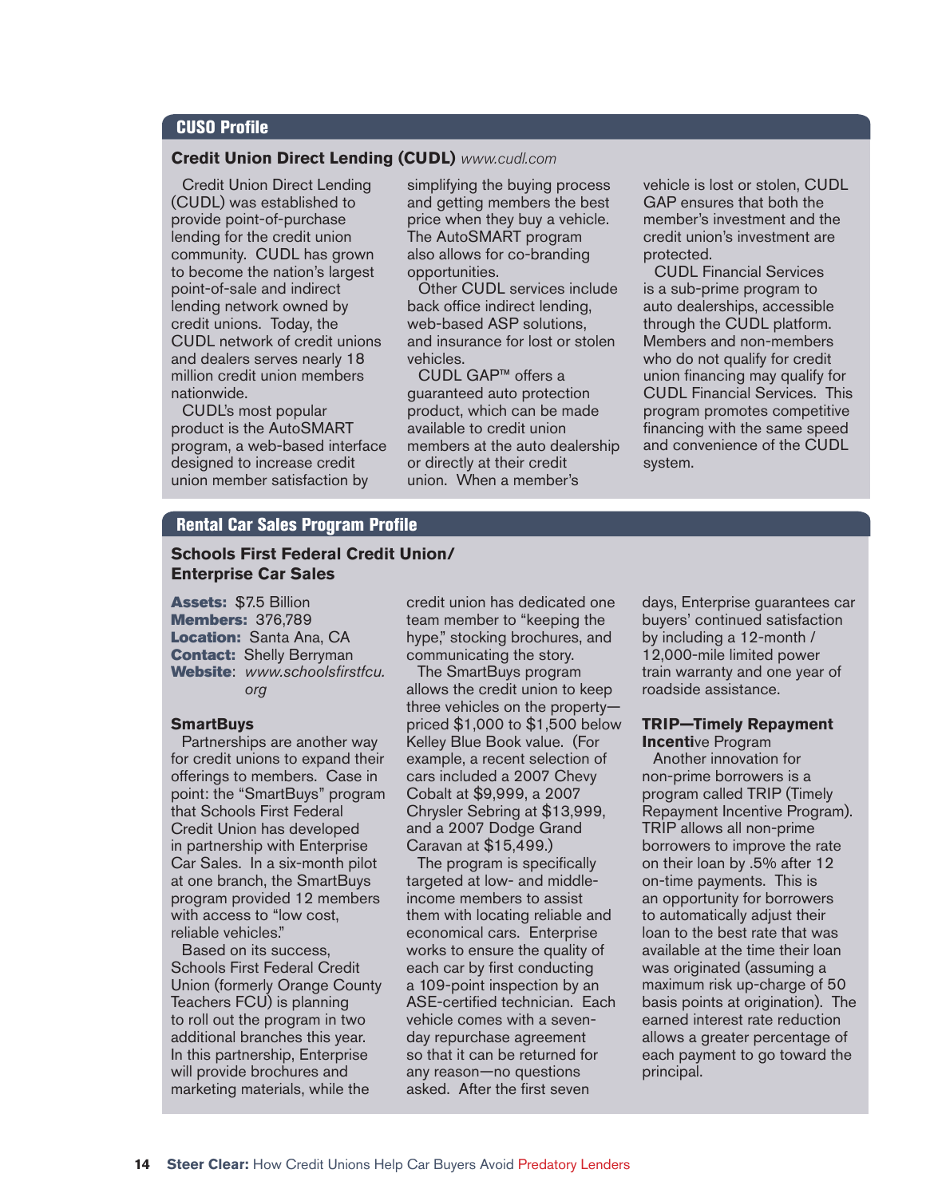## CUSO Profile

### Credit Union Direct Lending (CUDL) *www.cudl.com*

Credit Union Direct Lending (CUDL) was established to provide point-of-purchase lending for the credit union community. CUDL has grown to become the nation's largest point-of-sale and indirect lending network owned by credit unions. Today, the CUDL network of credit unions and dealers serves nearly 18 million credit union members nationwide.

CUDL's most popular product is the AutoSMART program, a web-based interface designed to increase credit union member satisfaction by simplifying the buying process and getting members the best price when they buy a vehicle. The AutoSMART program also allows for co-branding opportunities.

Other CUDL services include back office indirect lending, web-based ASP solutions, and insurance for lost or stolen vehicles.

CUDL GAP™ offers a guaranteed auto protection product, which can be made available to credit union members at the auto dealership or directly at their credit union. When a member's vehicle is lost or stolen, CUDL GAP ensures that both the member's investment and the credit union's investment are protected.

CUDL Financial Services is a sub-prime program to auto dealerships, accessible through the CUDL platform. Members and non-members who do not qualify for credit union financing may qualify for CUDL Financial Services. This program promotes competitive financing with the same speed and convenience of the CUDL system.

## Rental Car Sales Program Profile

### Schools First Federal Credit Union/ Enterprise Car Sales

**Assets:** $7.5 Billion
**Members:** 376,789
**Location:** Santa Ana, CA
**Contact:** Shelly Berryman
**Website**: *www.schoolsfirstfcu.org*

#### SmartBuys

Partnerships are another way for credit unions to expand their offerings to members. Case in point: the "SmartBuys" program that Schools First Federal Credit Union has developed in partnership with Enterprise Car Sales. In a six-month pilot at one branch, the SmartBuys program provided 12 members with access to "low cost, reliable vehicles."

Based on its success, Schools First Federal Credit Union (formerly Orange County Teachers FCU) is planning to roll out the program in two additional branches this year. In this partnership, Enterprise will provide brochures and marketing materials, while the credit union has dedicated one team member to "keeping the hype," stocking brochures, and communicating the story.

The SmartBuys program allows the credit union to keep three vehicles on the property—priced $1,000 to $1,500 below Kelley Blue Book value. (For example, a recent selection of cars included a 2007 Chevy Cobalt at $9,999, a 2007 Chrysler Sebring at $13,999, and a 2007 Dodge Grand Caravan at $15,499.)

The program is specifically targeted at low- and middle-income members to assist them with locating reliable and economical cars. Enterprise works to ensure the quality of each car by first conducting a 109-point inspection by an ASE-certified technician. Each vehicle comes with a seven-day repurchase agreement so that it can be returned for any reason—no questions asked. After the first seven days, Enterprise guarantees car buyers' continued satisfaction by including a 12-month / 12,000-mile limited power train warranty and one year of roadside assistance.

#### TRIP—Timely Repayment Incentive Program

Another innovation for non-prime borrowers is a program called TRIP (Timely Repayment Incentive Program). TRIP allows all non-prime borrowers to improve the rate on their loan by .5% after 12 on-time payments. This is an opportunity for borrowers to automatically adjust their loan to the best rate that was available at the time their loan was originated (assuming a maximum risk up-charge of 50 basis points at origination). The earned interest rate reduction allows a greater percentage of each payment to go toward the principal.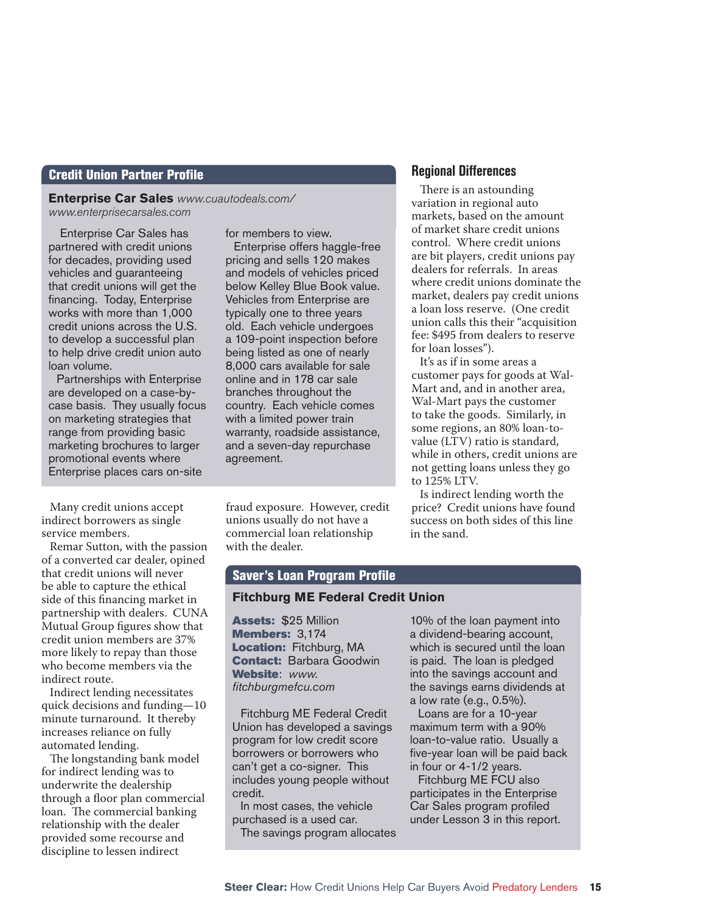## Credit Union Partner Profile

**Enterprise Car Sales** *www.cuautodeals.com/ www.enterprisecarsales.com*

Enterprise Car Sales has partnered with credit unions for decades, providing used vehicles and guaranteeing that credit unions will get the financing. Today, Enterprise works with more than 1,000 credit unions across the U.S. to develop a successful plan to help drive credit union auto loan volume.

Partnerships with Enterprise are developed on a case-by-case basis. They usually focus on marketing strategies that range from providing basic marketing brochures to larger promotional events where Enterprise places cars on-site for members to view.

Enterprise offers haggle-free pricing and sells 120 makes and models of vehicles priced below Kelley Blue Book value. Vehicles from Enterprise are typically one to three years old. Each vehicle undergoes a 109-point inspection before being listed as one of nearly 8,000 cars available for sale online and in 178 car sale branches throughout the country. Each vehicle comes with a limited power train warranty, roadside assistance, and a seven-day repurchase agreement.

Many credit unions accept indirect borrowers as single service members.

Remar Sutton, with the passion of a converted car dealer, opined that credit unions will never be able to capture the ethical side of this financing market in partnership with dealers. CUNA Mutual Group figures show that credit union members are 37% more likely to repay than those who become members via the indirect route.

Indirect lending necessitates quick decisions and funding—10 minute turnaround. It thereby increases reliance on fully automated lending.

The longstanding bank model for indirect lending was to underwrite the dealership through a floor plan commercial loan. The commercial banking relationship with the dealer provided some recourse and discipline to lessen indirect fraud exposure. However, credit unions usually do not have a commercial loan relationship with the dealer.

## Regional Differences

There is an astounding variation in regional auto markets, based on the amount of market share credit unions control. Where credit unions are bit players, credit unions pay dealers for referrals. In areas where credit unions dominate the market, dealers pay credit unions a loan loss reserve. (One credit union calls this their "acquisition fee: $495 from dealers to reserve for loan losses").

It's as if in some areas a customer pays for goods at Wal-Mart and, and in another area, Wal-Mart pays the customer to take the goods. Similarly, in some regions, an 80% loan-to-value (LTV) ratio is standard, while in others, credit unions are not getting loans unless they go to 125% LTV.

Is indirect lending worth the price? Credit unions have found success on both sides of this line in the sand.

## Saver's Loan Program Profile

### Fitchburg ME Federal Credit Union

**Assets:** $25 Million
**Members:** 3,174
**Location:** Fitchburg, MA
**Contact:** Barbara Goodwin
**Website**: *www.fitchburgmefcu.com*

Fitchburg ME Federal Credit Union has developed a savings program for low credit score borrowers or borrowers who can't get a co-signer. This includes young people without credit.

In most cases, the vehicle purchased is a used car.

The savings program allocates 10% of the loan payment into a dividend-bearing account, which is secured until the loan is paid. The loan is pledged into the savings account and the savings earns dividends at a low rate (e.g., 0.5%).

Loans are for a 10-year maximum term with a 90% loan-to-value ratio. Usually a five-year loan will be paid back in four or 4-1/2 years.

Fitchburg ME FCU also participates in the Enterprise Car Sales program profiled under Lesson 3 in this report.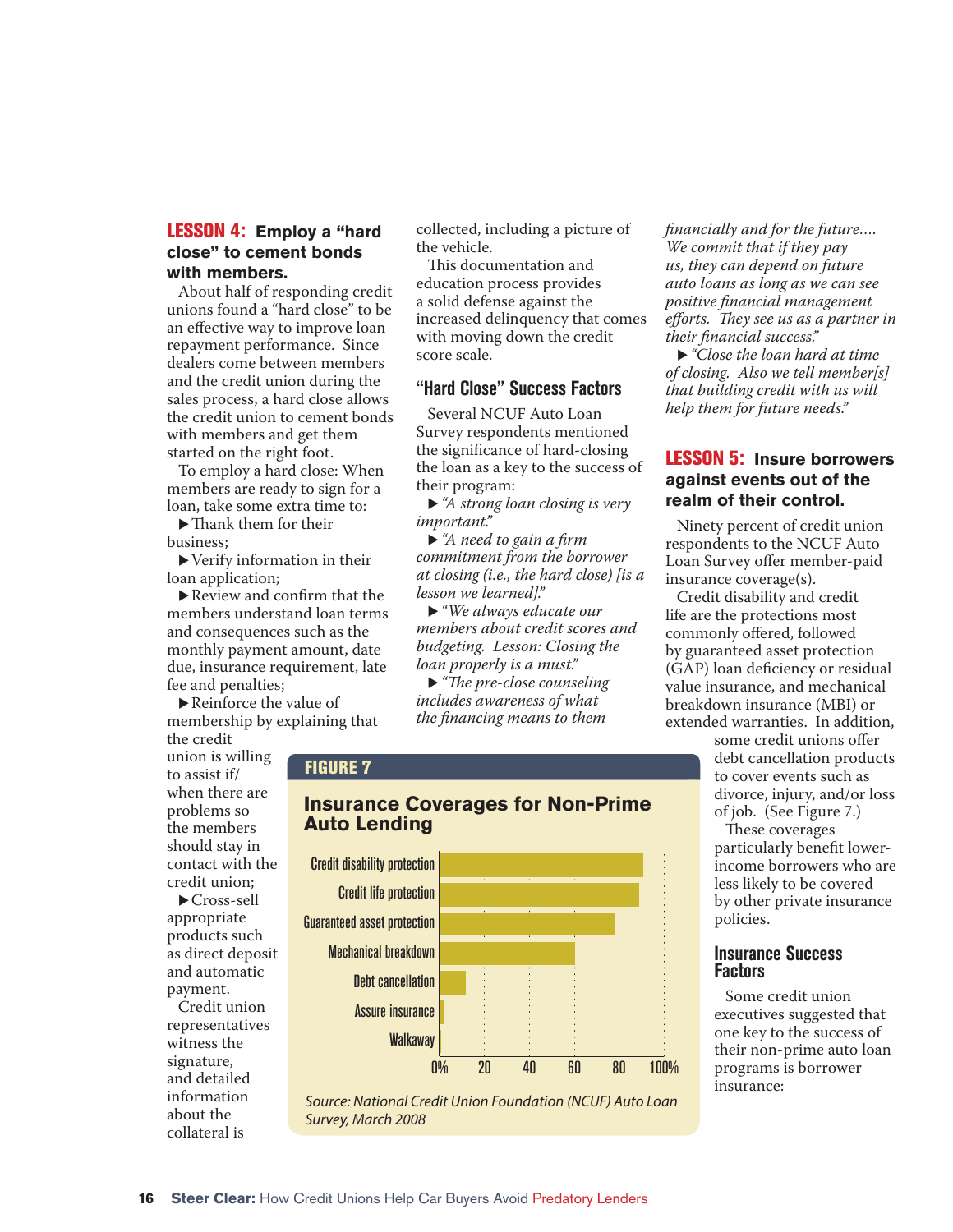## LESSON 4: Employ a "hard close" to cement bonds with members.

About half of responding credit unions found a "hard close" to be an effective way to improve loan repayment performance. Since dealers come between members and the credit union during the sales process, a hard close allows the credit union to cement bonds with members and get them started on the right foot.

To employ a hard close: When members are ready to sign for a loan, take some extra time to:

- Thank them for their business;
- Verify information in their loan application;
- Review and confirm that the members understand loan terms and consequences such as the monthly payment amount, date due, insurance requirement, late fee and penalties;
- Reinforce the value of membership by explaining that the credit union is willing to assist if/when there are problems so the members should stay in contact with the credit union;
- Cross-sell appropriate products such as direct deposit and automatic payment.

Credit union representatives witness the signature, and detailed information about the collateral is collected, including a picture of the vehicle.

This documentation and education process provides a solid defense against the increased delinquency that comes with moving down the credit score scale.

### "Hard Close" Success Factors

Several NCUF Auto Loan Survey respondents mentioned the significance of hard-closing the loan as a key to the success of their program:

- *"A strong loan closing is very important."*
- *"A need to gain a firm commitment from the borrower at closing (i.e., the hard close) [is a lesson we learned]."*
- *"We always educate our members about credit scores and budgeting. Lesson: Closing the loan properly is a must."*
- *"The pre-close counseling includes awareness of what the financing means to them financially and for the future.... We commit that if they pay us, they can depend on future auto loans as long as we can see positive financial management efforts. They see us as a partner in their financial success."*
- *"Close the loan hard at time of closing. Also we tell member[s] that building credit with us will help them for future needs."*

**FIGURE 7**

**Insurance Coverages for Non-Prime Auto Lending**

| Coverage | Approx. % |
|---|---|
| Credit disability protection | ~91 |
| Credit life protection | ~89 |
| Guaranteed asset protection | ~78 |
| Mechanical breakdown | ~60 |
| Debt cancellation | ~11 |
| Assure insurance | ~2 |
| Walkaway | ~1 |

*Source: National Credit Union Foundation (NCUF) Auto Loan Survey, March 2008*

## LESSON 5: Insure borrowers against events out of the realm of their control.

Ninety percent of credit union respondents to the NCUF Auto Loan Survey offer member-paid insurance coverage(s).

Credit disability and credit life are the protections most commonly offered, followed by guaranteed asset protection (GAP) loan deficiency or residual value insurance, and mechanical breakdown insurance (MBI) or extended warranties. In addition, some credit unions offer debt cancellation products to cover events such as divorce, injury, and/or loss of job. (See Figure 7.)

These coverages particularly benefit lower-income borrowers who are less likely to be covered by other private insurance policies.

### Insurance Success Factors

Some credit union executives suggested that one key to the success of their non-prime auto loan programs is borrower insurance: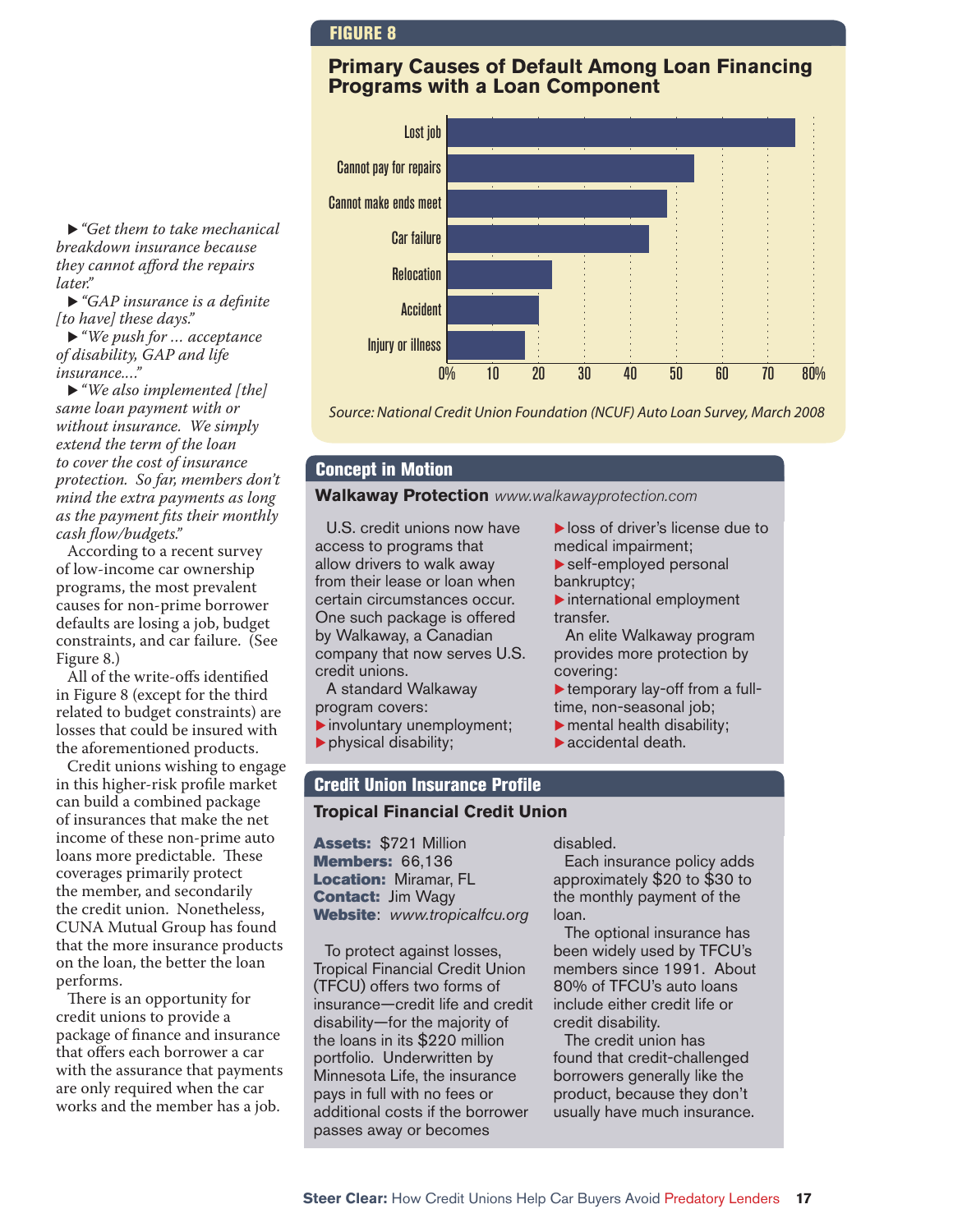▶ *"Get them to take mechanical breakdown insurance because they cannot afford the repairs later."*

▶ *"GAP insurance is a definite [to have] these days."*

▶ *"We push for … acceptance of disability, GAP and life insurance.…"*

▶ *"We also implemented [the] same loan payment with or without insurance. We simply extend the term of the loan to cover the cost of insurance protection. So far, members don't mind the extra payments as long as the payment fits their monthly cash flow/budgets."*

According to a recent survey of low-income car ownership programs, the most prevalent causes for non-prime borrower defaults are losing a job, budget constraints, and car failure. (See Figure 8.)

All of the write-offs identified in Figure 8 (except for the third related to budget constraints) are losses that could be insured with the aforementioned products.

Credit unions wishing to engage in this higher-risk profile market can build a combined package of insurances that make the net income of these non-prime auto loans more predictable. These coverages primarily protect the member, and secondarily the credit union. Nonetheless, CUNA Mutual Group has found that the more insurance products on the loan, the better the loan performs.

There is an opportunity for credit unions to provide a package of finance and insurance that offers each borrower a car with the assurance that payments are only required when the car works and the member has a job.

**FIGURE 8**

## Primary Causes of Default Among Loan Financing Programs with a Loan Component

| Cause | Approx. % |
|---|---|
| Lost job | 76 |
| Cannot pay for repairs | 54 |
| Cannot make ends meet | 48 |
| Car failure | 44 |
| Relocation | 23 |
| Accident | 20 |
| Injury or illness | 17 |

*Source: National Credit Union Foundation (NCUF) Auto Loan Survey, March 2008*

## Concept in Motion

**Walkaway Protection** *www.walkawayprotection.com*

U.S. credit unions now have access to programs that allow drivers to walk away from their lease or loan when certain circumstances occur. One such package is offered by Walkaway, a Canadian company that now serves U.S. credit unions.

A standard Walkaway program covers:

- involuntary unemployment;
- physical disability;
- loss of driver's license due to medical impairment;
- self-employed personal bankruptcy;
- international employment transfer.

An elite Walkaway program provides more protection by covering:

- temporary lay-off from a full-time, non-seasonal job;
- mental health disability;
- accidental death.

## Credit Union Insurance Profile

**Tropical Financial Credit Union**

**Assets:** $721 Million
**Members:** 66,136
**Location:** Miramar, FL
**Contact:** Jim Wagy
**Website**: *www.tropicalfcu.org*

To protect against losses, Tropical Financial Credit Union (TFCU) offers two forms of insurance—credit life and credit disability—for the majority of the loans in its $220 million portfolio. Underwritten by Minnesota Life, the insurance pays in full with no fees or additional costs if the borrower passes away or becomes disabled.

Each insurance policy adds approximately $20 to $30 to the monthly payment of the loan.

The optional insurance has been widely used by TFCU's members since 1991. About 80% of TFCU's auto loans include either credit life or credit disability.

The credit union has found that credit-challenged borrowers generally like the product, because they don't usually have much insurance.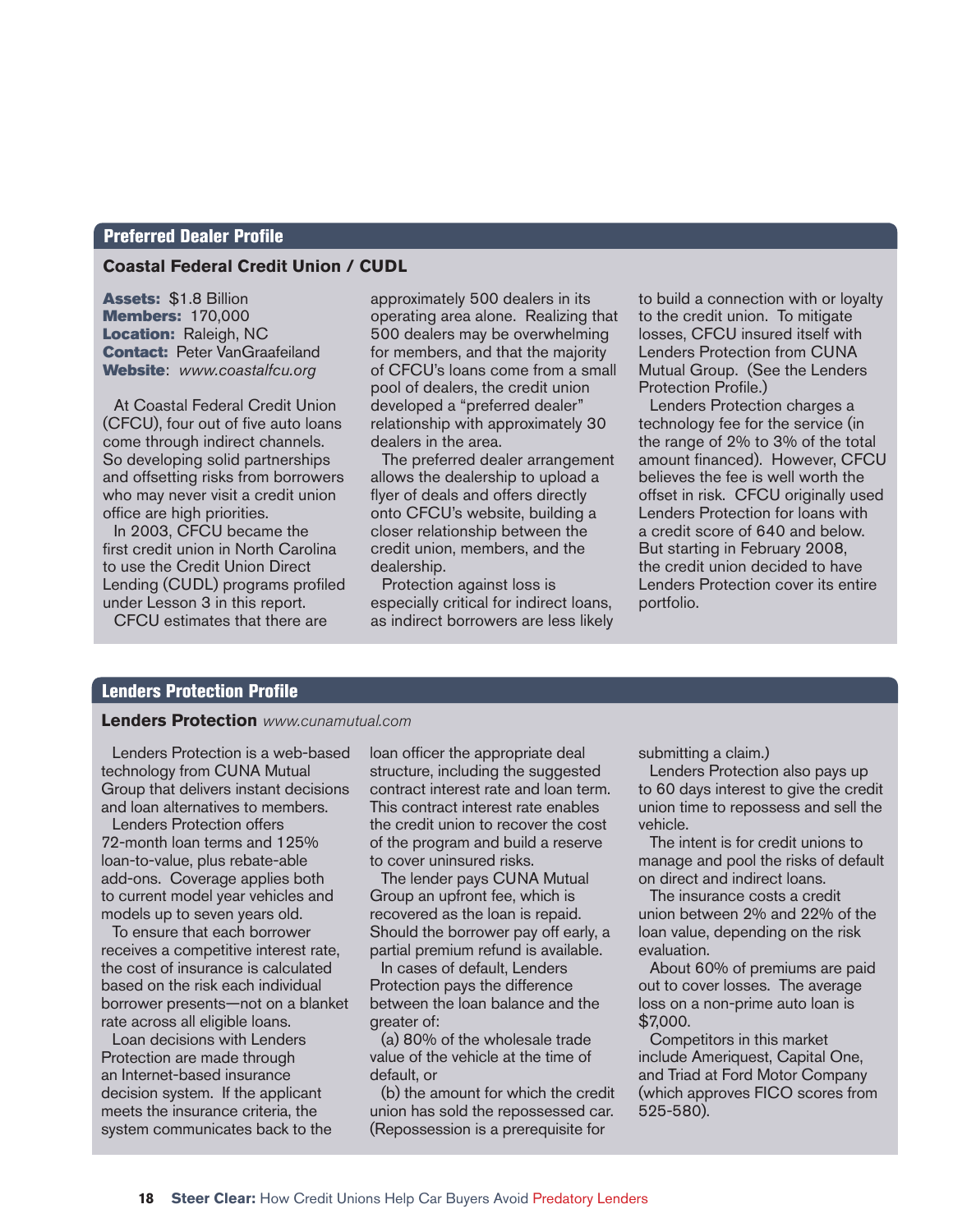## Preferred Dealer Profile

### Coastal Federal Credit Union / CUDL

**Assets:** $1.8 Billion
**Members:** 170,000
**Location:** Raleigh, NC
**Contact:** Peter VanGraafeiland
**Website**: *www.coastalfcu.org*

At Coastal Federal Credit Union (CFCU), four out of five auto loans come through indirect channels. So developing solid partnerships and offsetting risks from borrowers who may never visit a credit union office are high priorities.

In 2003, CFCU became the first credit union in North Carolina to use the Credit Union Direct Lending (CUDL) programs profiled under Lesson 3 in this report.

CFCU estimates that there are approximately 500 dealers in its operating area alone. Realizing that 500 dealers may be overwhelming for members, and that the majority of CFCU's loans come from a small pool of dealers, the credit union developed a "preferred dealer" relationship with approximately 30 dealers in the area.

The preferred dealer arrangement allows the dealership to upload a flyer of deals and offers directly onto CFCU's website, building a closer relationship between the credit union, members, and the dealership.

Protection against loss is especially critical for indirect loans, as indirect borrowers are less likely to build a connection with or loyalty to the credit union. To mitigate losses, CFCU insured itself with Lenders Protection from CUNA Mutual Group. (See the Lenders Protection Profile.)

Lenders Protection charges a technology fee for the service (in the range of 2% to 3% of the total amount financed). However, CFCU believes the fee is well worth the offset in risk. CFCU originally used Lenders Protection for loans with a credit score of 640 and below. But starting in February 2008, the credit union decided to have Lenders Protection cover its entire portfolio.

## Lenders Protection Profile

### Lenders Protection *www.cunamutual.com*

Lenders Protection is a web-based technology from CUNA Mutual Group that delivers instant decisions and loan alternatives to members.

Lenders Protection offers 72-month loan terms and 125% loan-to-value, plus rebate-able add-ons. Coverage applies both to current model year vehicles and models up to seven years old.

To ensure that each borrower receives a competitive interest rate, the cost of insurance is calculated based on the risk each individual borrower presents—not on a blanket rate across all eligible loans.

Loan decisions with Lenders Protection are made through an Internet-based insurance decision system. If the applicant meets the insurance criteria, the system communicates back to the loan officer the appropriate deal structure, including the suggested contract interest rate and loan term. This contract interest rate enables the credit union to recover the cost of the program and build a reserve to cover uninsured risks.

The lender pays CUNA Mutual Group an upfront fee, which is recovered as the loan is repaid. Should the borrower pay off early, a partial premium refund is available.

In cases of default, Lenders Protection pays the difference between the loan balance and the greater of:

(a) 80% of the wholesale trade value of the vehicle at the time of default, or

(b) the amount for which the credit union has sold the repossessed car. (Repossession is a prerequisite for submitting a claim.)

Lenders Protection also pays up to 60 days interest to give the credit union time to repossess and sell the vehicle.

The intent is for credit unions to manage and pool the risks of default on direct and indirect loans.

The insurance costs a credit union between 2% and 22% of the loan value, depending on the risk evaluation.

About 60% of premiums are paid out to cover losses. The average loss on a non-prime auto loan is $7,000.

Competitors in this market include Ameriquest, Capital One, and Triad at Ford Motor Company (which approves FICO scores from 525-580).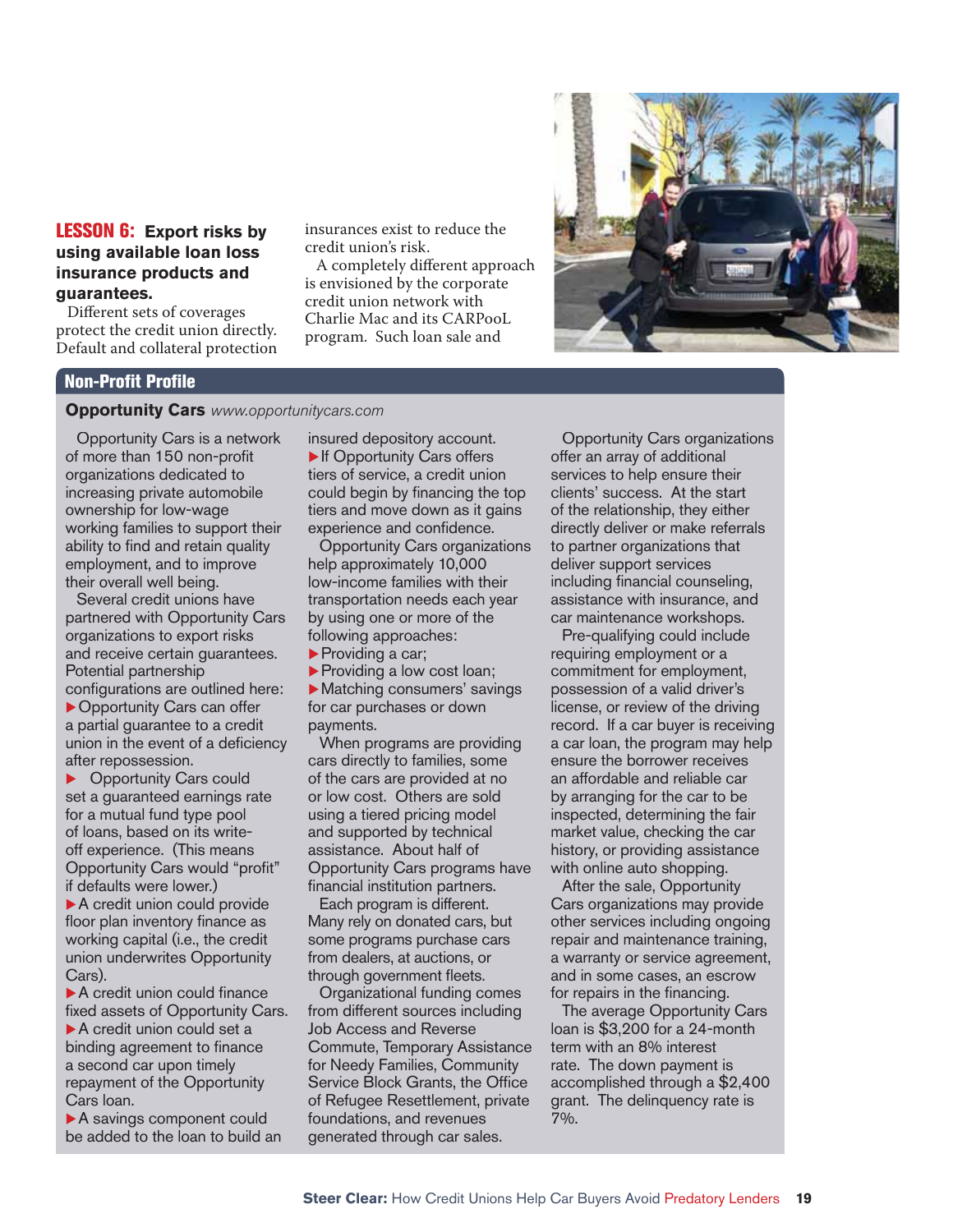**LESSON 6: Export risks by using available loan loss insurance products and guarantees.**

Different sets of coverages protect the credit union directly. Default and collateral protection insurances exist to reduce the credit union's risk.

A completely different approach is envisioned by the corporate credit union network with Charlie Mac and its CARPooL program. Such loan sale and

## Non-Profit Profile

**Opportunity Cars** *www.opportunitycars.com*

Opportunity Cars is a network of more than 150 non-profit organizations dedicated to increasing private automobile ownership for low-wage working families to support their ability to find and retain quality employment, and to improve their overall well being.

Several credit unions have partnered with Opportunity Cars organizations to export risks and receive certain guarantees. Potential partnership configurations are outlined here:

- Opportunity Cars can offer a partial guarantee to a credit union in the event of a deficiency after repossession.
- Opportunity Cars could set a guaranteed earnings rate for a mutual fund type pool of loans, based on its write-off experience. (This means Opportunity Cars would "profit" if defaults were lower.)
- A credit union could provide floor plan inventory finance as working capital (i.e., the credit union underwrites Opportunity Cars).
- A credit union could finance fixed assets of Opportunity Cars.
- A credit union could set a binding agreement to finance a second car upon timely repayment of the Opportunity Cars loan.
- A savings component could be added to the loan to build an insured depository account.
- If Opportunity Cars offers tiers of service, a credit union could begin by financing the top tiers and move down as it gains experience and confidence.

Opportunity Cars organizations help approximately 10,000 low-income families with their transportation needs each year by using one or more of the following approaches:

- Providing a car;
- Providing a low cost loan;
- Matching consumers' savings for car purchases or down payments.

When programs are providing cars directly to families, some of the cars are provided at no or low cost. Others are sold using a tiered pricing model and supported by technical assistance. About half of Opportunity Cars programs have financial institution partners.

Each program is different. Many rely on donated cars, but some programs purchase cars from dealers, at auctions, or through government fleets.

Organizational funding comes from different sources including Job Access and Reverse Commute, Temporary Assistance for Needy Families, Community Service Block Grants, the Office of Refugee Resettlement, private foundations, and revenues generated through car sales.

Opportunity Cars organizations offer an array of additional services to help ensure their clients' success. At the start of the relationship, they either directly deliver or make referrals to partner organizations that deliver support services including financial counseling, assistance with insurance, and car maintenance workshops.

Pre-qualifying could include requiring employment or a commitment for employment, possession of a valid driver's license, or review of the driving record. If a car buyer is receiving a car loan, the program may help ensure the borrower receives an affordable and reliable car by arranging for the car to be inspected, determining the fair market value, checking the car history, or providing assistance with online auto shopping.

After the sale, Opportunity Cars organizations may provide other services including ongoing repair and maintenance training, a warranty or service agreement, and in some cases, an escrow for repairs in the financing.

The average Opportunity Cars loan is $3,200 for a 24-month term with an 8% interest rate. The down payment is accomplished through a $2,400 grant. The delinquency rate is 7%.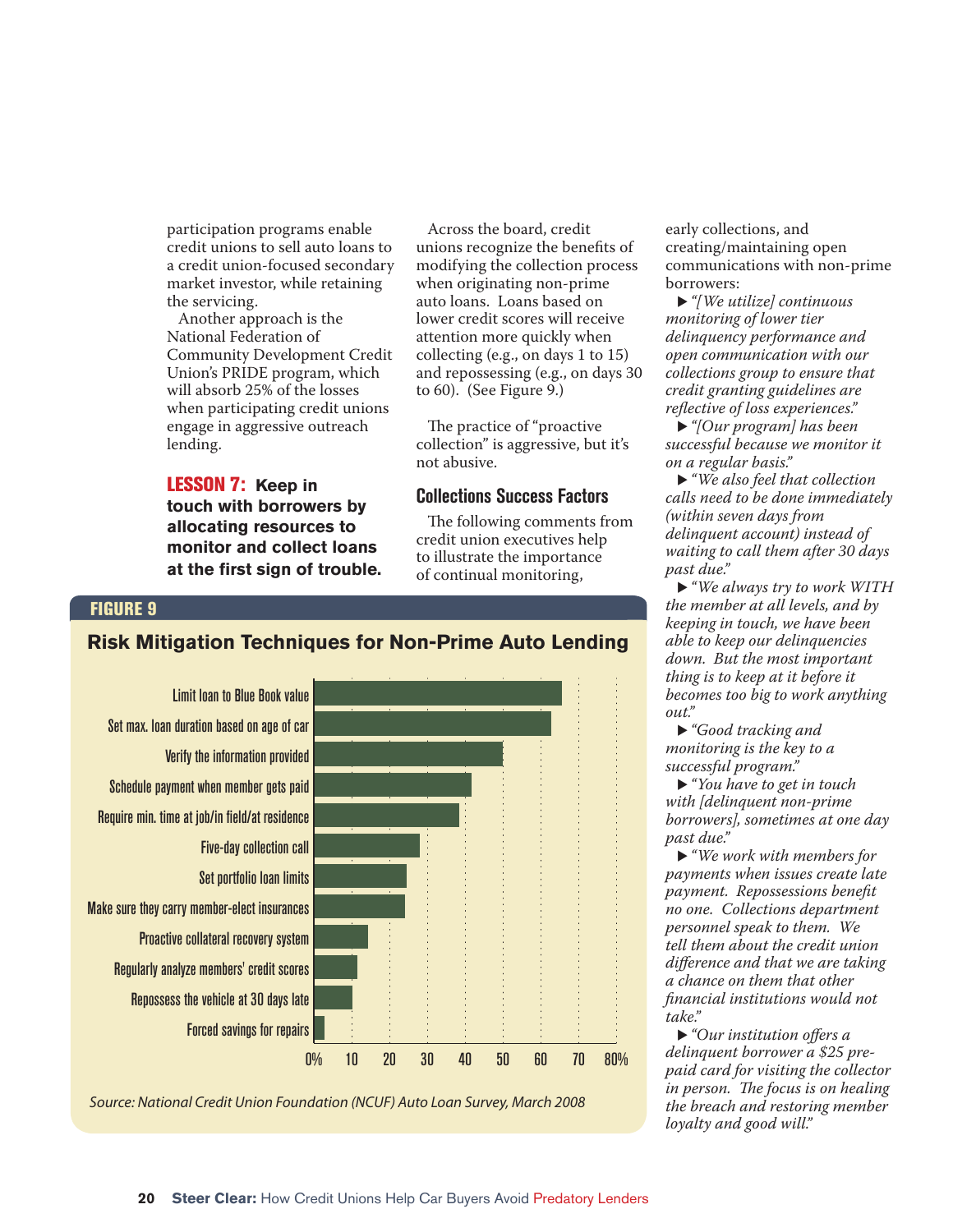participation programs enable credit unions to sell auto loans to a credit union-focused secondary market investor, while retaining the servicing.

Another approach is the National Federation of Community Development Credit Union's PRIDE program, which will absorb 25% of the losses when participating credit unions engage in aggressive outreach lending.

**LESSON 7: Keep in touch with borrowers by allocating resources to monitor and collect loans at the first sign of trouble.**

Across the board, credit unions recognize the benefits of modifying the collection process when originating non-prime auto loans. Loans based on lower credit scores will receive attention more quickly when collecting (e.g., on days 1 to 15) and repossessing (e.g., on days 30 to 60). (See Figure 9.)

The practice of "proactive collection" is aggressive, but it's not abusive.

## Collections Success Factors

The following comments from credit union executives help to illustrate the importance of continual monitoring, early collections, and creating/maintaining open communications with non-prime borrowers:

- *"[We utilize] continuous monitoring of lower tier delinquency performance and open communication with our collections group to ensure that credit granting guidelines are reflective of loss experiences."*
- *"[Our program] has been successful because we monitor it on a regular basis."*
- *"We also feel that collection calls need to be done immediately (within seven days from delinquent account) instead of waiting to call them after 30 days past due."*
- *"We always try to work WITH the member at all levels, and by keeping in touch, we have been able to keep our delinquencies down. But the most important thing is to keep at it before it becomes too big to work anything out."*
- *"Good tracking and monitoring is the key to a successful program."*
- *"You have to get in touch with [delinquent non-prime borrowers], sometimes at one day past due."*
- *"We work with members for payments when issues create late payment. Repossessions benefit no one. Collections department personnel speak to them. We tell them about the credit union difference and that we are taking a chance on them that other financial institutions would not take."*
- *"Our institution offers a delinquent borrower a $25 pre-paid card for visiting the collector in person. The focus is on healing the breach and restoring member loyalty and good will."*

**FIGURE 9**

**Risk Mitigation Techniques for Non-Prime Auto Lending**

| Technique | Approx. % |
|---|---|
| Limit loan to Blue Book value | ~65 |
| Set max. loan duration based on age of car | ~62 |
| Verify the information provided | ~50 |
| Schedule payment when member gets paid | ~41 |
| Require min. time at job/in field/at residence | ~38 |
| Five-day collection call | ~28 |
| Set portfolio loan limits | ~24 |
| Make sure they carry member-elect insurances | ~24 |
| Proactive collateral recovery system | ~14 |
| Regularly analyze members' credit scores | ~11 |
| Repossess the vehicle at 30 days late | ~10 |
| Forced savings for repairs | ~3 |

*Source: National Credit Union Foundation (NCUF) Auto Loan Survey, March 2008*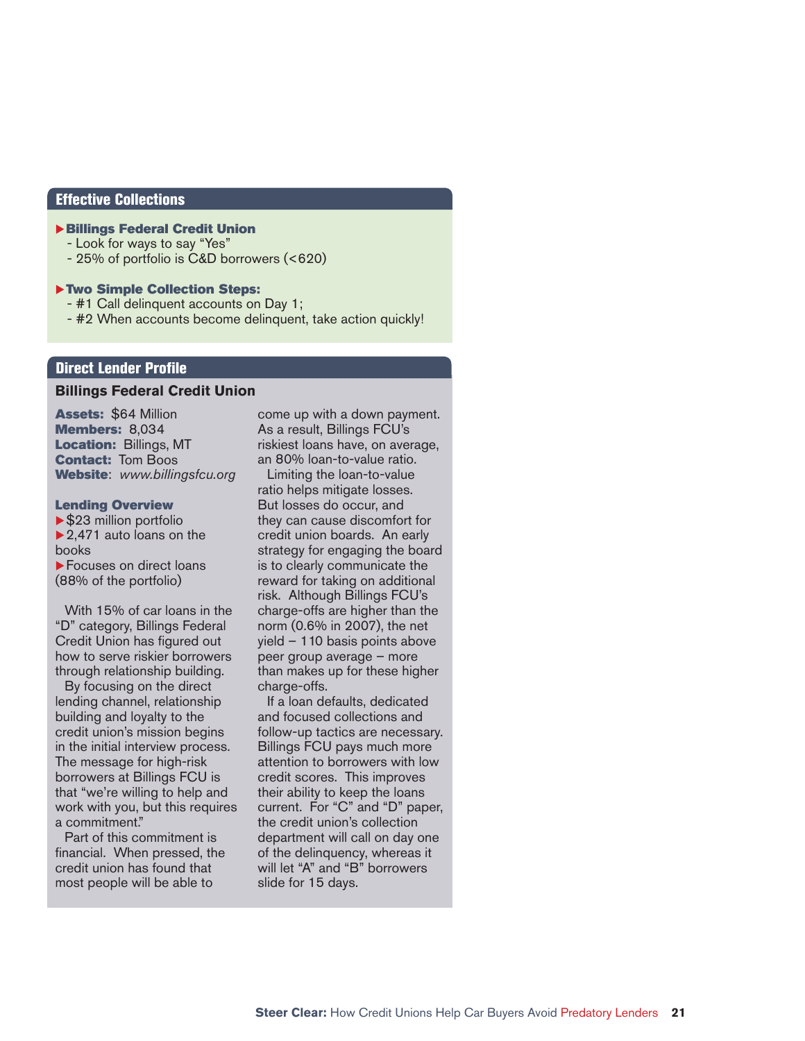## Effective Collections

- **Billings Federal Credit Union**
  - Look for ways to say "Yes"
  - 25% of portfolio is C&D borrowers (<620)

- **Two Simple Collection Steps:**
  - #1 Call delinquent accounts on Day 1;
  - #2 When accounts become delinquent, take action quickly!

## Direct Lender Profile

### Billings Federal Credit Union

**Assets:** $64 Million
**Members:** 8,034
**Location:** Billings, MT
**Contact:** Tom Boos
**Website**: *www.billingsfcu.org*

**Lending Overview**

- $23 million portfolio
- 2,471 auto loans on the books
- Focuses on direct loans (88% of the portfolio)

With 15% of car loans in the "D" category, Billings Federal Credit Union has figured out how to serve riskier borrowers through relationship building.

By focusing on the direct lending channel, relationship building and loyalty to the credit union's mission begins in the initial interview process. The message for high-risk borrowers at Billings FCU is that "we're willing to help and work with you, but this requires a commitment."

Part of this commitment is financial. When pressed, the credit union has found that most people will be able to come up with a down payment. As a result, Billings FCU's riskiest loans have, on average, an 80% loan-to-value ratio.

Limiting the loan-to-value ratio helps mitigate losses. But losses do occur, and they can cause discomfort for credit union boards. An early strategy for engaging the board is to clearly communicate the reward for taking on additional risk. Although Billings FCU's charge-offs are higher than the norm (0.6% in 2007), the net yield – 110 basis points above peer group average – more than makes up for these higher charge-offs.

If a loan defaults, dedicated and focused collections and follow-up tactics are necessary. Billings FCU pays much more attention to borrowers with low credit scores. This improves their ability to keep the loans current. For "C" and "D" paper, the credit union's collection department will call on day one of the delinquency, whereas it will let "A" and "B" borrowers slide for 15 days.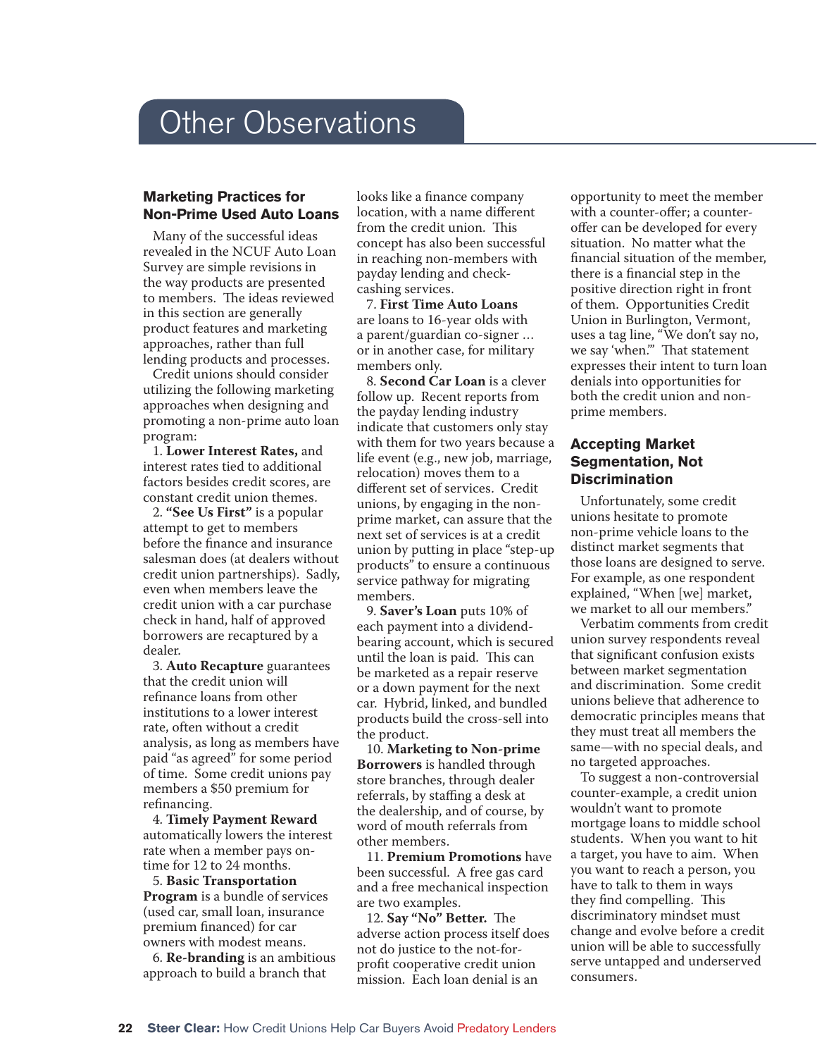# Other Observations

## Marketing Practices for Non-Prime Used Auto Loans

Many of the successful ideas revealed in the NCUF Auto Loan Survey are simple revisions in the way products are presented to members. The ideas reviewed in this section are generally product features and marketing approaches, rather than full lending products and processes.

Credit unions should consider utilizing the following marketing approaches when designing and promoting a non-prime auto loan program:

1. **Lower Interest Rates,** and interest rates tied to additional factors besides credit scores, are constant credit union themes.
2. **"See Us First"** is a popular attempt to get to members before the finance and insurance salesman does (at dealers without credit union partnerships). Sadly, even when members leave the credit union with a car purchase check in hand, half of approved borrowers are recaptured by a dealer.
3. **Auto Recapture** guarantees that the credit union will refinance loans from other institutions to a lower interest rate, often without a credit analysis, as long as members have paid "as agreed" for some period of time. Some credit unions pay members a $50 premium for refinancing.
4. **Timely Payment Reward** automatically lowers the interest rate when a member pays on-time for 12 to 24 months.
5. **Basic Transportation Program** is a bundle of services (used car, small loan, insurance premium financed) for car owners with modest means.
6. **Re-branding** is an ambitious approach to build a branch that looks like a finance company location, with a name different from the credit union. This concept has also been successful in reaching non-members with payday lending and check-cashing services.
7. **First Time Auto Loans** are loans to 16-year olds with a parent/guardian co-signer … or in another case, for military members only.
8. **Second Car Loan** is a clever follow up. Recent reports from the payday lending industry indicate that customers only stay with them for two years because a life event (e.g., new job, marriage, relocation) moves them to a different set of services. Credit unions, by engaging in the non-prime market, can assure that the next set of services is at a credit union by putting in place "step-up products" to ensure a continuous service pathway for migrating members.
9. **Saver's Loan** puts 10% of each payment into a dividend-bearing account, which is secured until the loan is paid. This can be marketed as a repair reserve or a down payment for the next car. Hybrid, linked, and bundled products build the cross-sell into the product.
10. **Marketing to Non-prime Borrowers** is handled through store branches, through dealer referrals, by staffing a desk at the dealership, and of course, by word of mouth referrals from other members.
11. **Premium Promotions** have been successful. A free gas card and a free mechanical inspection are two examples.
12. **Say "No" Better.** The adverse action process itself does not do justice to the not-for-profit cooperative credit union mission. Each loan denial is an opportunity to meet the member with a counter-offer; a counter-offer can be developed for every situation. No matter what the financial situation of the member, there is a financial step in the positive direction right in front of them. Opportunities Credit Union in Burlington, Vermont, uses a tag line, "We don't say no, we say 'when.'" That statement expresses their intent to turn loan denials into opportunities for both the credit union and non-prime members.

## Accepting Market Segmentation, Not Discrimination

Unfortunately, some credit unions hesitate to promote non-prime vehicle loans to the distinct market segments that those loans are designed to serve. For example, as one respondent explained, "When [we] market, we market to all our members."

Verbatim comments from credit union survey respondents reveal that significant confusion exists between market segmentation and discrimination. Some credit unions believe that adherence to democratic principles means that they must treat all members the same—with no special deals, and no targeted approaches.

To suggest a non-controversial counter-example, a credit union wouldn't want to promote mortgage loans to middle school students. When you want to hit a target, you have to aim. When you want to reach a person, you have to talk to them in ways they find compelling. This discriminatory mindset must change and evolve before a credit union will be able to successfully serve untapped and underserved consumers.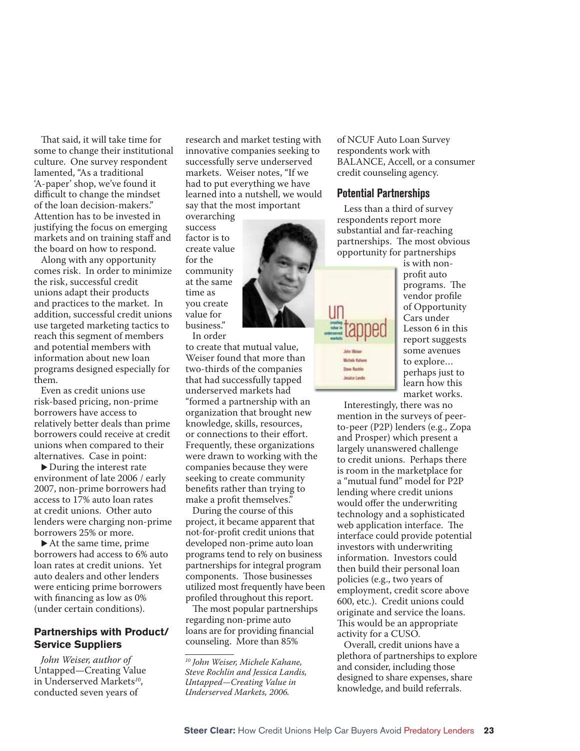That said, it will take time for some to change their institutional culture. One survey respondent lamented, "As a traditional 'A-paper' shop, we've found it difficult to change the mindset of the loan decision-makers." Attention has to be invested in justifying the focus on emerging markets and on training staff and the board on how to respond.

Along with any opportunity comes risk. In order to minimize the risk, successful credit unions adapt their products and practices to the market. In addition, successful credit unions use targeted marketing tactics to reach this segment of members and potential members with information about new loan programs designed especially for them.

Even as credit unions use risk-based pricing, non-prime borrowers have access to relatively better deals than prime borrowers could receive at credit unions when compared to their alternatives. Case in point:

- ▶ During the interest rate environment of late 2006 / early 2007, non-prime borrowers had access to 17% auto loan rates at credit unions. Other auto lenders were charging non-prime borrowers 25% or more.
- ▶ At the same time, prime borrowers had access to 6% auto loan rates at credit unions. Yet auto dealers and other lenders were enticing prime borrowers with financing as low as 0% (under certain conditions).

## Partnerships with Product/Service Suppliers

*John Weiser, author of* Untapped—Creating Value in Underserved Markets[10], conducted seven years of research and market testing with innovative companies seeking to successfully serve underserved markets. Weiser notes, "If we had to put everything we have learned into a nutshell, we would say that the most important overarching success factor is to create value for the community at the same time as you create value for business."

In order to create that mutual value, Weiser found that more than two-thirds of the companies that had successfully tapped underserved markets had "formed a partnership with an organization that brought new knowledge, skills, resources, or connections to their effort. Frequently, these organizations were drawn to working with the companies because they were seeking to create community benefits rather than trying to make a profit themselves."

During the course of this project, it became apparent that not-for-profit credit unions that developed non-prime auto loan programs tend to rely on business partnerships for integral program components. Those businesses utilized most frequently have been profiled throughout this report.

The most popular partnerships regarding non-prime auto loans are for providing financial counseling. More than 85% of NCUF Auto Loan Survey respondents work with BALANCE, Accell, or a consumer credit counseling agency.

## Potential Partnerships

Less than a third of survey respondents report more substantial and far-reaching partnerships. The most obvious opportunity for partnerships is with non-profit auto programs. The vendor profile of Opportunity Cars under Lesson 6 in this report suggests some avenues to explore… perhaps just to learn how this market works.

Interestingly, there was no mention in the surveys of peer-to-peer (P2P) lenders (e.g., Zopa and Prosper) which present a largely unanswered challenge to credit unions. Perhaps there is room in the marketplace for a "mutual fund" model for P2P lending where credit unions would offer the underwriting technology and a sophisticated web application interface. The interface could provide potential investors with underwriting information. Investors could then build their personal loan policies (e.g., two years of employment, credit score above 600, etc.). Credit unions could originate and service the loans. This would be an appropriate activity for a CUSO.

Overall, credit unions have a plethora of partnerships to explore and consider, including those designed to share expenses, share knowledge, and build referrals.

---

[10] *John Weiser, Michele Kahane, Steve Rochlin and Jessica Landis, Untapped—Creating Value in Underserved Markets, 2006.*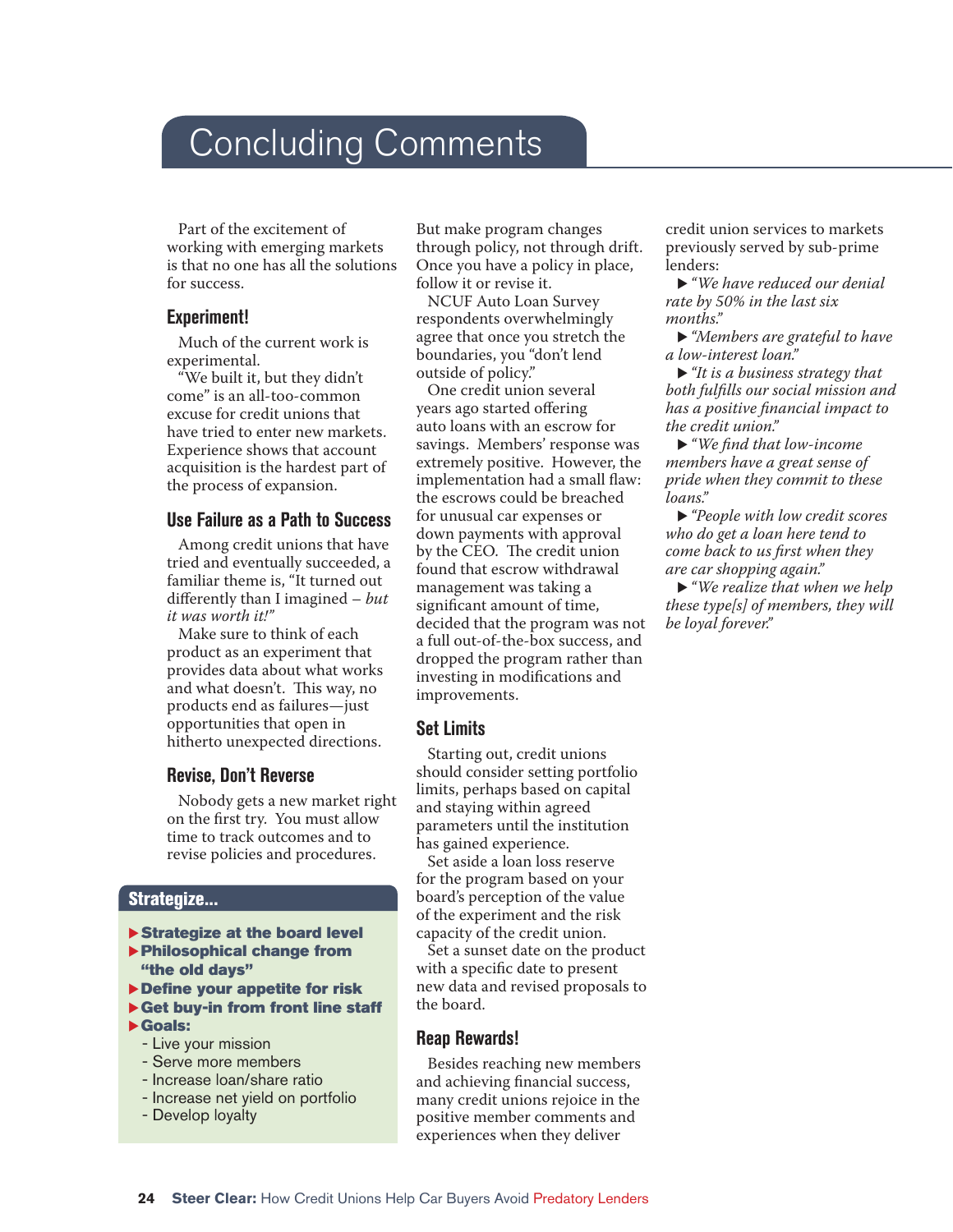# Concluding Comments

Part of the excitement of working with emerging markets is that no one has all the solutions for success.

## Experiment!

Much of the current work is experimental.

"We built it, but they didn't come" is an all-too-common excuse for credit unions that have tried to enter new markets. Experience shows that account acquisition is the hardest part of the process of expansion.

## Use Failure as a Path to Success

Among credit unions that have tried and eventually succeeded, a familiar theme is, "It turned out differently than I imagined – *but it was worth it!*"

Make sure to think of each product as an experiment that provides data about what works and what doesn't. This way, no products end as failures—just opportunities that open in hitherto unexpected directions.

## Revise, Don't Reverse

Nobody gets a new market right on the first try. You must allow time to track outcomes and to revise policies and procedures.

### Strategize...

- **Strategize at the board level**
- **Philosophical change from "the old days"**
- **Define your appetite for risk**
- **Get buy-in from front line staff**
- **Goals:**
  - Live your mission
  - Serve more members
  - Increase loan/share ratio
  - Increase net yield on portfolio
  - Develop loyalty

But make program changes through policy, not through drift. Once you have a policy in place, follow it or revise it.

NCUF Auto Loan Survey respondents overwhelmingly agree that once you stretch the boundaries, you "don't lend outside of policy."

One credit union several years ago started offering auto loans with an escrow for savings. Members' response was extremely positive. However, the implementation had a small flaw: the escrows could be breached for unusual car expenses or down payments with approval by the CEO. The credit union found that escrow withdrawal management was taking a significant amount of time, decided that the program was not a full out-of-the-box success, and dropped the program rather than investing in modifications and improvements.

## Set Limits

Starting out, credit unions should consider setting portfolio limits, perhaps based on capital and staying within agreed parameters until the institution has gained experience.

Set aside a loan loss reserve for the program based on your board's perception of the value of the experiment and the risk capacity of the credit union.

Set a sunset date on the product with a specific date to present new data and revised proposals to the board.

## Reap Rewards!

Besides reaching new members and achieving financial success, many credit unions rejoice in the positive member comments and experiences when they deliver credit union services to markets previously served by sub-prime lenders:

- *"We have reduced our denial rate by 50% in the last six months."*
- *"Members are grateful to have a low-interest loan."*
- *"It is a business strategy that both fulfills our social mission and has a positive financial impact to the credit union."*
- *"We find that low-income members have a great sense of pride when they commit to these loans."*
- *"People with low credit scores who do get a loan here tend to come back to us first when they are car shopping again."*
- *"We realize that when we help these type[s] of members, they will be loyal forever."*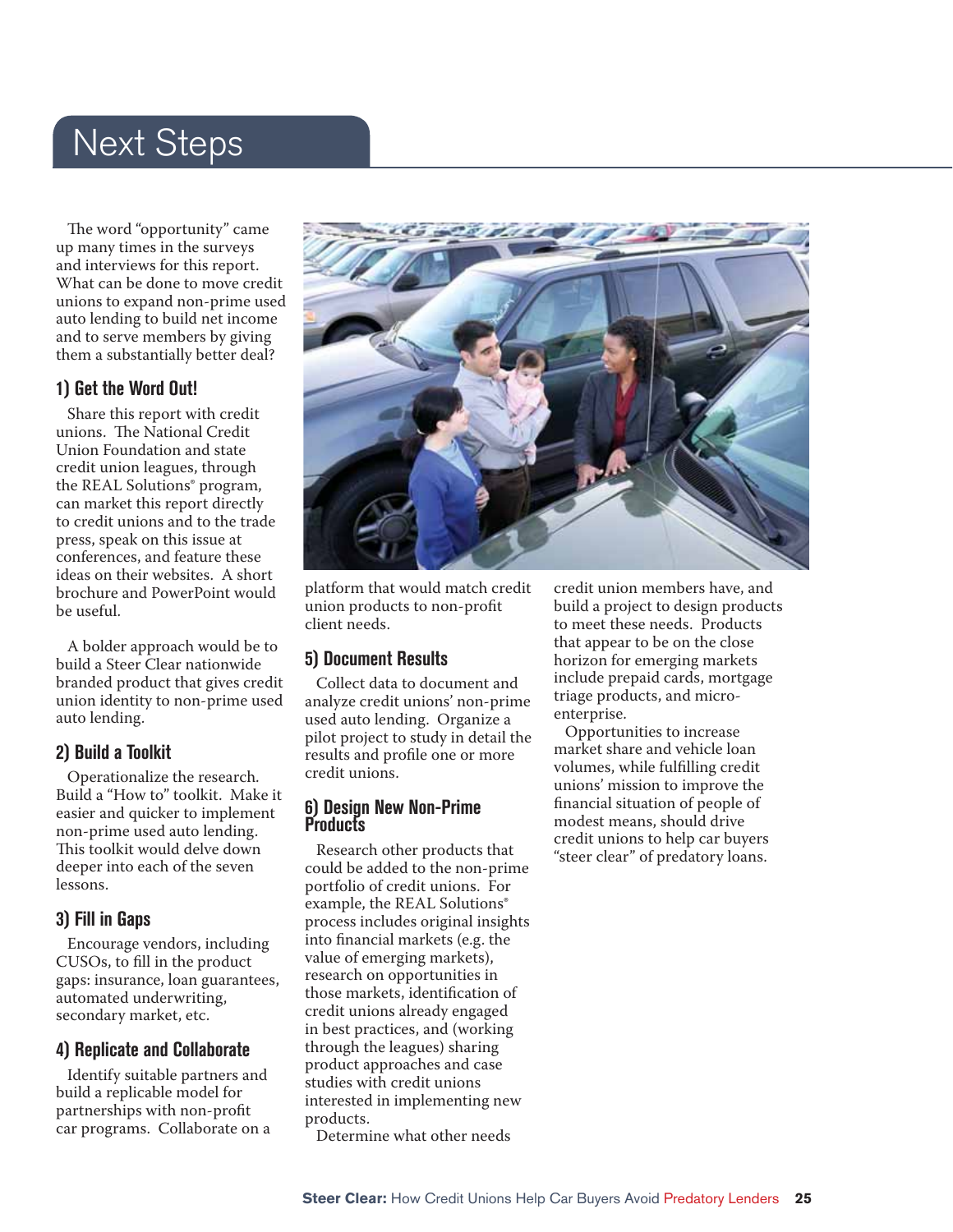# Next Steps

The word "opportunity" came up many times in the surveys and interviews for this report. What can be done to move credit unions to expand non-prime used auto lending to build net income and to serve members by giving them a substantially better deal?

## 1) Get the Word Out!

Share this report with credit unions. The National Credit Union Foundation and state credit union leagues, through the REAL Solutions® program, can market this report directly to credit unions and to the trade press, speak on this issue at conferences, and feature these ideas on their websites. A short brochure and PowerPoint would be useful.

A bolder approach would be to build a Steer Clear nationwide branded product that gives credit union identity to non-prime used auto lending.

## 2) Build a Toolkit

Operationalize the research. Build a "How to" toolkit. Make it easier and quicker to implement non-prime used auto lending. This toolkit would delve down deeper into each of the seven lessons.

## 3) Fill in Gaps

Encourage vendors, including CUSOs, to fill in the product gaps: insurance, loan guarantees, automated underwriting, secondary market, etc.

## 4) Replicate and Collaborate

Identify suitable partners and build a replicable model for partnerships with non-profit car programs. Collaborate on a platform that would match credit union products to non-profit client needs.

## 5) Document Results

Collect data to document and analyze credit unions' non-prime used auto lending. Organize a pilot project to study in detail the results and profile one or more credit unions.

## 6) Design New Non-Prime Products

Research other products that could be added to the non-prime portfolio of credit unions. For example, the REAL Solutions® process includes original insights into financial markets (e.g. the value of emerging markets), research on opportunities in those markets, identification of credit unions already engaged in best practices, and (working through the leagues) sharing product approaches and case studies with credit unions interested in implementing new products.

Determine what other needs credit union members have, and build a project to design products to meet these needs. Products that appear to be on the close horizon for emerging markets include prepaid cards, mortgage triage products, and micro-enterprise.

Opportunities to increase market share and vehicle loan volumes, while fulfilling credit unions' mission to improve the financial situation of people of modest means, should drive credit unions to help car buyers "steer clear" of predatory loans.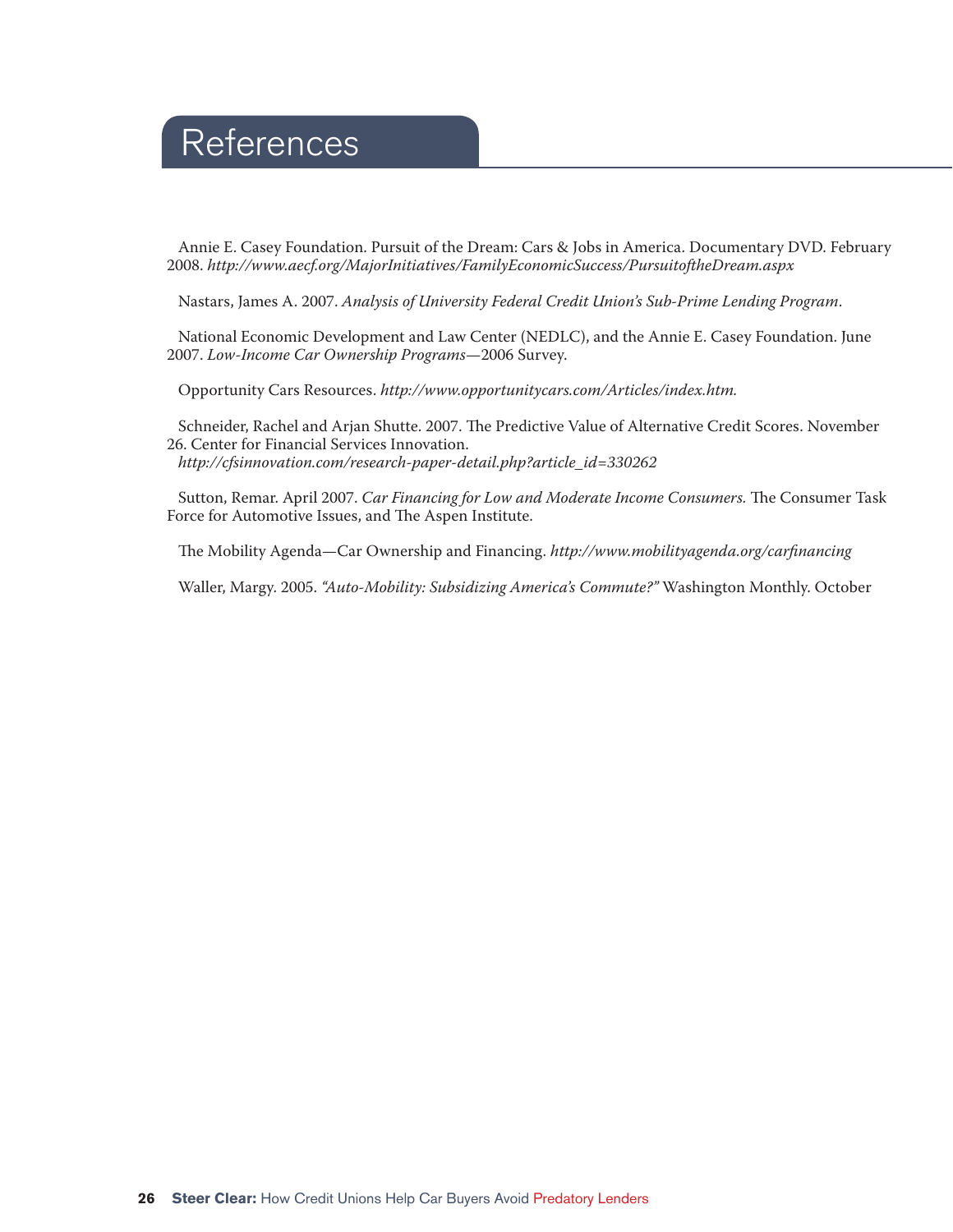# References

Annie E. Casey Foundation. Pursuit of the Dream: Cars & Jobs in America. Documentary DVD. February 2008. *http://www.aecf.org/MajorInitiatives/FamilyEconomicSuccess/PursuitoftheDream.aspx*

Nastars, James A. 2007. *Analysis of University Federal Credit Union's Sub-Prime Lending Program.*

National Economic Development and Law Center (NEDLC), and the Annie E. Casey Foundation. June 2007. *Low-Income Car Ownership Programs*—2006 Survey.

Opportunity Cars Resources. *http://www.opportunitycars.com/Articles/index.htm.*

Schneider, Rachel and Arjan Shutte. 2007. The Predictive Value of Alternative Credit Scores. November 26. Center for Financial Services Innovation. *http://cfsinnovation.com/research-paper-detail.php?article_id=330262*

Sutton, Remar. April 2007. *Car Financing for Low and Moderate Income Consumers.* The Consumer Task Force for Automotive Issues, and The Aspen Institute.

The Mobility Agenda—Car Ownership and Financing. *http://www.mobilityagenda.org/carfinancing*

Waller, Margy. 2005. *"Auto-Mobility: Subsidizing America's Commute?"* Washington Monthly. October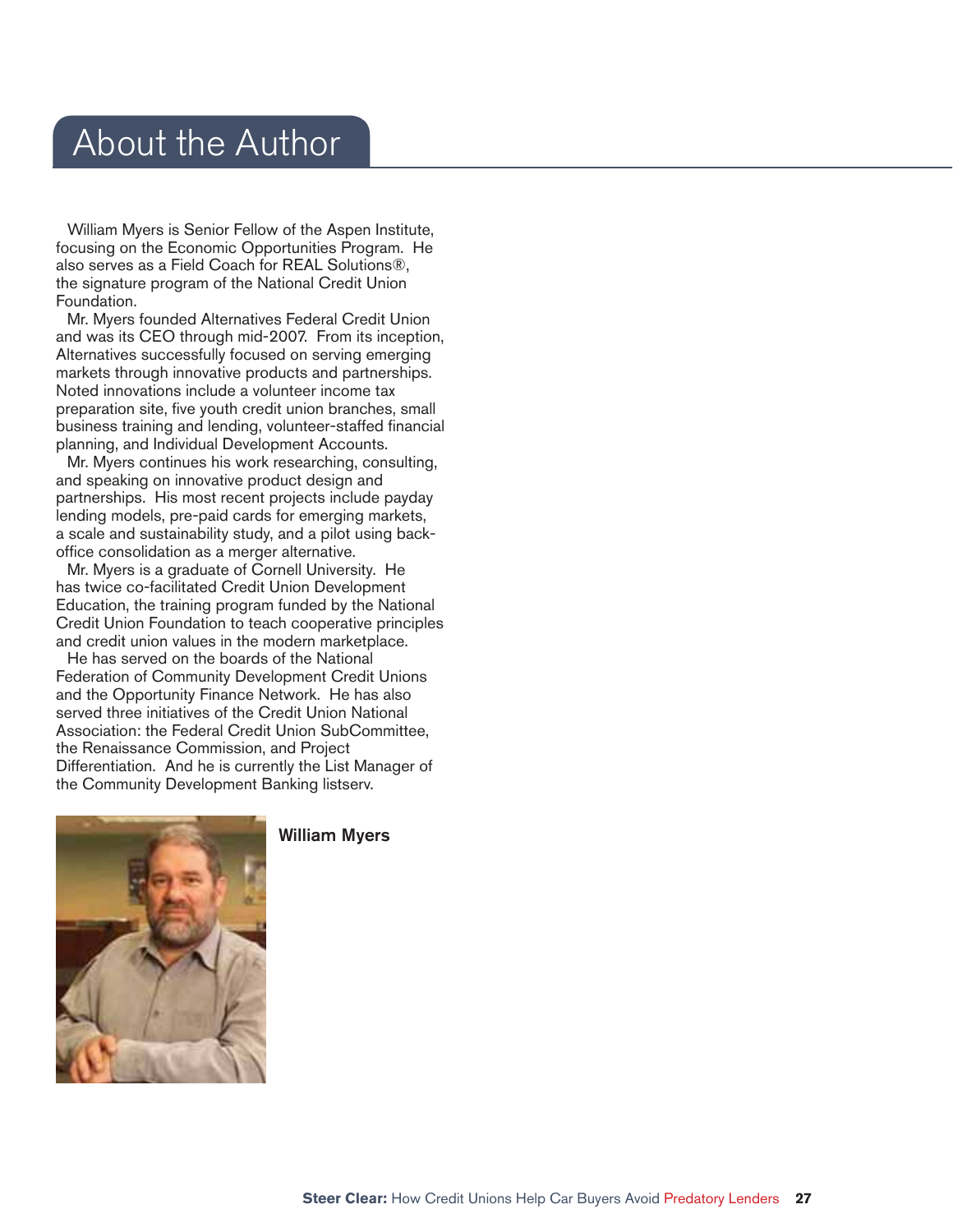# About the Author

William Myers is Senior Fellow of the Aspen Institute, focusing on the Economic Opportunities Program. He also serves as a Field Coach for REAL Solutions®, the signature program of the National Credit Union Foundation.

Mr. Myers founded Alternatives Federal Credit Union and was its CEO through mid-2007. From its inception, Alternatives successfully focused on serving emerging markets through innovative products and partnerships. Noted innovations include a volunteer income tax preparation site, five youth credit union branches, small business training and lending, volunteer-staffed financial planning, and Individual Development Accounts.

Mr. Myers continues his work researching, consulting, and speaking on innovative product design and partnerships. His most recent projects include payday lending models, pre-paid cards for emerging markets, a scale and sustainability study, and a pilot using back-office consolidation as a merger alternative.

Mr. Myers is a graduate of Cornell University. He has twice co-facilitated Credit Union Development Education, the training program funded by the National Credit Union Foundation to teach cooperative principles and credit union values in the modern marketplace.

He has served on the boards of the National Federation of Community Development Credit Unions and the Opportunity Finance Network. He has also served three initiatives of the Credit Union National Association: the Federal Credit Union SubCommittee, the Renaissance Commission, and Project Differentiation. And he is currently the List Manager of the Community Development Banking listserv.

**William Myers**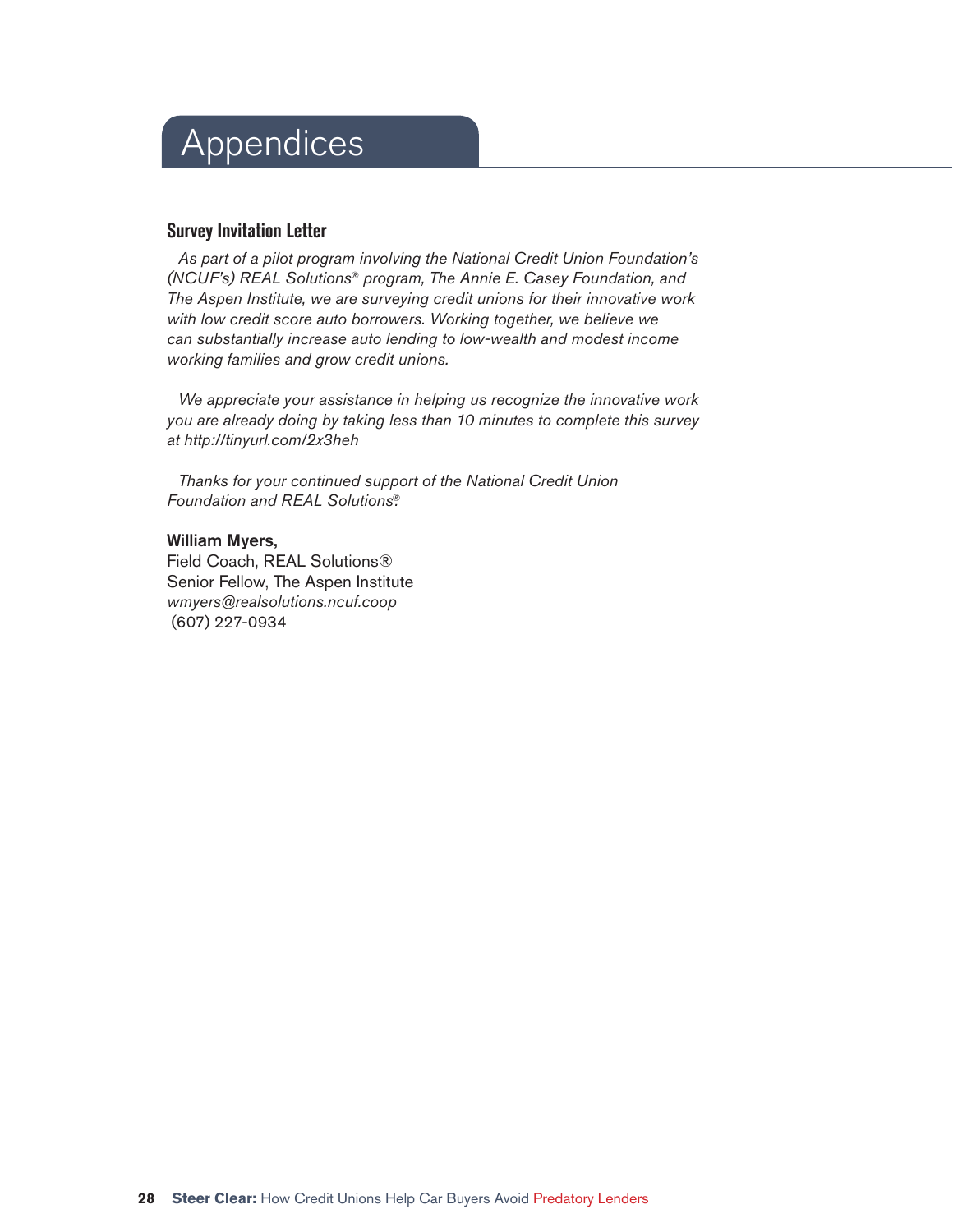# Appendices

## Survey Invitation Letter

*As part of a pilot program involving the National Credit Union Foundation's (NCUF's) REAL Solutions® program, The Annie E. Casey Foundation, and The Aspen Institute, we are surveying credit unions for their innovative work with low credit score auto borrowers. Working together, we believe we can substantially increase auto lending to low-wealth and modest income working families and grow credit unions.*

*We appreciate your assistance in helping us recognize the innovative work you are already doing by taking less than 10 minutes to complete this survey at http://tinyurl.com/2x3heh*

*Thanks for your continued support of the National Credit Union Foundation and REAL Solutions®.*

**William Myers,**
Field Coach, REAL Solutions®
Senior Fellow, The Aspen Institute
*wmyers@realsolutions.ncuf.coop*
(607) 227-0934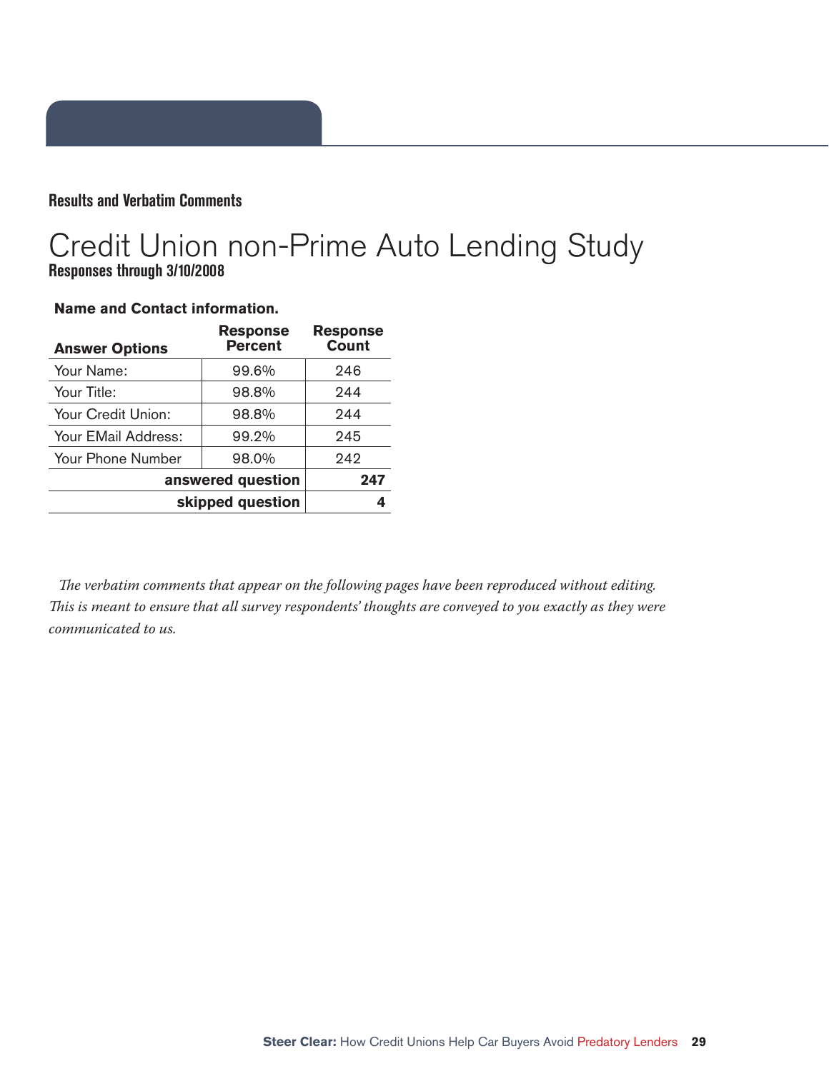**Results and Verbatim Comments**

# Credit Union non-Prime Auto Lending Study

**Responses through 3/10/2008**

**Name and Contact information.**

| Answer Options | Response Percent | Response Count |
|---|---|---|
| Your Name: | 99.6% | 246 |
| Your Title: | 98.8% | 244 |
| Your Credit Union: | 98.8% | 244 |
| Your EMail Address: | 99.2% | 245 |
| Your Phone Number | 98.0% | 242 |
| | **answered question** | **247** |
| | **skipped question** | **4** |

*The verbatim comments that appear on the following pages have been reproduced without editing. This is meant to ensure that all survey respondents' thoughts are conveyed to you exactly as they were communicated to us.*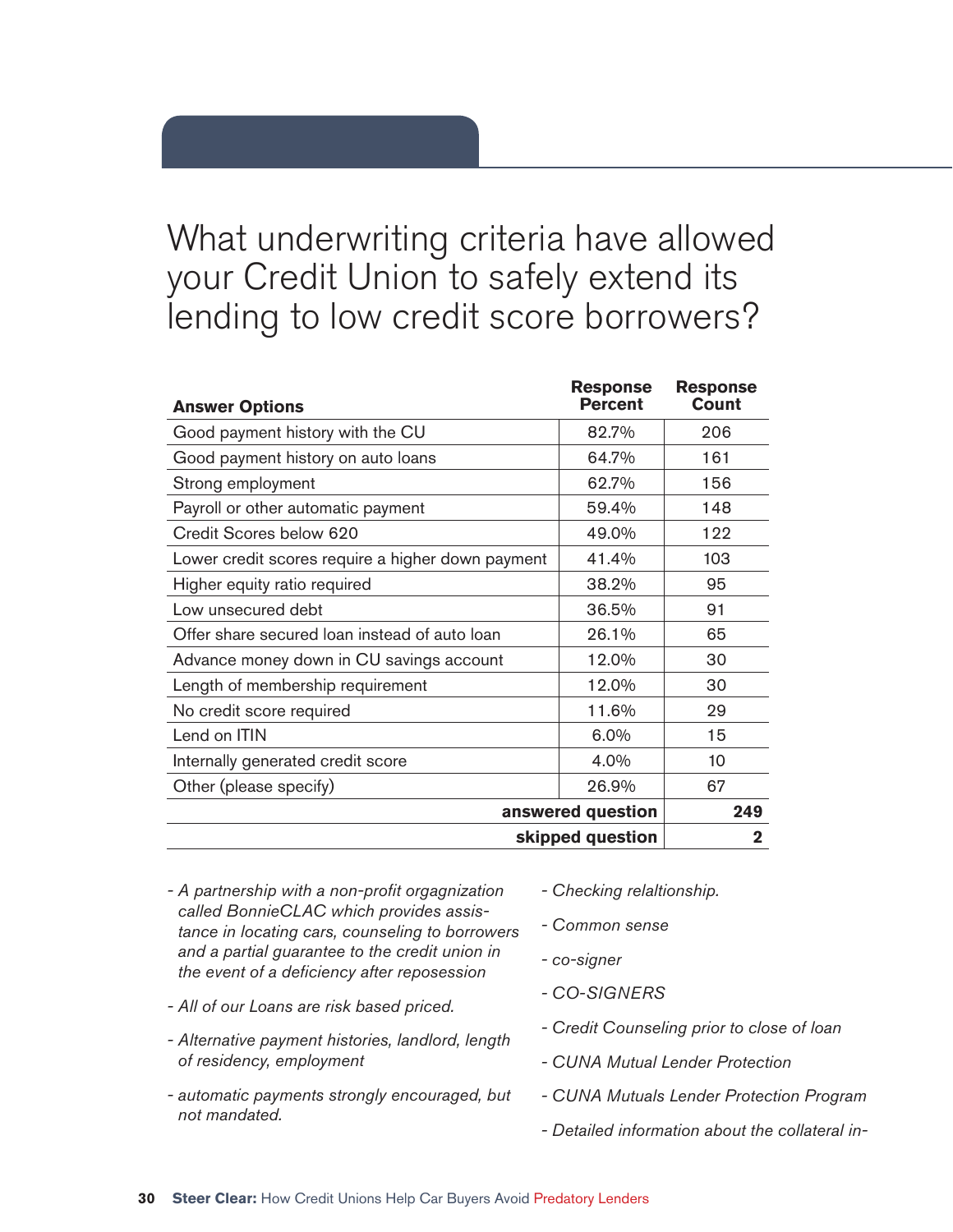## What underwriting criteria have allowed your Credit Union to safely extend its lending to low credit score borrowers?

| Answer Options | Response Percent | Response Count |
|---|---|---|
| Good payment history with the CU | 82.7% | 206 |
| Good payment history on auto loans | 64.7% | 161 |
| Strong employment | 62.7% | 156 |
| Payroll or other automatic payment | 59.4% | 148 |
| Credit Scores below 620 | 49.0% | 122 |
| Lower credit scores require a higher down payment | 41.4% | 103 |
| Higher equity ratio required | 38.2% | 95 |
| Low unsecured debt | 36.5% | 91 |
| Offer share secured loan instead of auto loan | 26.1% | 65 |
| Advance money down in CU savings account | 12.0% | 30 |
| Length of membership requirement | 12.0% | 30 |
| No credit score required | 11.6% | 29 |
| Lend on ITIN | 6.0% | 15 |
| Internally generated credit score | 4.0% | 10 |
| Other (please specify) | 26.9% | 67 |
| | **answered question** | **249** |
| | **skipped question** | **2** |

- *A partnership with a non-profit orgagnization called BonnieCLAC which provides assistance in locating cars, counseling to borrowers and a partial guarantee to the credit union in the event of a deficiency after reposession*
- *All of our Loans are risk based priced.*
- *Alternative payment histories, landlord, length of residency, employment*
- *automatic payments strongly encouraged, but not mandated.*
- *Checking relaltionship.*
- *Common sense*
- *co-signer*
- *CO-SIGNERS*
- *Credit Counseling prior to close of loan*
- *CUNA Mutual Lender Protection*
- *CUNA Mutuals Lender Protection Program*
- *Detailed information about the collateral in-*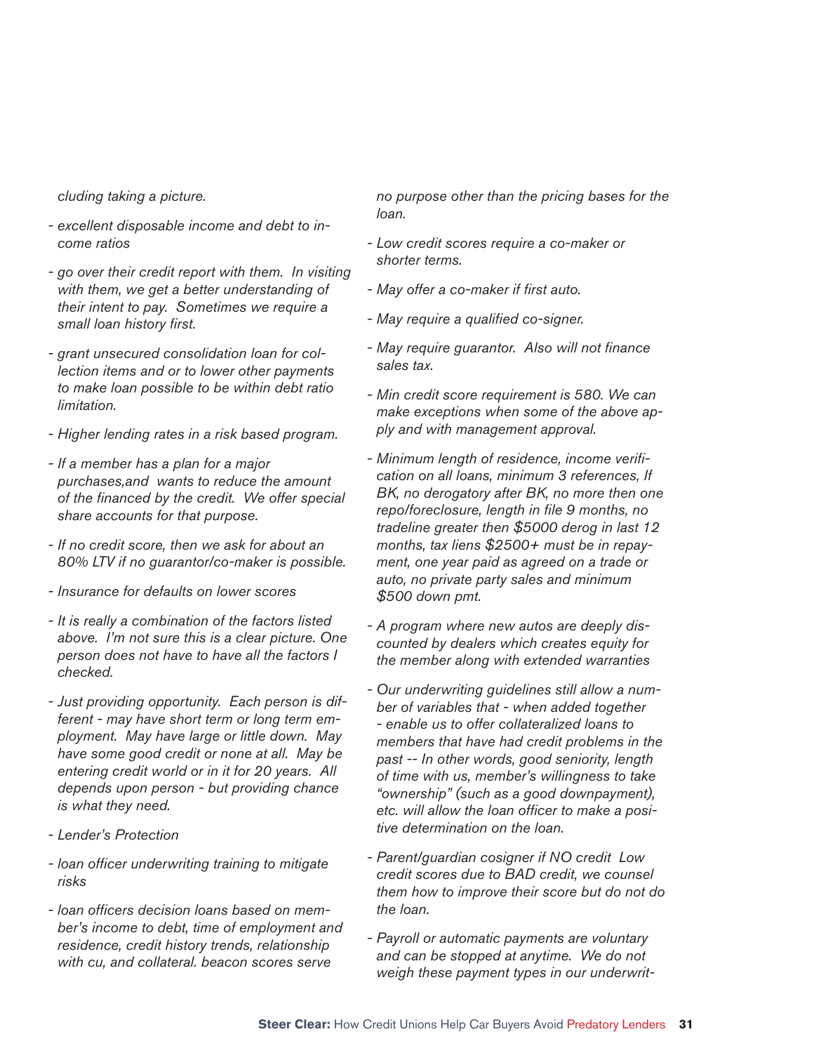*cluding taking a picture.*

- *excellent disposable income and debt to income ratios*

- *go over their credit report with them. In visiting with them, we get a better understanding of their intent to pay. Sometimes we require a small loan history first.*

- *grant unsecured consolidation loan for collection items and or to lower other payments to make loan possible to be within debt ratio limitation.*

- *Higher lending rates in a risk based program.*

- *If a member has a plan for a major purchases,and wants to reduce the amount of the financed by the credit. We offer special share accounts for that purpose.*

- *If no credit score, then we ask for about an 80% LTV if no guarantor/co-maker is possible.*

- *Insurance for defaults on lower scores*

- *It is really a combination of the factors listed above. I'm not sure this is a clear picture. One person does not have to have all the factors I checked.*

- *Just providing opportunity. Each person is different - may have short term or long term employment. May have large or little down. May have some good credit or none at all. May be entering credit world or in it for 20 years. All depends upon person - but providing chance is what they need.*

- *Lender's Protection*

- *loan officer underwriting training to mitigate risks*

- *loan officers decision loans based on member's income to debt, time of employment and residence, credit history trends, relationship with cu, and collateral. beacon scores serve no purpose other than the pricing bases for the loan.*

- *Low credit scores require a co-maker or shorter terms.*

- *May offer a co-maker if first auto.*

- *May require a qualified co-signer.*

- *May require guarantor. Also will not finance sales tax.*

- *Min credit score requirement is 580. We can make exceptions when some of the above apply and with management approval.*

- *Minimum length of residence, income verification on all loans, minimum 3 references, If BK, no derogatory after BK, no more then one repo/foreclosure, length in file 9 months, no tradeline greater then $5000 derog in last 12 months, tax liens $2500+ must be in repayment, one year paid as agreed on a trade or auto, no private party sales and minimum $500 down pmt.*

- *A program where new autos are deeply discounted by dealers which creates equity for the member along with extended warranties*

- *Our underwriting guidelines still allow a number of variables that - when added together - enable us to offer collateralized loans to members that have had credit problems in the past -- In other words, good seniority, length of time with us, member's willingness to take "ownership" (such as a good downpayment), etc. will allow the loan officer to make a positive determination on the loan.*

- *Parent/guardian cosigner if NO credit Low credit scores due to BAD credit, we counsel them how to improve their score but do not do the loan.*

- *Payroll or automatic payments are voluntary and can be stopped at anytime. We do not weigh these payment types in our underwrit-*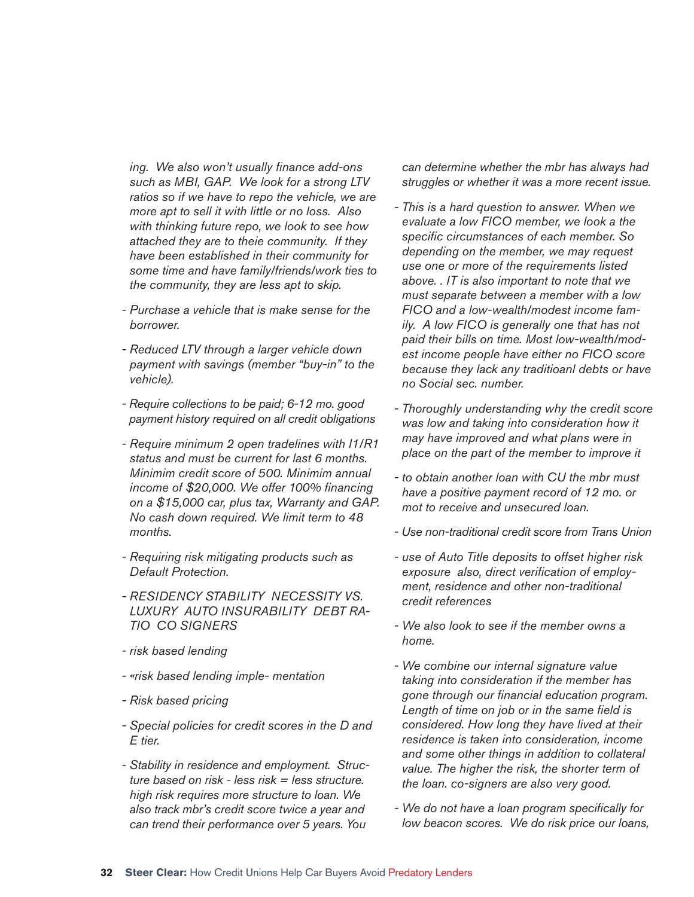*ing. We also won't usually finance add-ons such as MBI, GAP. We look for a strong LTV ratios so if we have to repo the vehicle, we are more apt to sell it with little or no loss. Also with thinking future repo, we look to see how attached they are to theie community. If they have been established in their community for some time and have family/friends/work ties to the community, they are less apt to skip.*

- *Purchase a vehicle that is make sense for the borrower.*

- *Reduced LTV through a larger vehicle down payment with savings (member "buy-in" to the vehicle).*

- *Require collections to be paid; 6-12 mo. good payment history required on all credit obligations*

- *Require minimum 2 open tradelines with I1/R1 status and must be current for last 6 months. Minimim credit score of 500. Minimim annual income of $20,000. We offer 100% financing on a $15,000 car, plus tax, Warranty and GAP. No cash down required. We limit term to 48 months.*

- *Requiring risk mitigating products such as Default Protection.*

- *RESIDENCY STABILITY NECESSITY VS. LUXURY AUTO INSURABILITY DEBT RATIO CO SIGNERS*

- *risk based lending*

- *«risk based lending imple- mentation*

- *Risk based pricing*

- *Special policies for credit scores in the D and E tier.*

- *Stability in residence and employment. Structure based on risk - less risk = less structure. high risk requires more structure to loan. We also track mbr's credit score twice a year and can trend their performance over 5 years. You can determine whether the mbr has always had struggles or whether it was a more recent issue.*

- *This is a hard question to answer. When we evaluate a low FICO member, we look a the specific circumstances of each member. So depending on the member, we may request use one or more of the requirements listed above. . IT is also important to note that we must separate between a member with a low FICO and a low-wealth/modest income family. A low FICO is generally one that has not paid their bills on time. Most low-wealth/modest income people have either no FICO score because they lack any traditioanl debts or have no Social sec. number.*

- *Thoroughly understanding why the credit score was low and taking into consideration how it may have improved and what plans were in place on the part of the member to improve it*

- *to obtain another loan with CU the mbr must have a positive payment record of 12 mo. or mot to receive and unsecured loan.*

- *Use non-traditional credit score from Trans Union*

- *use of Auto Title deposits to offset higher risk exposure also, direct verification of employment, residence and other non-traditional credit references*

- *We also look to see if the member owns a home.*

- *We combine our internal signature value taking into consideration if the member has gone through our financial education program. Length of time on job or in the same field is considered. How long they have lived at their residence is taken into consideration, income and some other things in addition to collateral value. The higher the risk, the shorter term of the loan. co-signers are also very good.*

- *We do not have a loan program specifically for low beacon scores. We do risk price our loans,*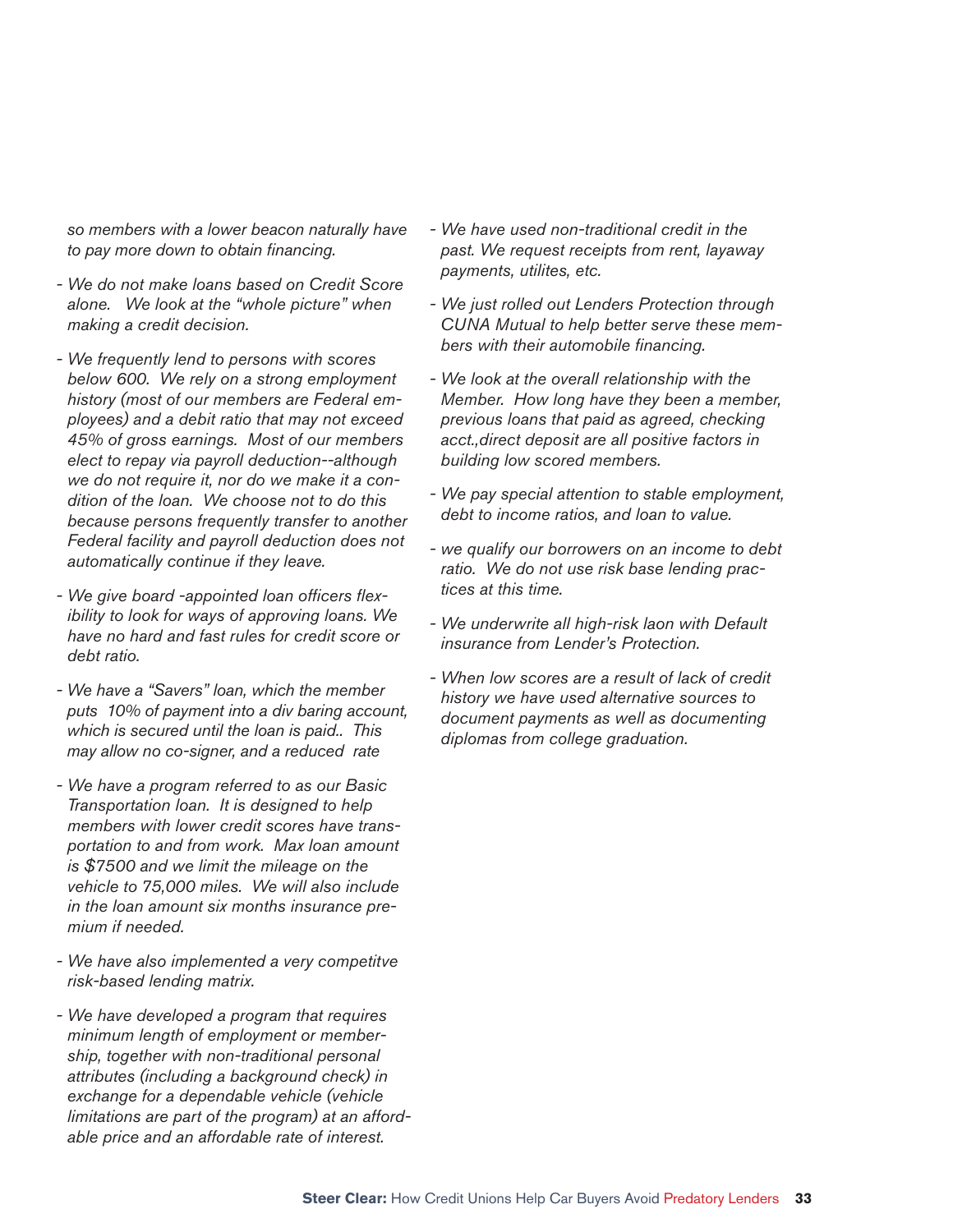*so members with a lower beacon naturally have to pay more down to obtain financing.*

- *We do not make loans based on Credit Score alone. We look at the "whole picture" when making a credit decision.*

- *We frequently lend to persons with scores below 600. We rely on a strong employment history (most of our members are Federal employees) and a debit ratio that may not exceed 45% of gross earnings. Most of our members elect to repay via payroll deduction--although we do not require it, nor do we make it a condition of the loan. We choose not to do this because persons frequently transfer to another Federal facility and payroll deduction does not automatically continue if they leave.*

- *We give board -appointed loan officers flexibility to look for ways of approving loans. We have no hard and fast rules for credit score or debt ratio.*

- *We have a "Savers" loan, which the member puts 10% of payment into a div baring account, which is secured until the loan is paid.. This may allow no co-signer, and a reduced rate*

- *We have a program referred to as our Basic Transportation loan. It is designed to help members with lower credit scores have transportation to and from work. Max loan amount is $7500 and we limit the mileage on the vehicle to 75,000 miles. We will also include in the loan amount six months insurance premium if needed.*

- *We have also implemented a very competitve risk-based lending matrix.*

- *We have developed a program that requires minimum length of employment or membership, together with non-traditional personal attributes (including a background check) in exchange for a dependable vehicle (vehicle limitations are part of the program) at an affordable price and an affordable rate of interest.*

- *We have used non-traditional credit in the past. We request receipts from rent, layaway payments, utilites, etc.*

- *We just rolled out Lenders Protection through CUNA Mutual to help better serve these members with their automobile financing.*

- *We look at the overall relationship with the Member. How long have they been a member, previous loans that paid as agreed, checking acct.,direct deposit are all positive factors in building low scored members.*

- *We pay special attention to stable employment, debt to income ratios, and loan to value.*

- *we qualify our borrowers on an income to debt ratio. We do not use risk base lending practices at this time.*

- *We underwrite all high-risk laon with Default insurance from Lender's Protection.*

- *When low scores are a result of lack of credit history we have used alternative sources to document payments as well as documenting diplomas from college graduation.*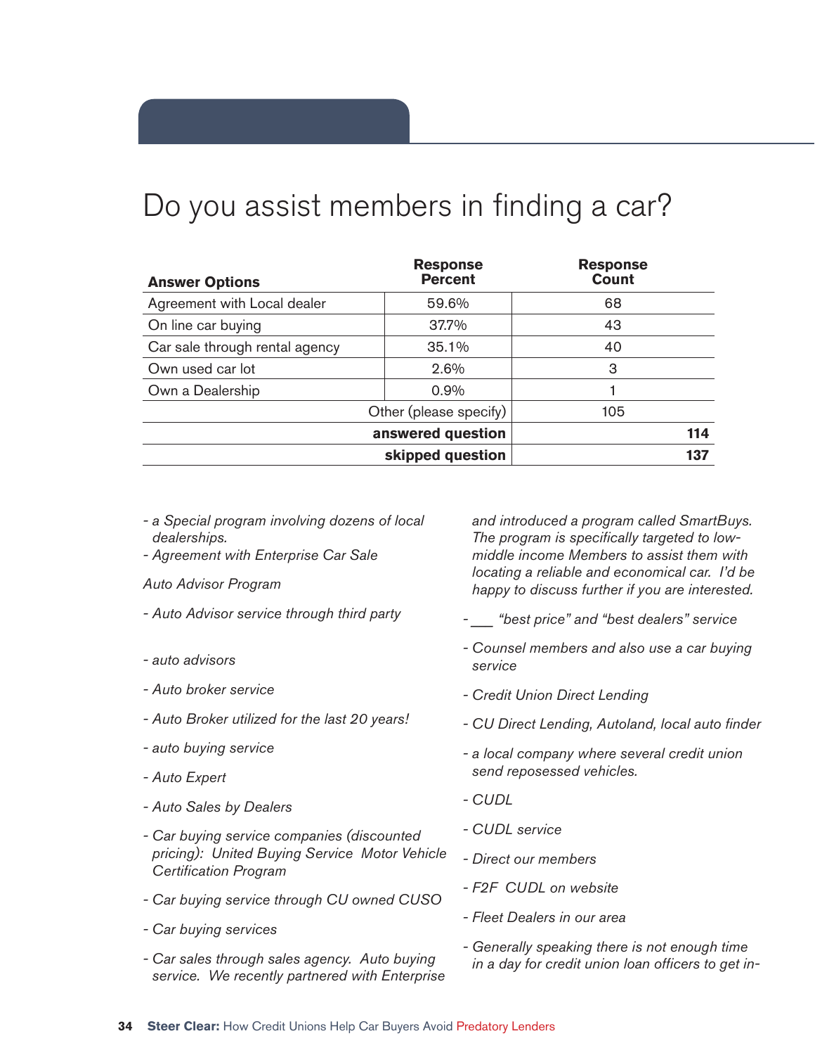# Do you assist members in finding a car?

| Answer Options | Response Percent | Response Count |
|---|---|---|
| Agreement with Local dealer | 59.6% | 68 |
| On line car buying | 37.7% | 43 |
| Car sale through rental agency | 35.1% | 40 |
| Own used car lot | 2.6% | 3 |
| Own a Dealership | 0.9% | 1 |
| | Other (please specify) | 105 |
| | **answered question** | **114** |
| | **skipped question** | **137** |

- *a Special program involving dozens of local dealerships.*
- *Agreement with Enterprise Car Sale*

*Auto Advisor Program*

- *Auto Advisor service through third party*
- *auto advisors*
- *Auto broker service*
- *Auto Broker utilized for the last 20 years!*
- *auto buying service*
- *Auto Expert*
- *Auto Sales by Dealers*
- *Car buying service companies (discounted pricing): United Buying Service Motor Vehicle Certification Program*
- *Car buying service through CU owned CUSO*
- *Car buying services*
- *Car sales through sales agency. Auto buying service. We recently partnered with Enterprise and introduced a program called SmartBuys. The program is specifically targeted to low-middle income Members to assist them with locating a reliable and economical car. I'd be happy to discuss further if you are interested.*
- *___ "best price" and "best dealers" service*
- *Counsel members and also use a car buying service*
- *Credit Union Direct Lending*
- *CU Direct Lending, Autoland, local auto finder*
- *a local company where several credit union send reposessed vehicles.*
- *CUDL*
- *CUDL service*
- *Direct our members*
- *F2F CUDL on website*
- *Fleet Dealers in our area*
- *Generally speaking there is not enough time in a day for credit union loan officers to get in-*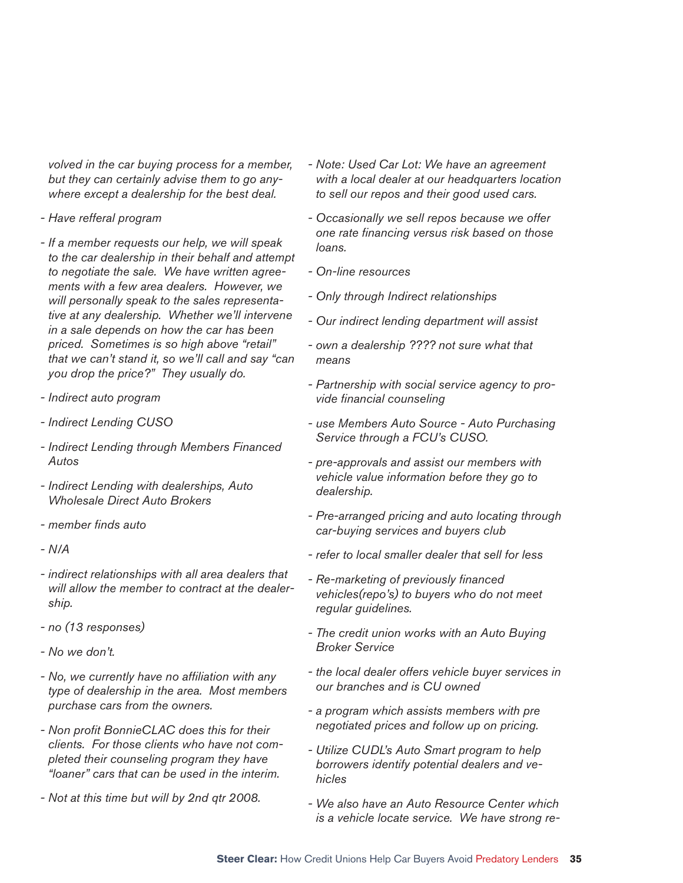*volved in the car buying process for a member, but they can certainly advise them to go anywhere except a dealership for the best deal.*

- *Have refferal program*

- *If a member requests our help, we will speak to the car dealership in their behalf and attempt to negotiate the sale. We have written agreements with a few area dealers. However, we will personally speak to the sales representative at any dealership. Whether we'll intervene in a sale depends on how the car has been priced. Sometimes is so high above "retail" that we can't stand it, so we'll call and say "can you drop the price?" They usually do.*

- *Indirect auto program*

- *Indirect Lending CUSO*

- *Indirect Lending through Members Financed Autos*

- *Indirect Lending with dealerships, Auto Wholesale Direct Auto Brokers*

- *member finds auto*

- *N/A*

- *indirect relationships with all area dealers that will allow the member to contract at the dealership.*

- *no (13 responses)*

- *No we don't.*

- *No, we currently have no affiliation with any type of dealership in the area. Most members purchase cars from the owners.*

- *Non profit BonnieCLAC does this for their clients. For those clients who have not completed their counseling program they have "loaner" cars that can be used in the interim.*

- *Not at this time but will by 2nd qtr 2008.*

- *Note: Used Car Lot: We have an agreement with a local dealer at our headquarters location to sell our repos and their good used cars.*

- *Occasionally we sell repos because we offer one rate financing versus risk based on those loans.*

- *On-line resources*

- *Only through Indirect relationships*

- *Our indirect lending department will assist*

- *own a dealership ???? not sure what that means*

- *Partnership with social service agency to provide financial counseling*

- *use Members Auto Source - Auto Purchasing Service through a FCU's CUSO.*

- *pre-approvals and assist our members with vehicle value information before they go to dealership.*

- *Pre-arranged pricing and auto locating through car-buying services and buyers club*

- *refer to local smaller dealer that sell for less*

- *Re-marketing of previously financed vehicles(repo's) to buyers who do not meet regular guidelines.*

- *The credit union works with an Auto Buying Broker Service*

- *the local dealer offers vehicle buyer services in our branches and is CU owned*

- *a program which assists members with pre negotiated prices and follow up on pricing.*

- *Utilize CUDL's Auto Smart program to help borrowers identify potential dealers and vehicles*

- *We also have an Auto Resource Center which is a vehicle locate service. We have strong re-*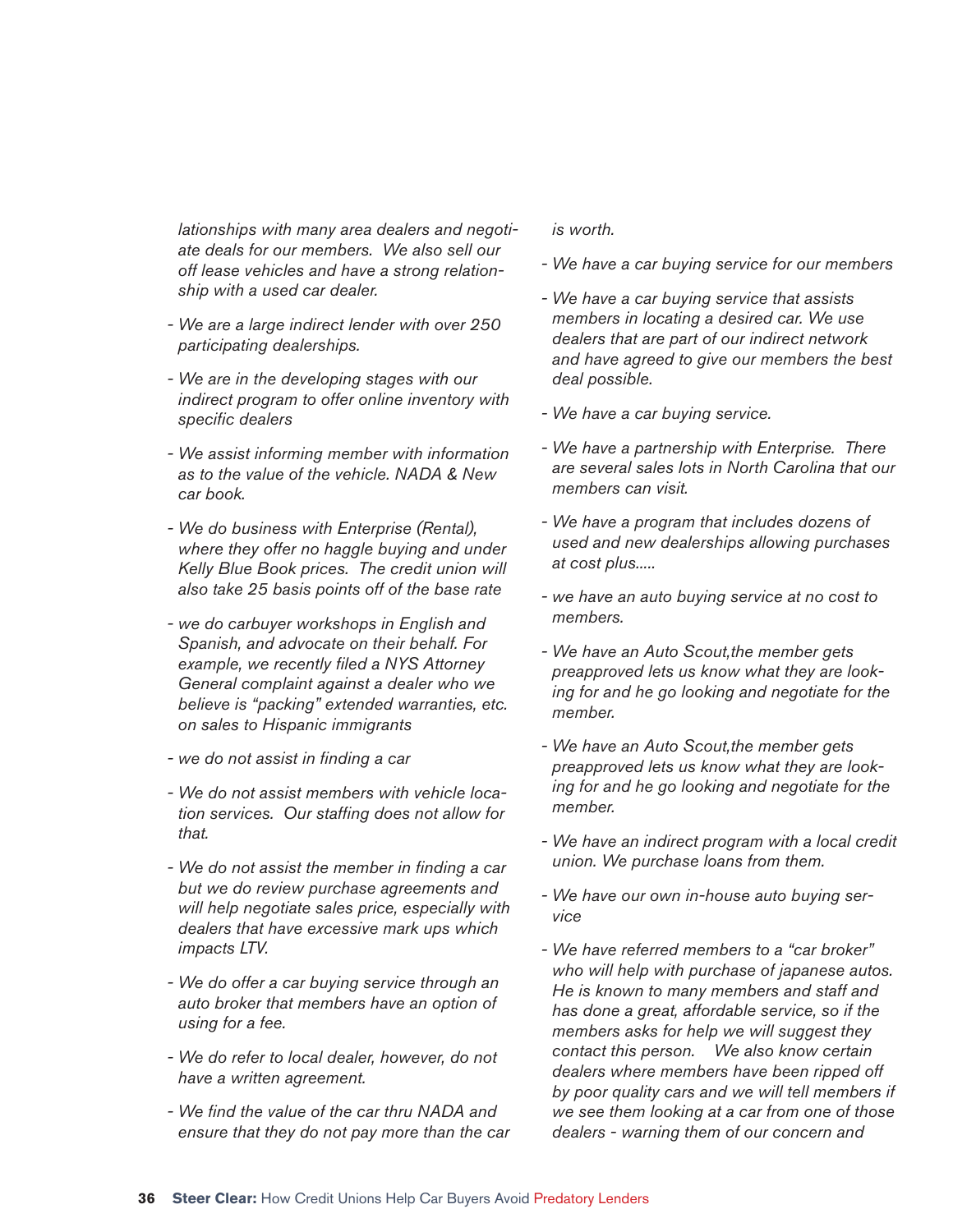*lationships with many area dealers and negotiate deals for our members. We also sell our off lease vehicles and have a strong relationship with a used car dealer.*

- *We are a large indirect lender with over 250 participating dealerships.*

- *We are in the developing stages with our indirect program to offer online inventory with specific dealers*

- *We assist informing member with information as to the value of the vehicle. NADA & New car book.*

- *We do business with Enterprise (Rental), where they offer no haggle buying and under Kelly Blue Book prices. The credit union will also take 25 basis points off of the base rate*

- *we do carbuyer workshops in English and Spanish, and advocate on their behalf. For example, we recently filed a NYS Attorney General complaint against a dealer who we believe is "packing" extended warranties, etc. on sales to Hispanic immigrants*

- *we do not assist in finding a car*

- *We do not assist members with vehicle location services. Our staffing does not allow for that.*

- *We do not assist the member in finding a car but we do review purchase agreements and will help negotiate sales price, especially with dealers that have excessive mark ups which impacts LTV.*

- *We do offer a car buying service through an auto broker that members have an option of using for a fee.*

- *We do refer to local dealer, however, do not have a written agreement.*

- *We find the value of the car thru NADA and ensure that they do not pay more than the car is worth.*

- *We have a car buying service for our members*

- *We have a car buying service that assists members in locating a desired car. We use dealers that are part of our indirect network and have agreed to give our members the best deal possible.*

- *We have a car buying service.*

- *We have a partnership with Enterprise. There are several sales lots in North Carolina that our members can visit.*

- *We have a program that includes dozens of used and new dealerships allowing purchases at cost plus.....*

- *we have an auto buying service at no cost to members.*

- *We have an Auto Scout,the member gets preapproved lets us know what they are looking for and he go looking and negotiate for the member.*

- *We have an Auto Scout,the member gets preapproved lets us know what they are looking for and he go looking and negotiate for the member.*

- *We have an indirect program with a local credit union. We purchase loans from them.*

- *We have our own in-house auto buying service*

- *We have referred members to a "car broker" who will help with purchase of japanese autos. He is known to many members and staff and has done a great, affordable service, so if the members asks for help we will suggest they contact this person. We also know certain dealers where members have been ripped off by poor quality cars and we will tell members if we see them looking at a car from one of those dealers - warning them of our concern and*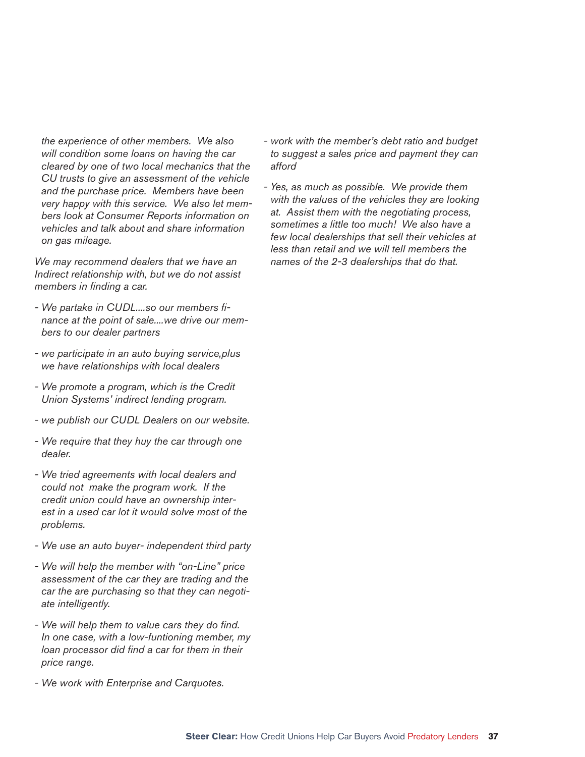*the experience of other members. We also will condition some loans on having the car cleared by one of two local mechanics that the CU trusts to give an assessment of the vehicle and the purchase price. Members have been very happy with this service. We also let members look at Consumer Reports information on vehicles and talk about and share information on gas mileage.*

*We may recommend dealers that we have an Indirect relationship with, but we do not assist members in finding a car.*

- *We partake in CUDL....so our members finance at the point of sale....we drive our members to our dealer partners*
- *we participate in an auto buying service,plus we have relationships with local dealers*
- *We promote a program, which is the Credit Union Systems' indirect lending program.*
- *we publish our CUDL Dealers on our website.*
- *We require that they huy the car through one dealer.*
- *We tried agreements with local dealers and could not make the program work. If the credit union could have an ownership interest in a used car lot it would solve most of the problems.*
- *We use an auto buyer- independent third party*
- *We will help the member with "on-Line" price assessment of the car they are trading and the car the are purchasing so that they can negotiate intelligently.*
- *We will help them to value cars they do find. In one case, with a low-funtioning member, my loan processor did find a car for them in their price range.*
- *We work with Enterprise and Carquotes.*
- *work with the member's debt ratio and budget to suggest a sales price and payment they can afford*
- *Yes, as much as possible. We provide them with the values of the vehicles they are looking at. Assist them with the negotiating process, sometimes a little too much! We also have a few local dealerships that sell their vehicles at less than retail and we will tell members the names of the 2-3 dealerships that do that.*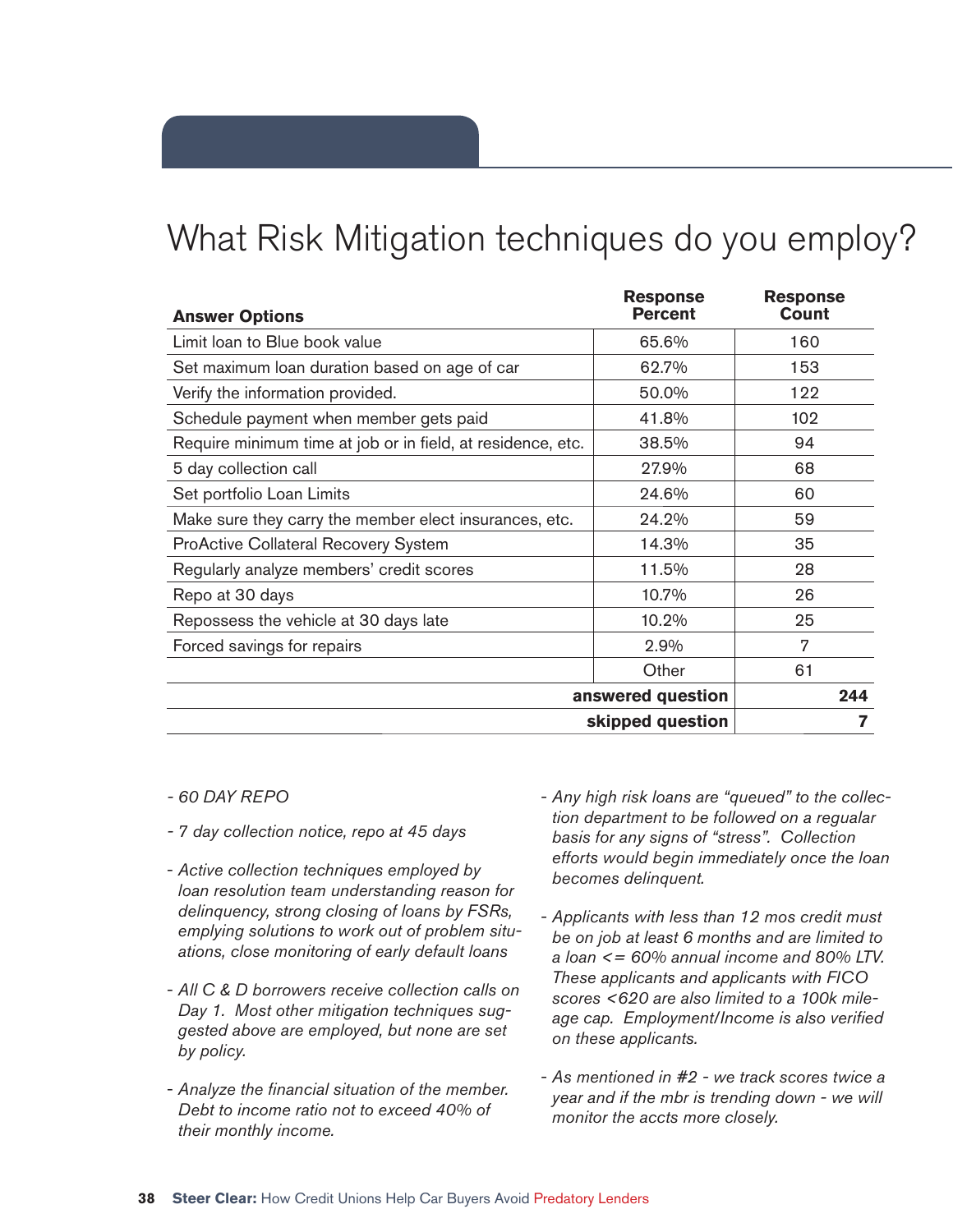# What Risk Mitigation techniques do you employ?

| Answer Options | Response Percent | Response Count |
|---|---|---|
| Limit loan to Blue book value | 65.6% | 160 |
| Set maximum loan duration based on age of car | 62.7% | 153 |
| Verify the information provided. | 50.0% | 122 |
| Schedule payment when member gets paid | 41.8% | 102 |
| Require minimum time at job or in field, at residence, etc. | 38.5% | 94 |
| 5 day collection call | 27.9% | 68 |
| Set portfolio Loan Limits | 24.6% | 60 |
| Make sure they carry the member elect insurances, etc. | 24.2% | 59 |
| ProActive Collateral Recovery System | 14.3% | 35 |
| Regularly analyze members' credit scores | 11.5% | 28 |
| Repo at 30 days | 10.7% | 26 |
| Repossess the vehicle at 30 days late | 10.2% | 25 |
| Forced savings for repairs | 2.9% | 7 |
| | Other | 61 |
| | **answered question** | **244** |
| | **skipped question** | **7** |

- *60 DAY REPO*
- *7 day collection notice, repo at 45 days*
- *Active collection techniques employed by loan resolution team understanding reason for delinquency, strong closing of loans by FSRs, emplying solutions to work out of problem situations, close monitoring of early default loans*
- *All C & D borrowers receive collection calls on Day 1. Most other mitigation techniques suggested above are employed, but none are set by policy.*
- *Analyze the financial situation of the member. Debt to income ratio not to exceed 40% of their monthly income.*
- *Any high risk loans are "queued" to the collection department to be followed on a regualar basis for any signs of "stress". Collection efforts would begin immediately once the loan becomes delinquent.*
- *Applicants with less than 12 mos credit must be on job at least 6 months and are limited to a loan <= 60% annual income and 80% LTV. These applicants and applicants with FICO scores <620 are also limited to a 100k mileage cap. Employment/Income is also verified on these applicants.*
- *As mentioned in #2 - we track scores twice a year and if the mbr is trending down - we will monitor the accts more closely.*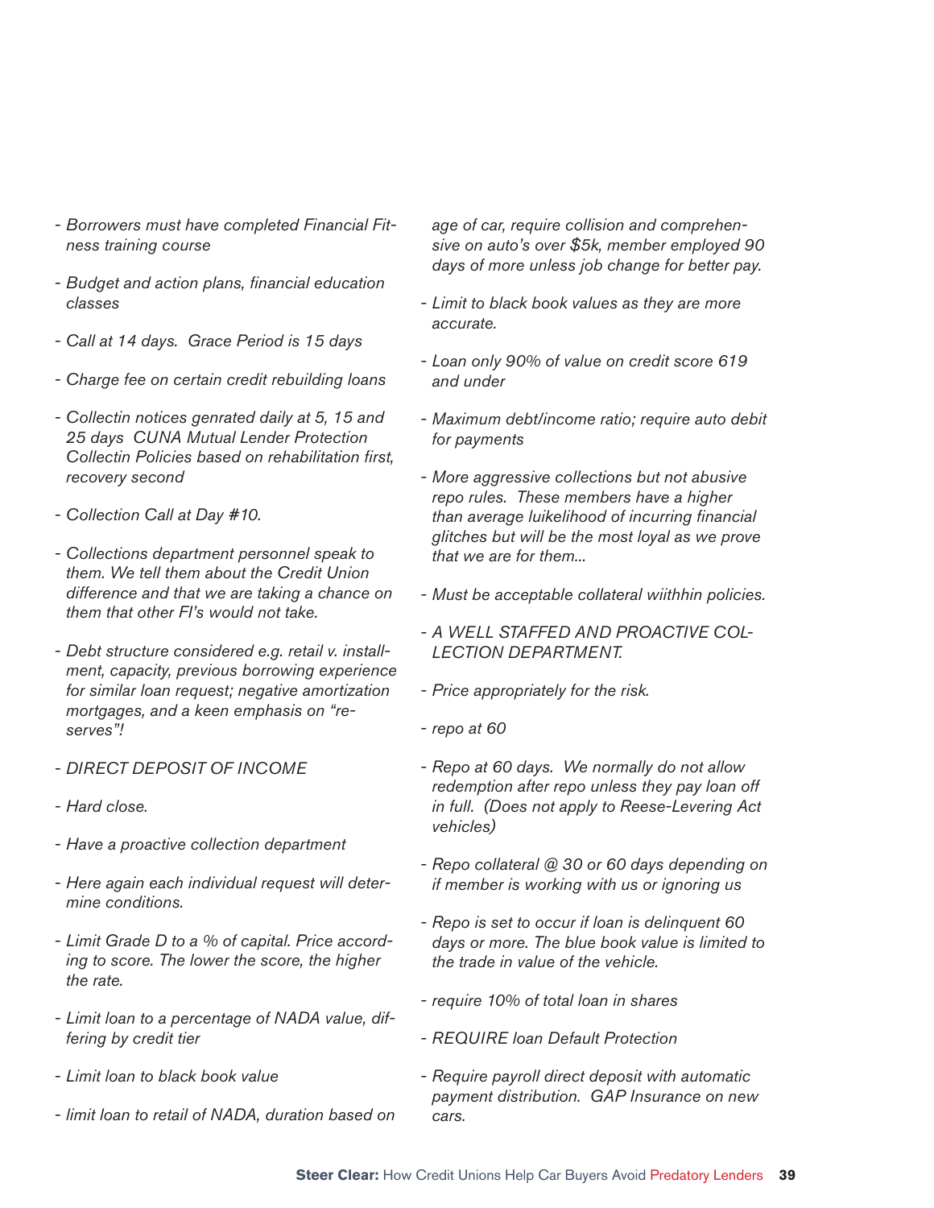- *Borrowers must have completed Financial Fitness training course*

- *Budget and action plans, financial education classes*

- *Call at 14 days. Grace Period is 15 days*

- *Charge fee on certain credit rebuilding loans*

- *Collectin notices genrated daily at 5, 15 and 25 days CUNA Mutual Lender Protection Collectin Policies based on rehabilitation first, recovery second*

- *Collection Call at Day #10.*

- *Collections department personnel speak to them. We tell them about the Credit Union difference and that we are taking a chance on them that other FI's would not take.*

- *Debt structure considered e.g. retail v. installment, capacity, previous borrowing experience for similar loan request; negative amortization mortgages, and a keen emphasis on "reserves"!*

- *DIRECT DEPOSIT OF INCOME*

- *Hard close.*

- *Have a proactive collection department*

- *Here again each individual request will determine conditions.*

- *Limit Grade D to a % of capital. Price according to score. The lower the score, the higher the rate.*

- *Limit loan to a percentage of NADA value, differing by credit tier*

- *Limit loan to black book value*

- *limit loan to retail of NADA, duration based on age of car, require collision and comprehensive on auto's over $5k, member employed 90 days of more unless job change for better pay.*

- *Limit to black book values as they are more accurate.*

- *Loan only 90% of value on credit score 619 and under*

- *Maximum debt/income ratio; require auto debit for payments*

- *More aggressive collections but not abusive repo rules. These members have a higher than average luikelihood of incurring financial glitches but will be the most loyal as we prove that we are for them...*

- *Must be acceptable collateral wiithhin policies.*

- *A WELL STAFFED AND PROACTIVE COLLECTION DEPARTMENT.*

- *Price appropriately for the risk.*

- *repo at 60*

- *Repo at 60 days. We normally do not allow redemption after repo unless they pay loan off in full. (Does not apply to Reese-Levering Act vehicles)*

- *Repo collateral @ 30 or 60 days depending on if member is working with us or ignoring us*

- *Repo is set to occur if loan is delinquent 60 days or more. The blue book value is limited to the trade in value of the vehicle.*

- *require 10% of total loan in shares*

- *REQUIRE loan Default Protection*

- *Require payroll direct deposit with automatic payment distribution. GAP Insurance on new cars.*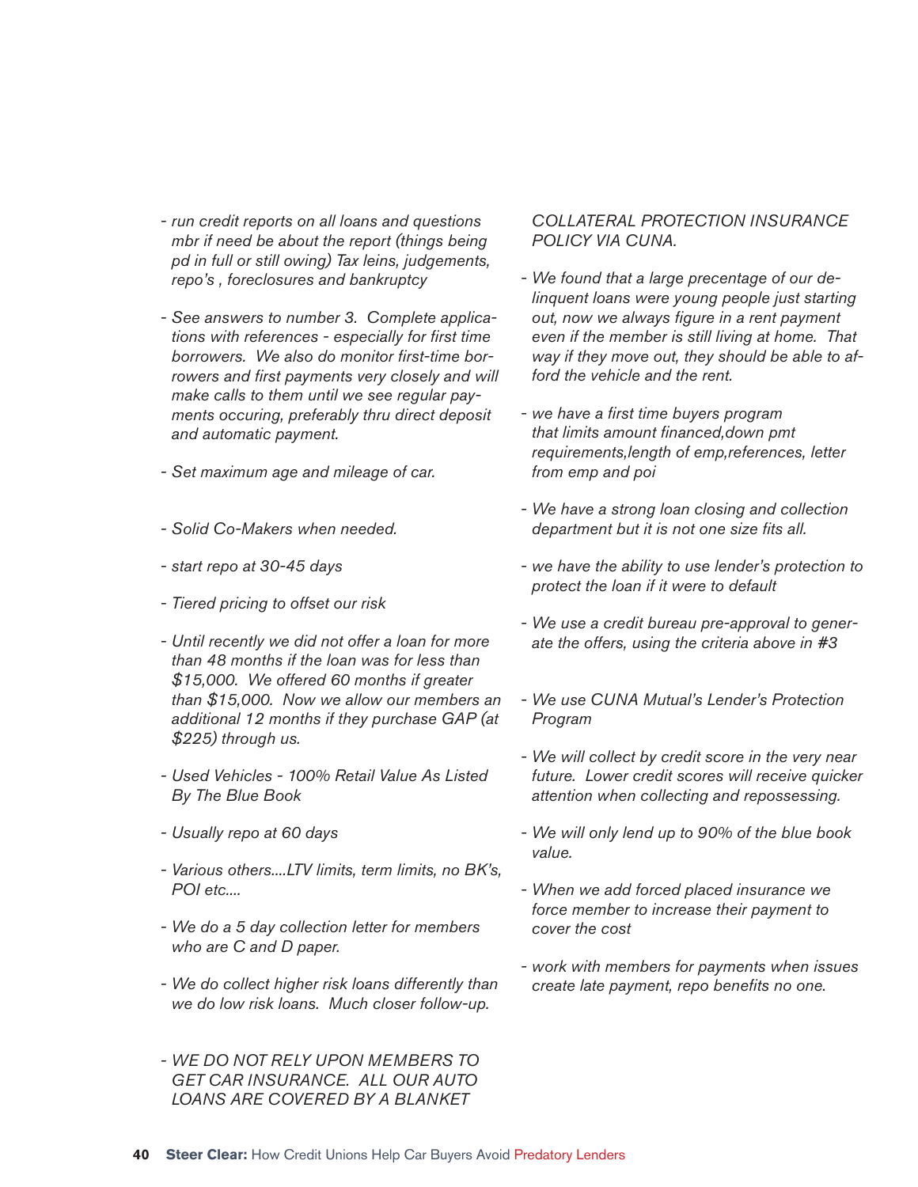- *run credit reports on all loans and questions mbr if need be about the report (things being pd in full or still owing) Tax leins, judgements, repo's , foreclosures and bankruptcy*

- *See answers to number 3. Complete applications with references - especially for first time borrowers. We also do monitor first-time borrowers and first payments very closely and will make calls to them until we see regular payments occuring, preferably thru direct deposit and automatic payment.*

- *Set maximum age and mileage of car.*

- *Solid Co-Makers when needed.*

- *start repo at 30-45 days*

- *Tiered pricing to offset our risk*

- *Until recently we did not offer a loan for more than 48 months if the loan was for less than $15,000. We offered 60 months if greater than $15,000. Now we allow our members an additional 12 months if they purchase GAP (at $225) through us.*

- *Used Vehicles - 100% Retail Value As Listed By The Blue Book*

- *Usually repo at 60 days*

- *Various others....LTV limits, term limits, no BK's, POI etc....*

- *We do a 5 day collection letter for members who are C and D paper.*

- *We do collect higher risk loans differently than we do low risk loans. Much closer follow-up.*

- *WE DO NOT RELY UPON MEMBERS TO GET CAR INSURANCE. ALL OUR AUTO LOANS ARE COVERED BY A BLANKET COLLATERAL PROTECTION INSURANCE POLICY VIA CUNA.*

- *We found that a large precentage of our delinquent loans were young people just starting out, now we always figure in a rent payment even if the member is still living at home. That way if they move out, they should be able to afford the vehicle and the rent.*

- *we have a first time buyers program that limits amount financed,down pmt requirements,length of emp,references, letter from emp and poi*

- *We have a strong loan closing and collection department but it is not one size fits all.*

- *we have the ability to use lender's protection to protect the loan if it were to default*

- *We use a credit bureau pre-approval to generate the offers, using the criteria above in #3*

- *We use CUNA Mutual's Lender's Protection Program*

- *We will collect by credit score in the very near future. Lower credit scores will receive quicker attention when collecting and repossessing.*

- *We will only lend up to 90% of the blue book value.*

- *When we add forced placed insurance we force member to increase their payment to cover the cost*

- *work with members for payments when issues create late payment, repo benefits no one.*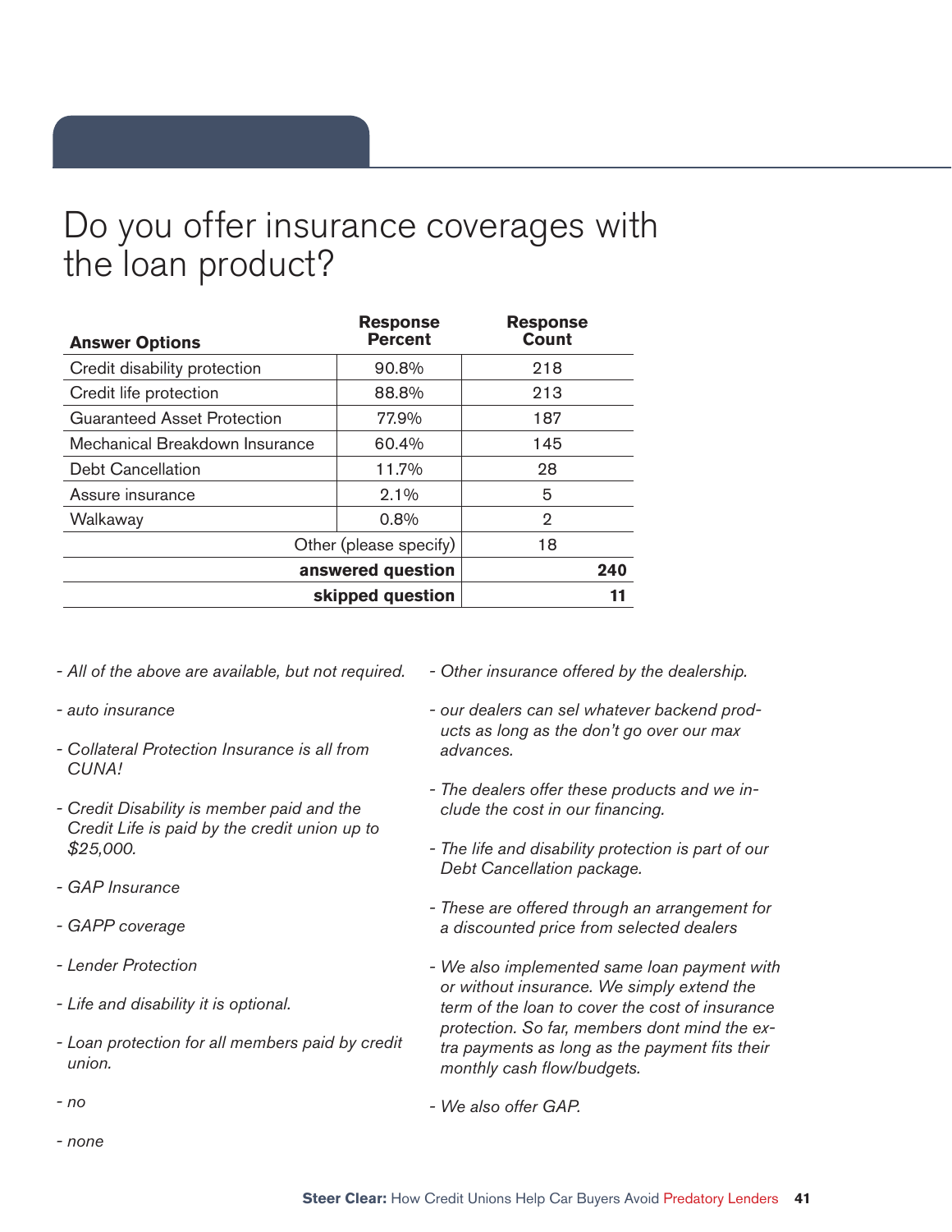# Do you offer insurance coverages with the loan product?

| Answer Options | Response Percent | Response Count |
|---|---|---|
| Credit disability protection | 90.8% | 218 |
| Credit life protection | 88.8% | 213 |
| Guaranteed Asset Protection | 77.9% | 187 |
| Mechanical Breakdown Insurance | 60.4% | 145 |
| Debt Cancellation | 11.7% | 28 |
| Assure insurance | 2.1% | 5 |
| Walkaway | 0.8% | 2 |
| | Other (please specify) | 18 |
| | **answered question** | **240** |
| | **skipped question** | **11** |

- *All of the above are available, but not required.*
- *auto insurance*
- *Collateral Protection Insurance is all from CUNA!*
- *Credit Disability is member paid and the Credit Life is paid by the credit union up to $25,000.*
- *GAP Insurance*
- *GAPP coverage*
- *Lender Protection*
- *Life and disability it is optional.*
- *Loan protection for all members paid by credit union.*
- *no*
- *none*
- *Other insurance offered by the dealership.*
- *our dealers can sel whatever backend products as long as the don't go over our max advances.*
- *The dealers offer these products and we include the cost in our financing.*
- *The life and disability protection is part of our Debt Cancellation package.*
- *These are offered through an arrangement for a discounted price from selected dealers*
- *We also implemented same loan payment with or without insurance. We simply extend the term of the loan to cover the cost of insurance protection. So far, members dont mind the extra payments as long as the payment fits their monthly cash flow/budgets.*
- *We also offer GAP.*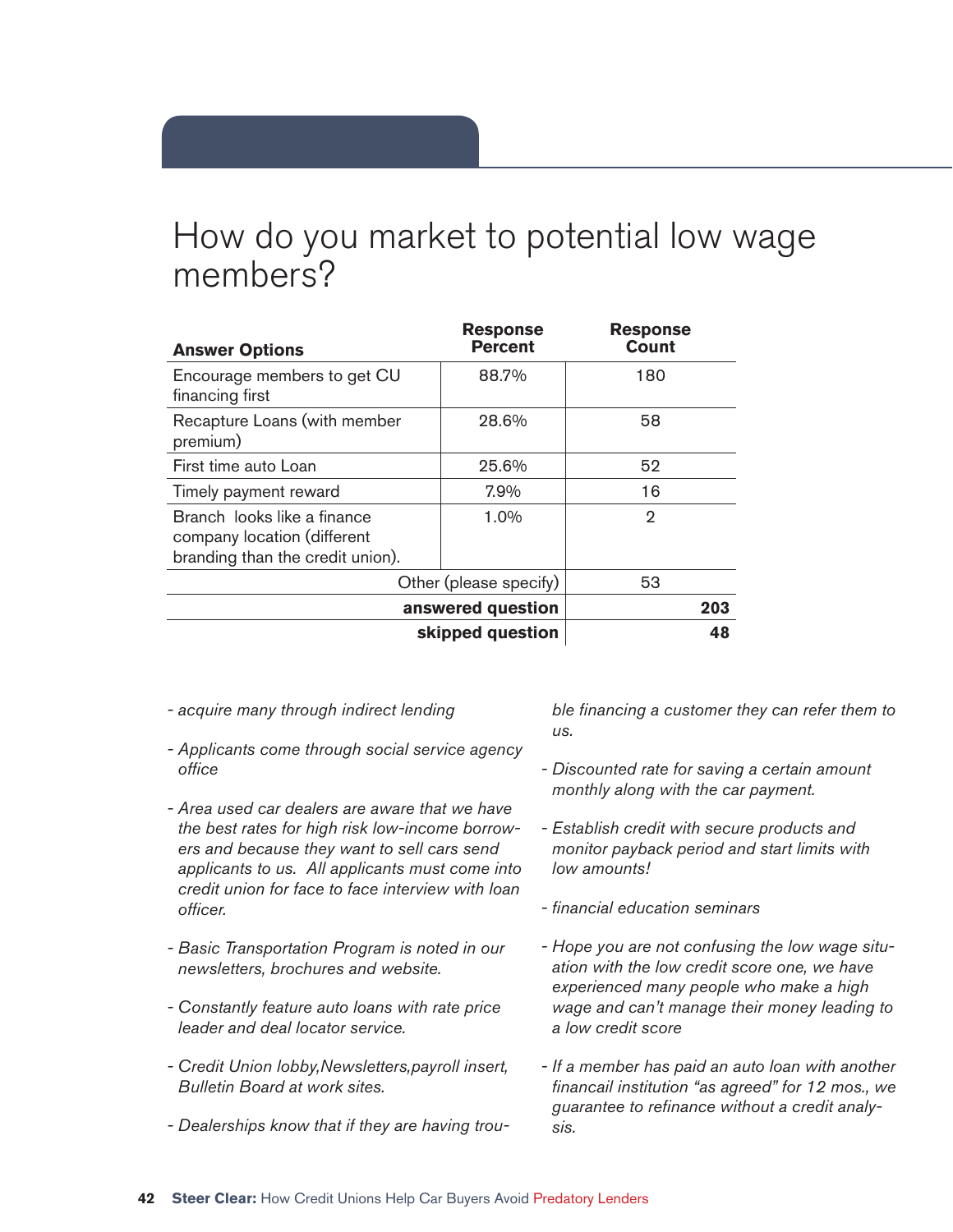# How do you market to potential low wage members?

| Answer Options | Response Percent | Response Count |
|---|---|---|
| Encourage members to get CU financing first | 88.7% | 180 |
| Recapture Loans (with member premium) | 28.6% | 58 |
| First time auto Loan | 25.6% | 52 |
| Timely payment reward | 7.9% | 16 |
| Branch looks like a finance company location (different branding than the credit union). | 1.0% | 2 |
| Other (please specify) | | 53 |
| **answered question** | | **203** |
| **skipped question** | | **48** |

- *acquire many through indirect lending*
- *Applicants come through social service agency office*
- *Area used car dealers are aware that we have the best rates for high risk low-income borrowers and because they want to sell cars send applicants to us. All applicants must come into credit union for face to face interview with loan officer.*
- *Basic Transportation Program is noted in our newsletters, brochures and website.*
- *Constantly feature auto loans with rate price leader and deal locator service.*
- *Credit Union lobby,Newsletters,payroll insert, Bulletin Board at work sites.*
- *Dealerships know that if they are having trouble financing a customer they can refer them to us.*
- *Discounted rate for saving a certain amount monthly along with the car payment.*
- *Establish credit with secure products and monitor payback period and start limits with low amounts!*
- *financial education seminars*
- *Hope you are not confusing the low wage situation with the low credit score one, we have experienced many people who make a high wage and can't manage their money leading to a low credit score*
- *If a member has paid an auto loan with another financail institution "as agreed" for 12 mos., we guarantee to refinance without a credit analysis.*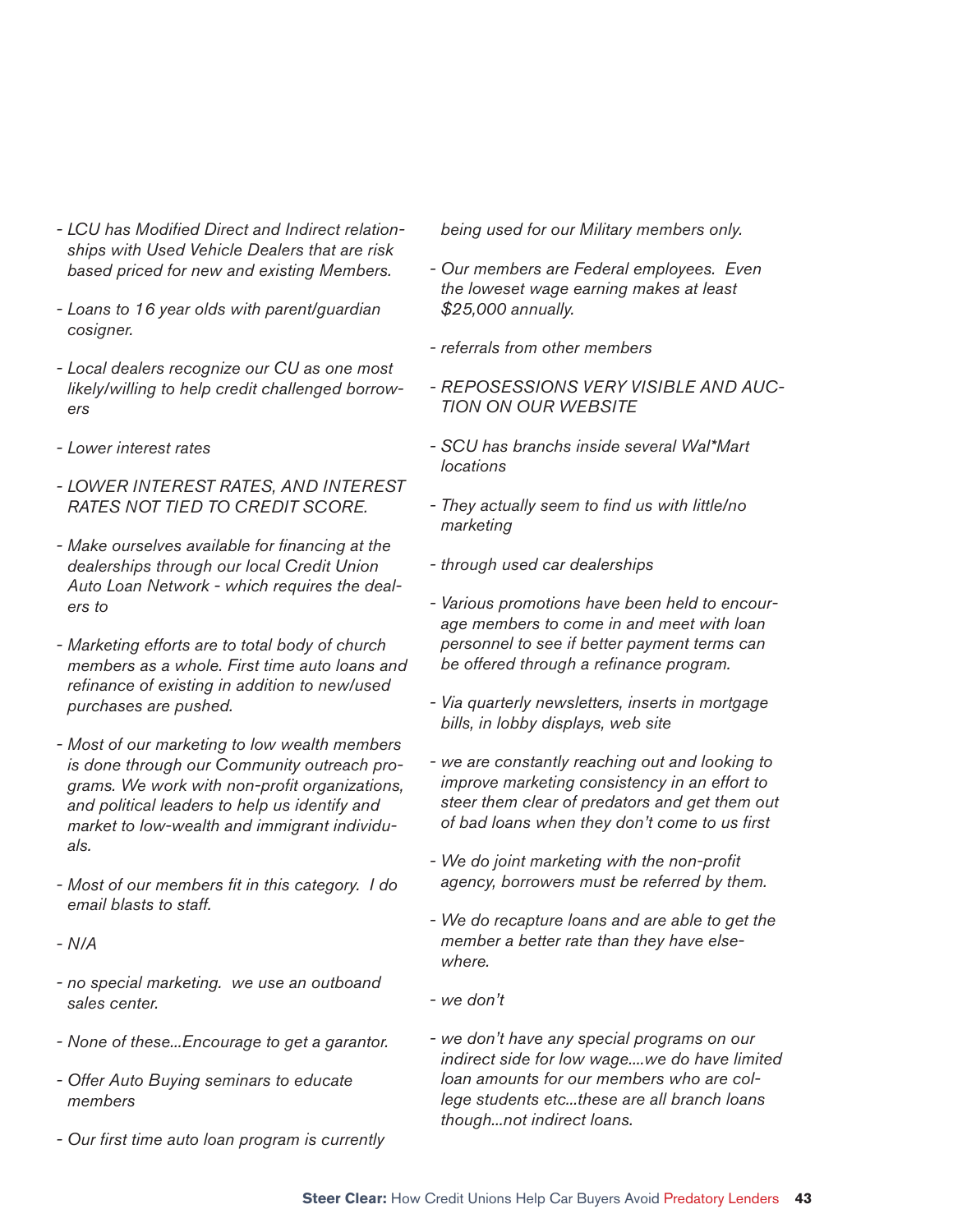- *LCU has Modified Direct and Indirect relationships with Used Vehicle Dealers that are risk based priced for new and existing Members.*

- *Loans to 16 year olds with parent/guardian cosigner.*

- *Local dealers recognize our CU as one most likely/willing to help credit challenged borrowers*

- *Lower interest rates*

- *LOWER INTEREST RATES, AND INTEREST RATES NOT TIED TO CREDIT SCORE.*

- *Make ourselves available for financing at the dealerships through our local Credit Union Auto Loan Network - which requires the dealers to*

- *Marketing efforts are to total body of church members as a whole. First time auto loans and refinance of existing in addition to new/used purchases are pushed.*

- *Most of our marketing to low wealth members is done through our Community outreach programs. We work with non-profit organizations, and political leaders to help us identify and market to low-wealth and immigrant individuals.*

- *Most of our members fit in this category. I do email blasts to staff.*

- *N/A*

- *no special marketing. we use an outboand sales center.*

- *None of these...Encourage to get a garantor.*

- *Offer Auto Buying seminars to educate members*

- *Our first time auto loan program is currently being used for our Military members only.*

- *Our members are Federal employees. Even the loweset wage earning makes at least $25,000 annually.*

- *referrals from other members*

- *REPOSESSIONS VERY VISIBLE AND AUCTION ON OUR WEBSITE*

- *SCU has branchs inside several Wal*Mart locations*

- *They actually seem to find us with little/no marketing*

- *through used car dealerships*

- *Various promotions have been held to encourage members to come in and meet with loan personnel to see if better payment terms can be offered through a refinance program.*

- *Via quarterly newsletters, inserts in mortgage bills, in lobby displays, web site*

- *we are constantly reaching out and looking to improve marketing consistency in an effort to steer them clear of predators and get them out of bad loans when they don't come to us first*

- *We do joint marketing with the non-profit agency, borrowers must be referred by them.*

- *We do recapture loans and are able to get the member a better rate than they have elsewhere.*

- *we don't*

- *we don't have any special programs on our indirect side for low wage....we do have limited loan amounts for our members who are college students etc...these are all branch loans though...not indirect loans.*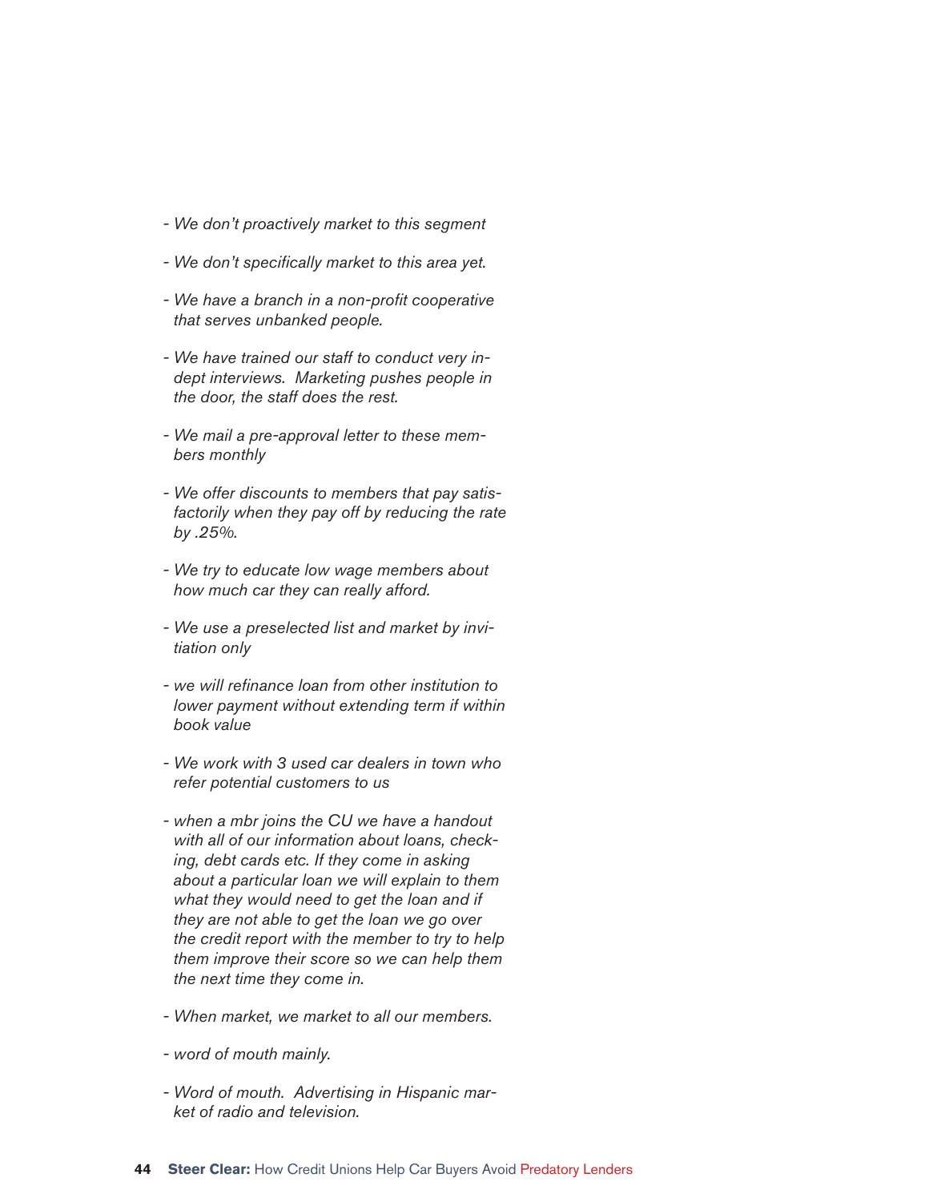- *We don't proactively market to this segment*

- *We don't specifically market to this area yet.*

- *We have a branch in a non-profit cooperative that serves unbanked people.*

- *We have trained our staff to conduct very in-dept interviews. Marketing pushes people in the door, the staff does the rest.*

- *We mail a pre-approval letter to these members monthly*

- *We offer discounts to members that pay satisfactorily when they pay off by reducing the rate by .25%.*

- *We try to educate low wage members about how much car they can really afford.*

- *We use a preselected list and market by invitiation only*

- *we will refinance loan from other institution to lower payment without extending term if within book value*

- *We work with 3 used car dealers in town who refer potential customers to us*

- *when a mbr joins the CU we have a handout with all of our information about loans, checking, debt cards etc. If they come in asking about a particular loan we will explain to them what they would need to get the loan and if they are not able to get the loan we go over the credit report with the member to try to help them improve their score so we can help them the next time they come in.*

- *When market, we market to all our members.*

- *word of mouth mainly.*

- *Word of mouth. Advertising in Hispanic market of radio and television.*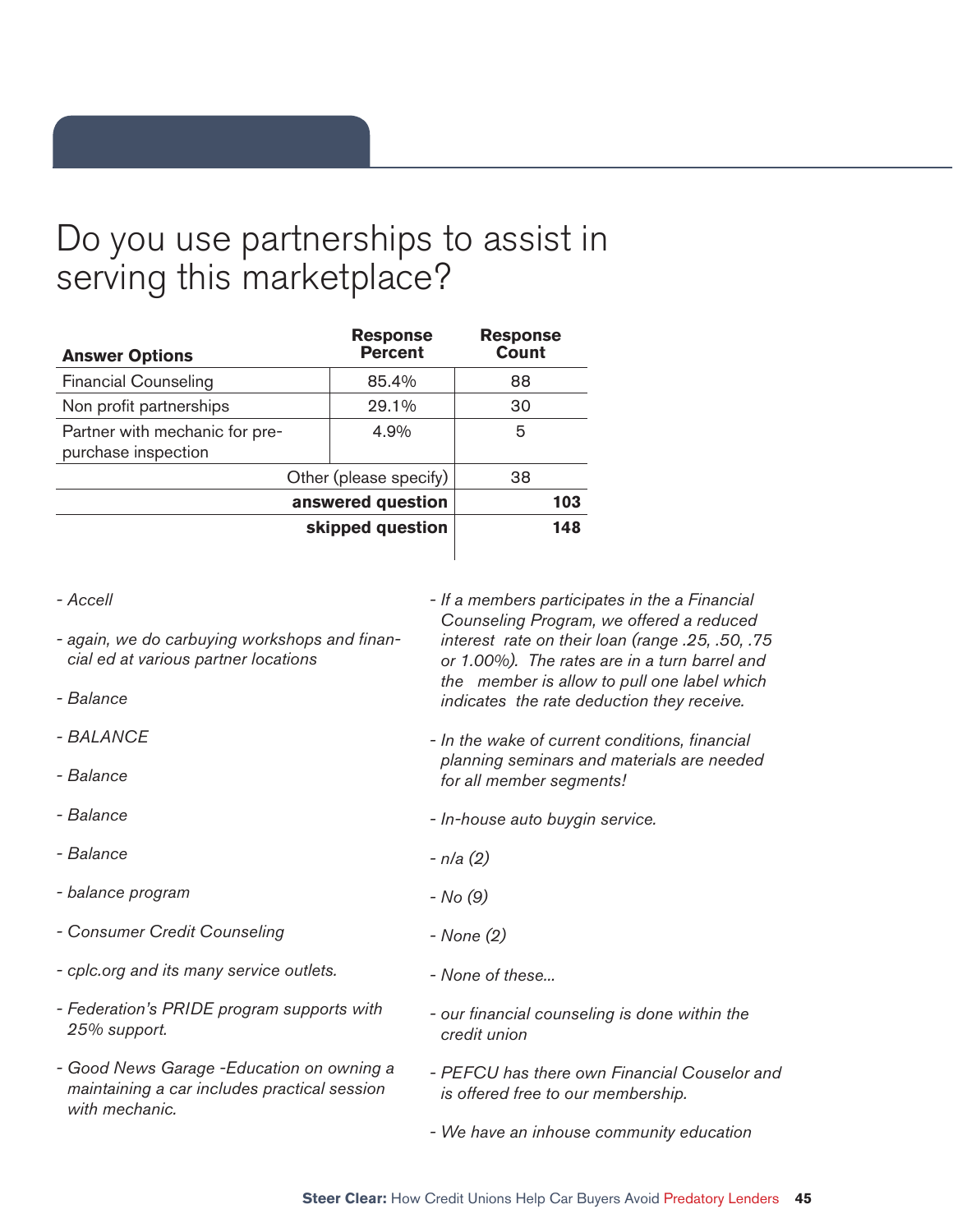# Do you use partnerships to assist in serving this marketplace?

| Answer Options | Response Percent | Response Count |
|---|---|---|
| Financial Counseling | 85.4% | 88 |
| Non profit partnerships | 29.1% | 30 |
| Partner with mechanic for pre-purchase inspection | 4.9% | 5 |
| Other (please specify) | | 38 |
| **answered question** | | **103** |
| **skipped question** | | **148** |

- *Accell*
- *again, we do carbuying workshops and financial ed at various partner locations*
- *Balance*
- *BALANCE*
- *Balance*
- *Balance*
- *Balance*
- *balance program*
- *Consumer Credit Counseling*
- *cplc.org and its many service outlets.*
- *Federation's PRIDE program supports with 25% support.*
- *Good News Garage -Education on owning a maintaining a car includes practical session with mechanic.*
- *If a members participates in the a Financial Counseling Program, we offered a reduced interest rate on their loan (range .25, .50, .75 or 1.00%). The rates are in a turn barrel and the member is allow to pull one label which indicates the rate deduction they receive.*
- *In the wake of current conditions, financial planning seminars and materials are needed for all member segments!*
- *In-house auto buygin service.*
- *n/a (2)*
- *No (9)*
- *None (2)*
- *None of these...*
- *our financial counseling is done within the credit union*
- *PEFCU has there own Financial Couselor and is offered free to our membership.*
- *We have an inhouse community education*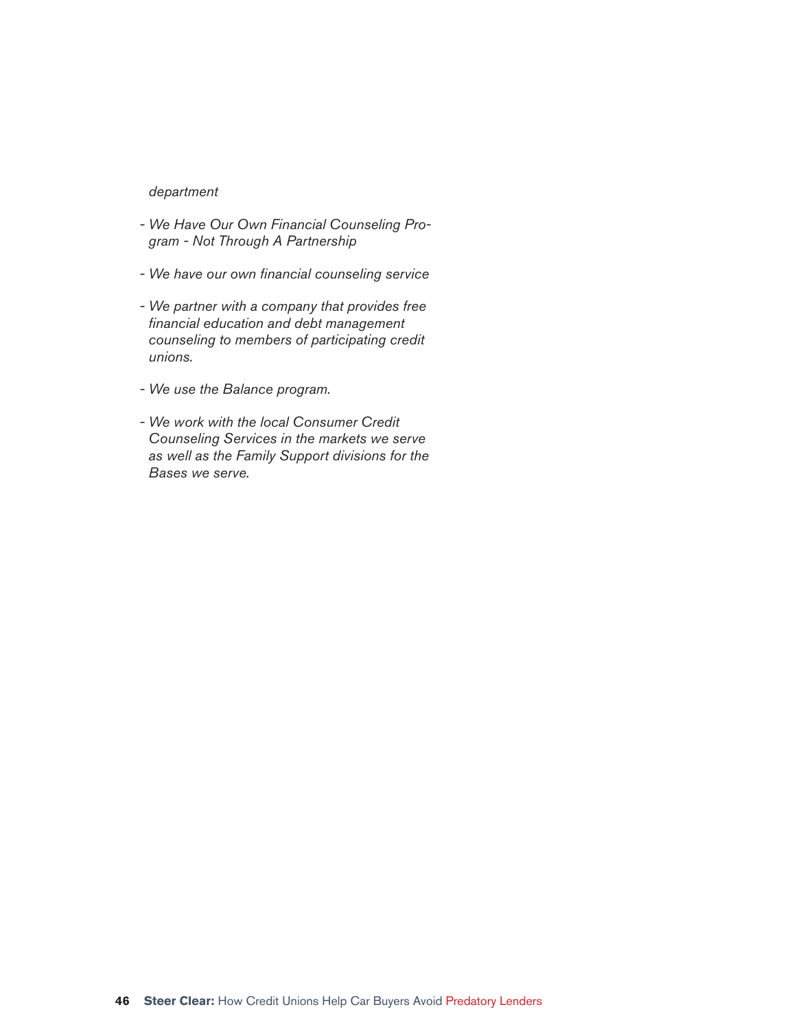*department*

- *We Have Our Own Financial Counseling Program - Not Through A Partnership*
- *We have our own financial counseling service*
- *We partner with a company that provides free financial education and debt management counseling to members of participating credit unions.*
- *We use the Balance program.*
- *We work with the local Consumer Credit Counseling Services in the markets we serve as well as the Family Support divisions for the Bases we serve.*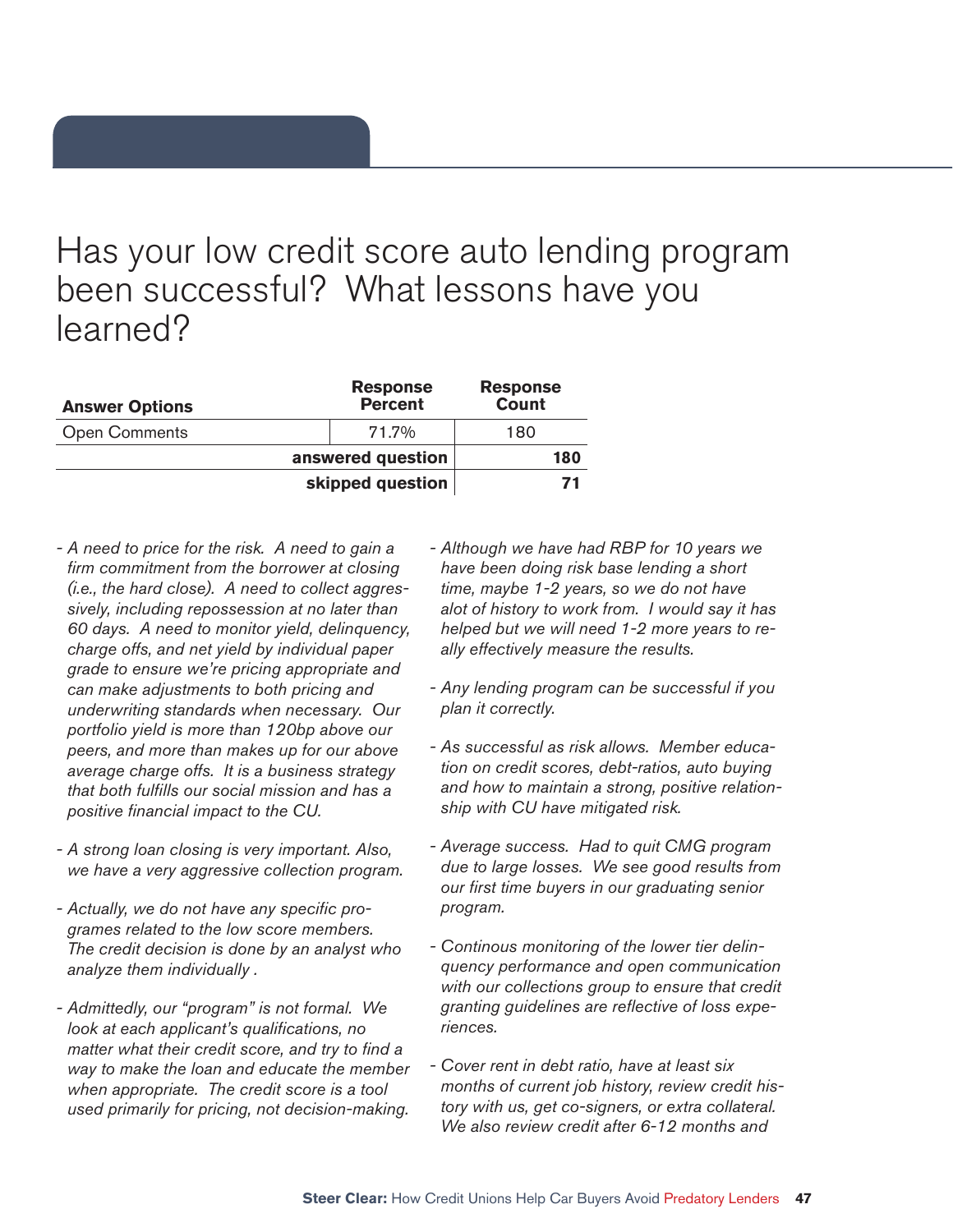# Has your low credit score auto lending program been successful? What lessons have you learned?

| Answer Options | Response Percent | Response Count |
|---|---|---|
| Open Comments | 71.7% | 180 |
| | **answered question** | **180** |
| | **skipped question** | **71** |

- *A need to price for the risk. A need to gain a firm commitment from the borrower at closing (i.e., the hard close). A need to collect aggressively, including repossession at no later than 60 days. A need to monitor yield, delinquency, charge offs, and net yield by individual paper grade to ensure we're pricing appropriate and can make adjustments to both pricing and underwriting standards when necessary. Our portfolio yield is more than 120bp above our peers, and more than makes up for our above average charge offs. It is a business strategy that both fulfills our social mission and has a positive financial impact to the CU.*

- *A strong loan closing is very important. Also, we have a very aggressive collection program.*

- *Actually, we do not have any specific programes related to the low score members. The credit decision is done by an analyst who analyze them individually .*

- *Admittedly, our "program" is not formal. We look at each applicant's qualifications, no matter what their credit score, and try to find a way to make the loan and educate the member when appropriate. The credit score is a tool used primarily for pricing, not decision-making.*

- *Although we have had RBP for 10 years we have been doing risk base lending a short time, maybe 1-2 years, so we do not have alot of history to work from. I would say it has helped but we will need 1-2 more years to really effectively measure the results.*

- *Any lending program can be successful if you plan it correctly.*

- *As successful as risk allows. Member education on credit scores, debt-ratios, auto buying and how to maintain a strong, positive relationship with CU have mitigated risk.*

- *Average success. Had to quit CMG program due to large losses. We see good results from our first time buyers in our graduating senior program.*

- *Continous monitoring of the lower tier delinquency performance and open communication with our collections group to ensure that credit granting guidelines are reflective of loss experiences.*

- *Cover rent in debt ratio, have at least six months of current job history, review credit history with us, get co-signers, or extra collateral. We also review credit after 6-12 months and*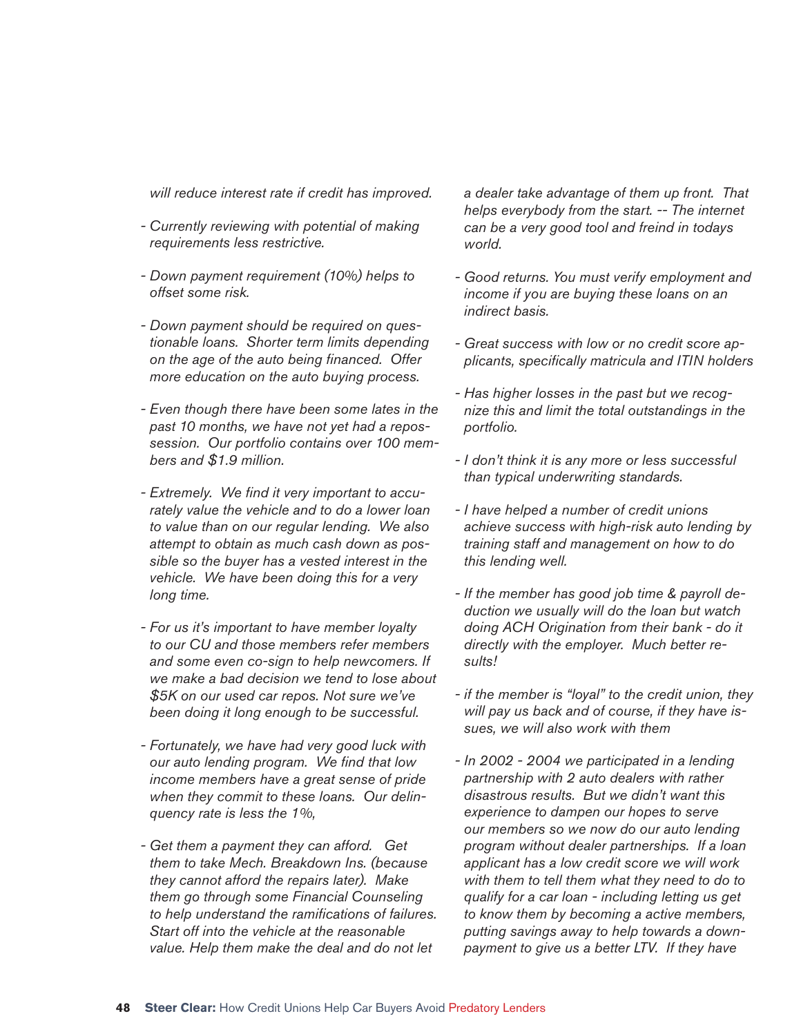*will reduce interest rate if credit has improved.*

- *Currently reviewing with potential of making requirements less restrictive.*

- *Down payment requirement (10%) helps to offset some risk.*

- *Down payment should be required on questionable loans. Shorter term limits depending on the age of the auto being financed. Offer more education on the auto buying process.*

- *Even though there have been some lates in the past 10 months, we have not yet had a repossession. Our portfolio contains over 100 members and $1.9 million.*

- *Extremely. We find it very important to accurately value the vehicle and to do a lower loan to value than on our regular lending. We also attempt to obtain as much cash down as possible so the buyer has a vested interest in the vehicle. We have been doing this for a very long time.*

- *For us it's important to have member loyalty to our CU and those members refer members and some even co-sign to help newcomers. If we make a bad decision we tend to lose about $5K on our used car repos. Not sure we've been doing it long enough to be successful.*

- *Fortunately, we have had very good luck with our auto lending program. We find that low income members have a great sense of pride when they commit to these loans. Our delinquency rate is less the 1%,*

- *Get them a payment they can afford. Get them to take Mech. Breakdown Ins. (because they cannot afford the repairs later). Make them go through some Financial Counseling to help understand the ramifications of failures. Start off into the vehicle at the reasonable value. Help them make the deal and do not let a dealer take advantage of them up front. That helps everybody from the start. -- The internet can be a very good tool and freind in todays world.*

- *Good returns. You must verify employment and income if you are buying these loans on an indirect basis.*

- *Great success with low or no credit score applicants, specifically matricula and ITIN holders*

- *Has higher losses in the past but we recognize this and limit the total outstandings in the portfolio.*

- *I don't think it is any more or less successful than typical underwriting standards.*

- *I have helped a number of credit unions achieve success with high-risk auto lending by training staff and management on how to do this lending well.*

- *If the member has good job time & payroll deduction we usually will do the loan but watch doing ACH Origination from their bank - do it directly with the employer. Much better results!*

- *if the member is "loyal" to the credit union, they will pay us back and of course, if they have issues, we will also work with them*

- *In 2002 - 2004 we participated in a lending partnership with 2 auto dealers with rather disastrous results. But we didn't want this experience to dampen our hopes to serve our members so we now do our auto lending program without dealer partnerships. If a loan applicant has a low credit score we will work with them to tell them what they need to do to qualify for a car loan - including letting us get to know them by becoming a active members, putting savings away to help towards a downpayment to give us a better LTV. If they have*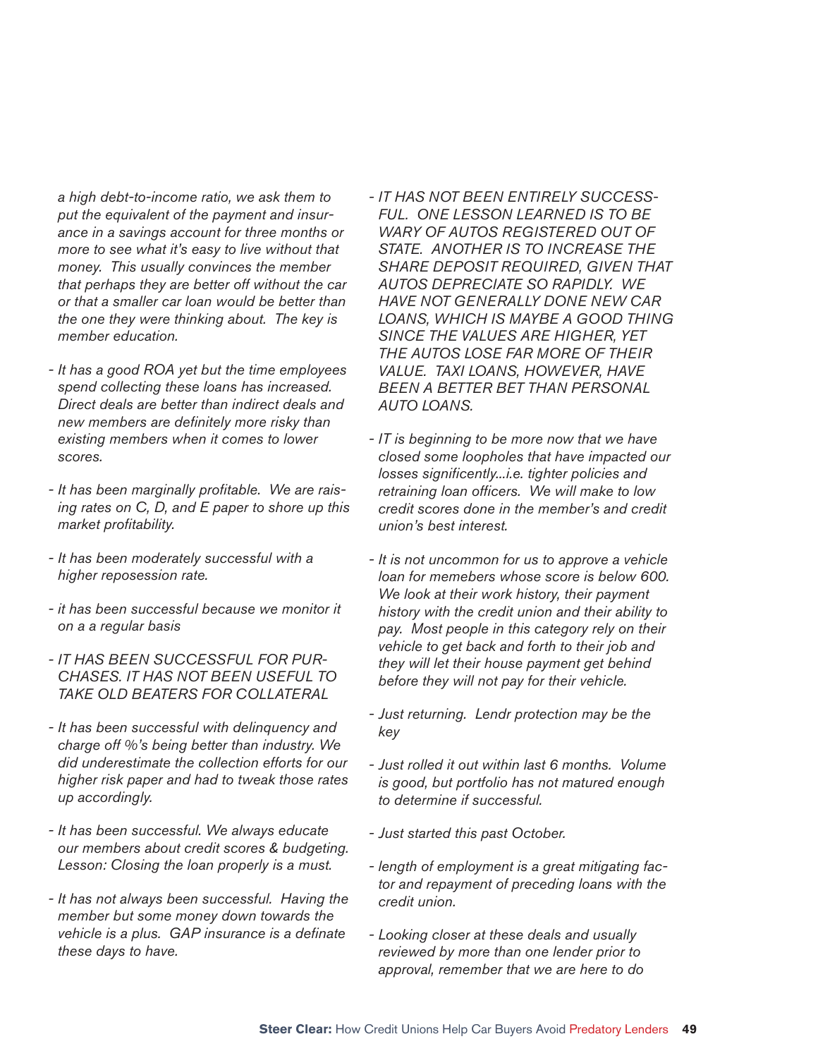*a high debt-to-income ratio, we ask them to put the equivalent of the payment and insurance in a savings account for three months or more to see what it's easy to live without that money. This usually convinces the member that perhaps they are better off without the car or that a smaller car loan would be better than the one they were thinking about. The key is member education.*

- *It has a good ROA yet but the time employees spend collecting these loans has increased. Direct deals are better than indirect deals and new members are definitely more risky than existing members when it comes to lower scores.*

- *It has been marginally profitable. We are raising rates on C, D, and E paper to shore up this market profitability.*

- *It has been moderately successful with a higher reposession rate.*

- *it has been successful because we monitor it on a a regular basis*

- *IT HAS BEEN SUCCESSFUL FOR PURCHASES. IT HAS NOT BEEN USEFUL TO TAKE OLD BEATERS FOR COLLATERAL*

- *It has been successful with delinquency and charge off %'s being better than industry. We did underestimate the collection efforts for our higher risk paper and had to tweak those rates up accordingly.*

- *It has been successful. We always educate our members about credit scores & budgeting. Lesson: Closing the loan properly is a must.*

- *It has not always been successful. Having the member but some money down towards the vehicle is a plus. GAP insurance is a definate these days to have.*

- *IT HAS NOT BEEN ENTIRELY SUCCESSFUL. ONE LESSON LEARNED IS TO BE WARY OF AUTOS REGISTERED OUT OF STATE. ANOTHER IS TO INCREASE THE SHARE DEPOSIT REQUIRED, GIVEN THAT AUTOS DEPRECIATE SO RAPIDLY. WE HAVE NOT GENERALLY DONE NEW CAR LOANS, WHICH IS MAYBE A GOOD THING SINCE THE VALUES ARE HIGHER, YET THE AUTOS LOSE FAR MORE OF THEIR VALUE. TAXI LOANS, HOWEVER, HAVE BEEN A BETTER BET THAN PERSONAL AUTO LOANS.*

- *IT is beginning to be more now that we have closed some loopholes that have impacted our losses significently...i.e. tighter policies and retraining loan officers. We will make to low credit scores done in the member's and credit union's best interest.*

- *It is not uncommon for us to approve a vehicle loan for memebers whose score is below 600. We look at their work history, their payment history with the credit union and their ability to pay. Most people in this category rely on their vehicle to get back and forth to their job and they will let their house payment get behind before they will not pay for their vehicle.*

- *Just returning. Lendr protection may be the key*

- *Just rolled it out within last 6 months. Volume is good, but portfolio has not matured enough to determine if successful.*

- *Just started this past October.*

- *length of employment is a great mitigating factor and repayment of preceding loans with the credit union.*

- *Looking closer at these deals and usually reviewed by more than one lender prior to approval, remember that we are here to do*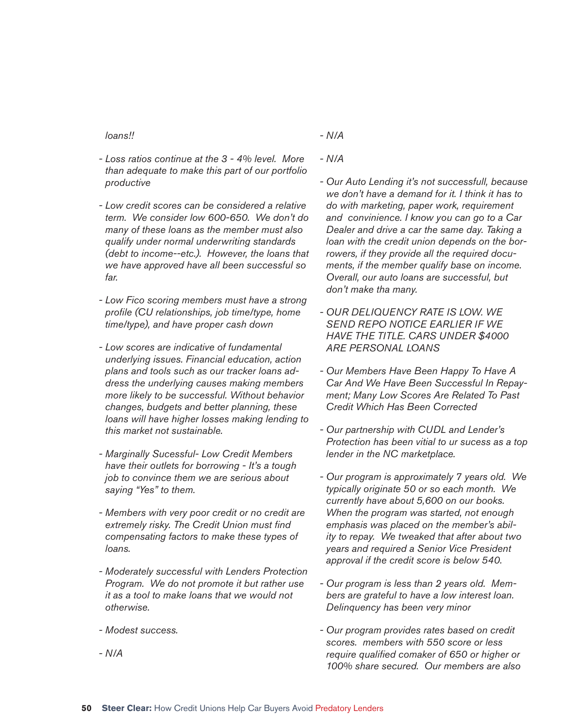*loans!!*

- *Loss ratios continue at the 3 - 4% level. More than adequate to make this part of our portfolio productive*

- *Low credit scores can be considered a relative term. We consider low 600-650. We don't do many of these loans as the member must also qualify under normal underwriting standards (debt to income--etc.). However, the loans that we have approved have all been successful so far.*

- *Low Fico scoring members must have a strong profile (CU relationships, job time/type, home time/type), and have proper cash down*

- *Low scores are indicative of fundamental underlying issues. Financial education, action plans and tools such as our tracker loans address the underlying causes making members more likely to be successful. Without behavior changes, budgets and better planning, these loans will have higher losses making lending to this market not sustainable.*

- *Marginally Sucessful- Low Credit Members have their outlets for borrowing - It's a tough job to convince them we are serious about saying "Yes" to them.*

- *Members with very poor credit or no credit are extremely risky. The Credit Union must find compensating factors to make these types of loans.*

- *Moderately successful with Lenders Protection Program. We do not promote it but rather use it as a tool to make loans that we would not otherwise.*

- *Modest success.*

- *N/A*

- *N/A*

- *N/A*

- *Our Auto Lending it's not successfull, because we don't have a demand for it. I think it has to do with marketing, paper work, requirement and convinience. I know you can go to a Car Dealer and drive a car the same day. Taking a loan with the credit union depends on the borrowers, if they provide all the required documents, if the member qualify base on income. Overall, our auto loans are successful, but don't make tha many.*

- *OUR DELIQUENCY RATE IS LOW. WE SEND REPO NOTICE EARLIER IF WE HAVE THE TITLE. CARS UNDER $4000 ARE PERSONAL LOANS*

- *Our Members Have Been Happy To Have A Car And We Have Been Successful In Repayment; Many Low Scores Are Related To Past Credit Which Has Been Corrected*

- *Our partnership with CUDL and Lender's Protection has been vitial to ur sucess as a top lender in the NC marketplace.*

- *Our program is approximately 7 years old. We typically originate 50 or so each month. We currently have about 5,600 on our books. When the program was started, not enough emphasis was placed on the member's ability to repay. We tweaked that after about two years and required a Senior Vice President approval if the credit score is below 540.*

- *Our program is less than 2 years old. Members are grateful to have a low interest loan. Delinquency has been very minor*

- *Our program provides rates based on credit scores. members with 550 score or less require qualified comaker of 650 or higher or 100% share secured. Our members are also*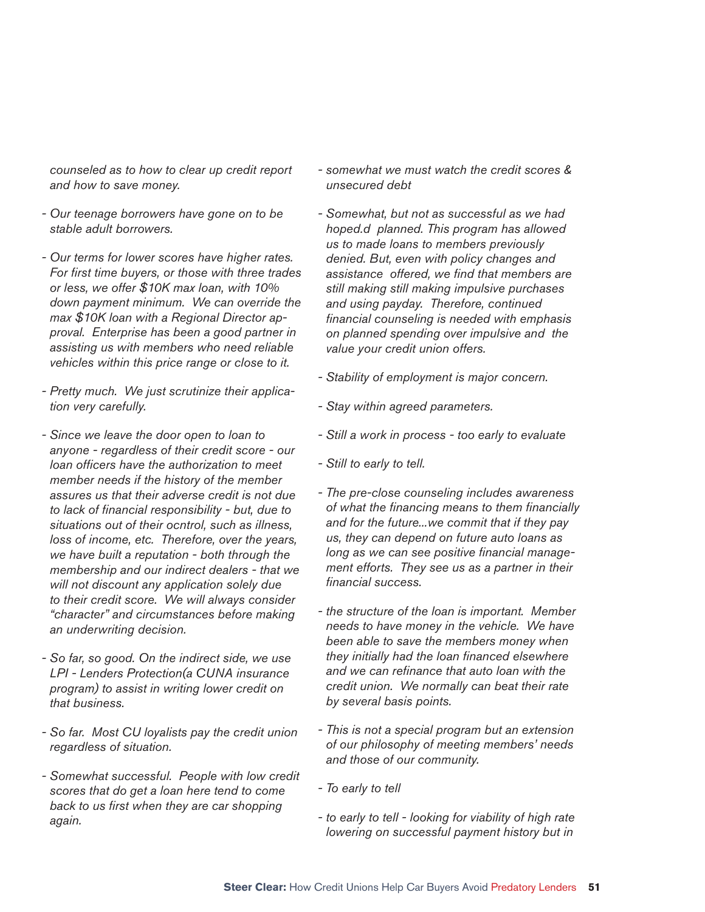*counseled as to how to clear up credit report and how to save money.*

- *Our teenage borrowers have gone on to be stable adult borrowers.*

- *Our terms for lower scores have higher rates. For first time buyers, or those with three trades or less, we offer $10K max loan, with 10% down payment minimum. We can override the max $10K loan with a Regional Director approval. Enterprise has been a good partner in assisting us with members who need reliable vehicles within this price range or close to it.*

- *Pretty much. We just scrutinize their application very carefully.*

- *Since we leave the door open to loan to anyone - regardless of their credit score - our loan officers have the authorization to meet member needs if the history of the member assures us that their adverse credit is not due to lack of financial responsibility - but, due to situations out of their ocntrol, such as illness, loss of income, etc. Therefore, over the years, we have built a reputation - both through the membership and our indirect dealers - that we will not discount any application solely due to their credit score. We will always consider "character" and circumstances before making an underwriting decision.*

- *So far, so good. On the indirect side, we use LPI - Lenders Protection(a CUNA insurance program) to assist in writing lower credit on that business.*

- *So far. Most CU loyalists pay the credit union regardless of situation.*

- *Somewhat successful. People with low credit scores that do get a loan here tend to come back to us first when they are car shopping again.*

- *somewhat we must watch the credit scores & unsecured debt*

- *Somewhat, but not as successful as we had hoped.d planned. This program has allowed us to made loans to members previously denied. But, even with policy changes and assistance offered, we find that members are still making still making impulsive purchases and using payday. Therefore, continued financial counseling is needed with emphasis on planned spending over impulsive and the value your credit union offers.*

- *Stability of employment is major concern.*

- *Stay within agreed parameters.*

- *Still a work in process - too early to evaluate*

- *Still to early to tell.*

- *The pre-close counseling includes awareness of what the financing means to them financially and for the future...we commit that if they pay us, they can depend on future auto loans as long as we can see positive financial management efforts. They see us as a partner in their financial success.*

- *the structure of the loan is important. Member needs to have money in the vehicle. We have been able to save the members money when they initially had the loan financed elsewhere and we can refinance that auto loan with the credit union. We normally can beat their rate by several basis points.*

- *This is not a special program but an extension of our philosophy of meeting members' needs and those of our community.*

- *To early to tell*

- *to early to tell - looking for viability of high rate lowering on successful payment history but in*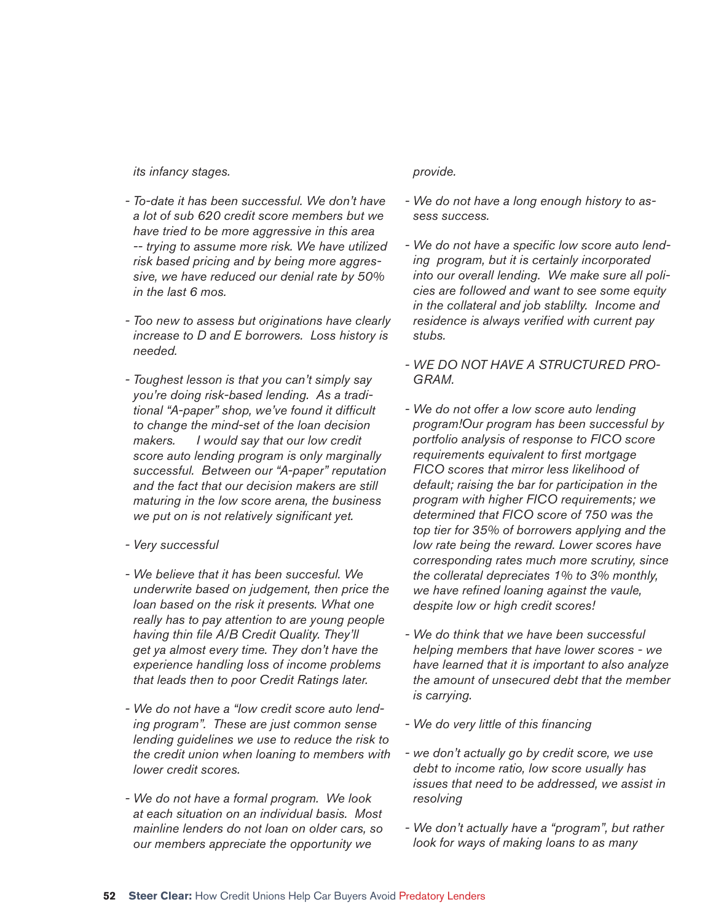*its infancy stages.*

- *To-date it has been successful. We don't have a lot of sub 620 credit score members but we have tried to be more aggressive in this area -- trying to assume more risk. We have utilized risk based pricing and by being more aggressive, we have reduced our denial rate by 50% in the last 6 mos.*

- *Too new to assess but originations have clearly increase to D and E borrowers. Loss history is needed.*

- *Toughest lesson is that you can't simply say you're doing risk-based lending. As a traditional "A-paper" shop, we've found it difficult to change the mind-set of the loan decision makers. I would say that our low credit score auto lending program is only marginally successful. Between our "A-paper" reputation and the fact that our decision makers are still maturing in the low score arena, the business we put on is not relatively significant yet.*

- *Very successful*

- *We believe that it has been succesful. We underwrite based on judgement, then price the loan based on the risk it presents. What one really has to pay attention to are young people having thin file A/B Credit Quality. They'll get ya almost every time. They don't have the experience handling loss of income problems that leads then to poor Credit Ratings later.*

- *We do not have a "low credit score auto lending program". These are just common sense lending guidelines we use to reduce the risk to the credit union when loaning to members with lower credit scores.*

- *We do not have a formal program. We look at each situation on an individual basis. Most mainline lenders do not loan on older cars, so our members appreciate the opportunity we provide.*

- *We do not have a long enough history to assess success.*

- *We do not have a specific low score auto lending program, but it is certainly incorporated into our overall lending. We make sure all policies are followed and want to see some equity in the collateral and job stablilty. Income and residence is always verified with current pay stubs.*

- *WE DO NOT HAVE A STRUCTURED PROGRAM.*

- *We do not offer a low score auto lending program!Our program has been successful by portfolio analysis of response to FICO score requirements equivalent to first mortgage FICO scores that mirror less likelihood of default; raising the bar for participation in the program with higher FICO requirements; we determined that FICO score of 750 was the top tier for 35% of borrowers applying and the low rate being the reward. Lower scores have corresponding rates much more scrutiny, since the colleratal depreciates 1% to 3% monthly, we have refined loaning against the vaule, despite low or high credit scores!*

- *We do think that we have been successful helping members that have lower scores - we have learned that it is important to also analyze the amount of unsecured debt that the member is carrying.*

- *We do very little of this financing*

- *we don't actually go by credit score, we use debt to income ratio, low score usually has issues that need to be addressed, we assist in resolving*

- *We don't actually have a "program", but rather look for ways of making loans to as many*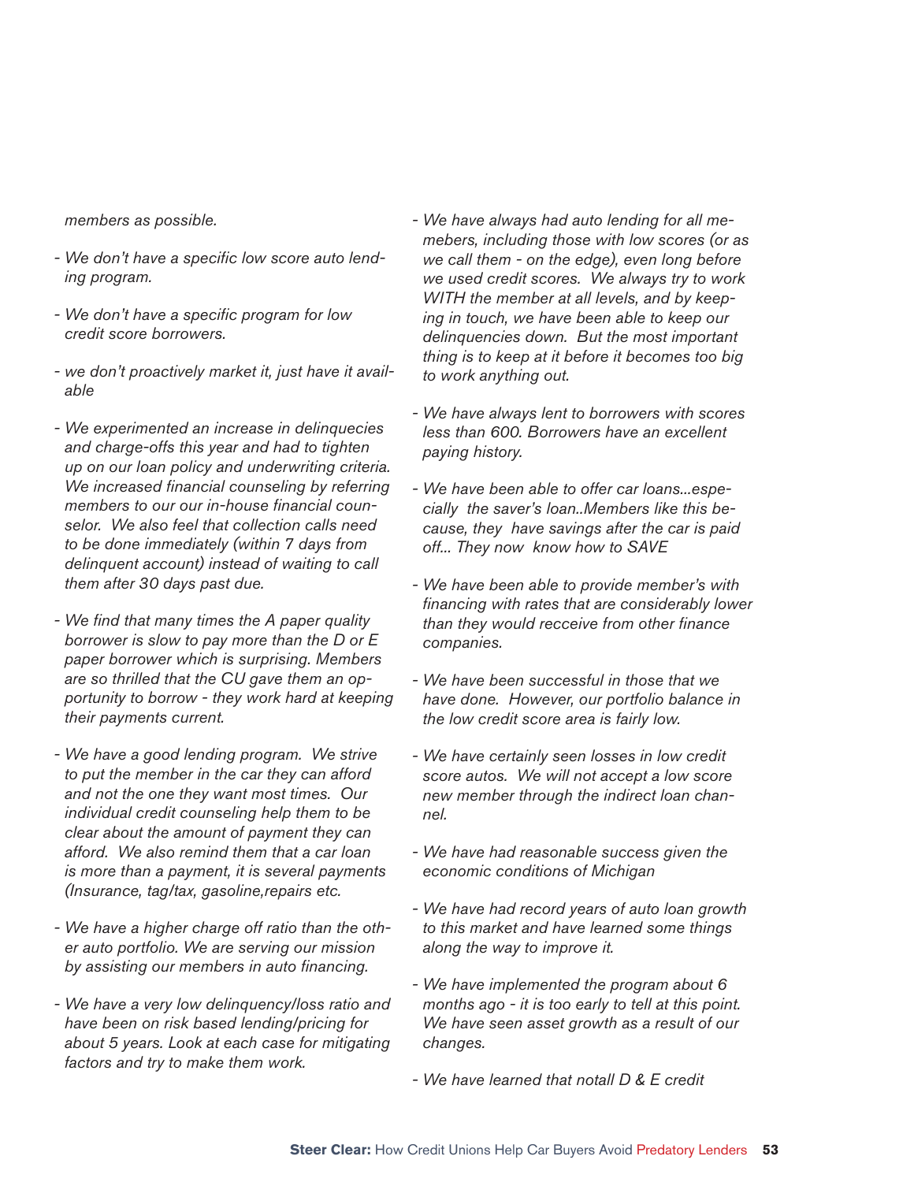*members as possible.*

- *We don't have a specific low score auto lending program.*

- *We don't have a specific program for low credit score borrowers.*

- *we don't proactively market it, just have it available*

- *We experimented an increase in delinquecies and charge-offs this year and had to tighten up on our loan policy and underwriting criteria. We increased financial counseling by referring members to our our in-house financial counselor. We also feel that collection calls need to be done immediately (within 7 days from delinquent account) instead of waiting to call them after 30 days past due.*

- *We find that many times the A paper quality borrower is slow to pay more than the D or E paper borrower which is surprising. Members are so thrilled that the CU gave them an opportunity to borrow - they work hard at keeping their payments current.*

- *We have a good lending program. We strive to put the member in the car they can afford and not the one they want most times. Our individual credit counseling help them to be clear about the amount of payment they can afford. We also remind them that a car loan is more than a payment, it is several payments (Insurance, tag/tax, gasoline,repairs etc.*

- *We have a higher charge off ratio than the other auto portfolio. We are serving our mission by assisting our members in auto financing.*

- *We have a very low delinquency/loss ratio and have been on risk based lending/pricing for about 5 years. Look at each case for mitigating factors and try to make them work.*

- *We have always had auto lending for all memebers, including those with low scores (or as we call them - on the edge), even long before we used credit scores. We always try to work WITH the member at all levels, and by keeping in touch, we have been able to keep our delinquencies down. But the most important thing is to keep at it before it becomes too big to work anything out.*

- *We have always lent to borrowers with scores less than 600. Borrowers have an excellent paying history.*

- *We have been able to offer car loans...especially the saver's loan..Members like this because, they have savings after the car is paid off... They now know how to SAVE*

- *We have been able to provide member's with financing with rates that are considerably lower than they would recceive from other finance companies.*

- *We have been successful in those that we have done. However, our portfolio balance in the low credit score area is fairly low.*

- *We have certainly seen losses in low credit score autos. We will not accept a low score new member through the indirect loan channel.*

- *We have had reasonable success given the economic conditions of Michigan*

- *We have had record years of auto loan growth to this market and have learned some things along the way to improve it.*

- *We have implemented the program about 6 months ago - it is too early to tell at this point. We have seen asset growth as a result of our changes.*

- *We have learned that notall D & E credit*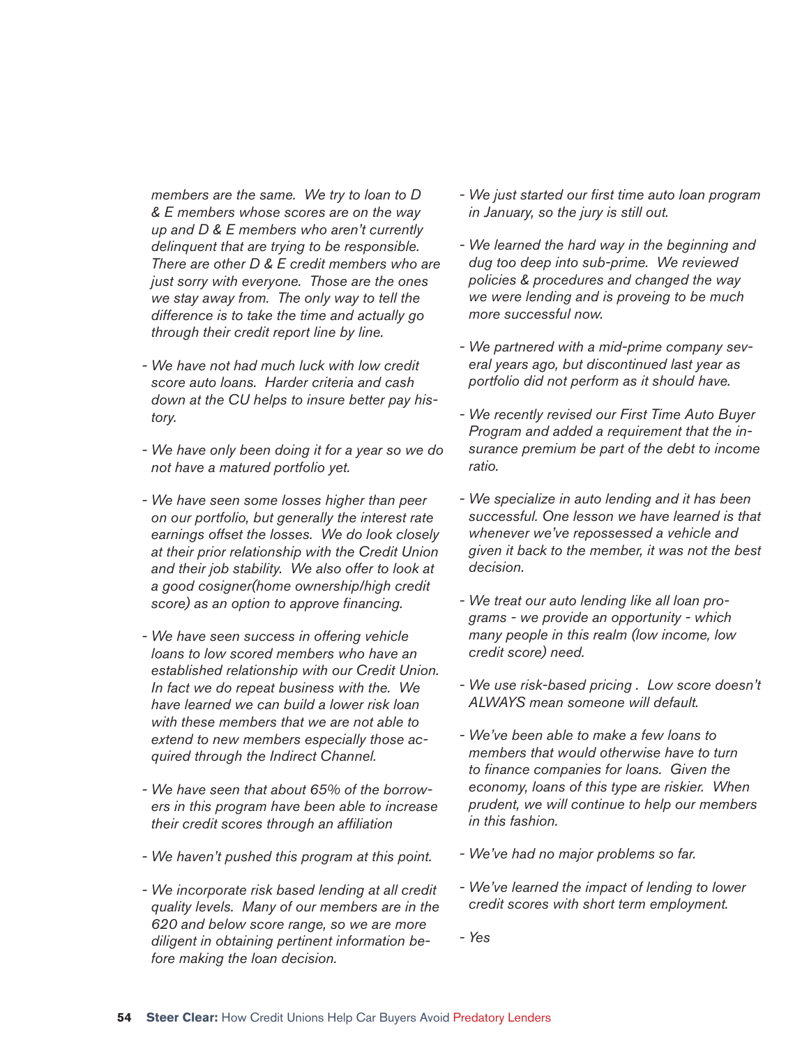*members are the same. We try to loan to D & E members whose scores are on the way up and D & E members who aren't currently delinquent that are trying to be responsible. There are other D & E credit members who are just sorry with everyone. Those are the ones we stay away from. The only way to tell the difference is to take the time and actually go through their credit report line by line.*

- *We have not had much luck with low credit score auto loans. Harder criteria and cash down at the CU helps to insure better pay history.*

- *We have only been doing it for a year so we do not have a matured portfolio yet.*

- *We have seen some losses higher than peer on our portfolio, but generally the interest rate earnings offset the losses. We do look closely at their prior relationship with the Credit Union and their job stability. We also offer to look at a good cosigner(home ownership/high credit score) as an option to approve financing.*

- *We have seen success in offering vehicle loans to low scored members who have an established relationship with our Credit Union. In fact we do repeat business with the. We have learned we can build a lower risk loan with these members that we are not able to extend to new members especially those acquired through the Indirect Channel.*

- *We have seen that about 65% of the borrowers in this program have been able to increase their credit scores through an affiliation*

- *We haven't pushed this program at this point.*

- *We incorporate risk based lending at all credit quality levels. Many of our members are in the 620 and below score range, so we are more diligent in obtaining pertinent information before making the loan decision.*

- *We just started our first time auto loan program in January, so the jury is still out.*

- *We learned the hard way in the beginning and dug too deep into sub-prime. We reviewed policies & procedures and changed the way we were lending and is proveing to be much more successful now.*

- *We partnered with a mid-prime company several years ago, but discontinued last year as portfolio did not perform as it should have.*

- *We recently revised our First Time Auto Buyer Program and added a requirement that the insurance premium be part of the debt to income ratio.*

- *We specialize in auto lending and it has been successful. One lesson we have learned is that whenever we've repossessed a vehicle and given it back to the member, it was not the best decision.*

- *We treat our auto lending like all loan programs - we provide an opportunity - which many people in this realm (low income, low credit score) need.*

- *We use risk-based pricing . Low score doesn't ALWAYS mean someone will default.*

- *We've been able to make a few loans to members that would otherwise have to turn to finance companies for loans. Given the economy, loans of this type are riskier. When prudent, we will continue to help our members in this fashion.*

- *We've had no major problems so far.*

- *We've learned the impact of lending to lower credit scores with short term employment.*

- *Yes*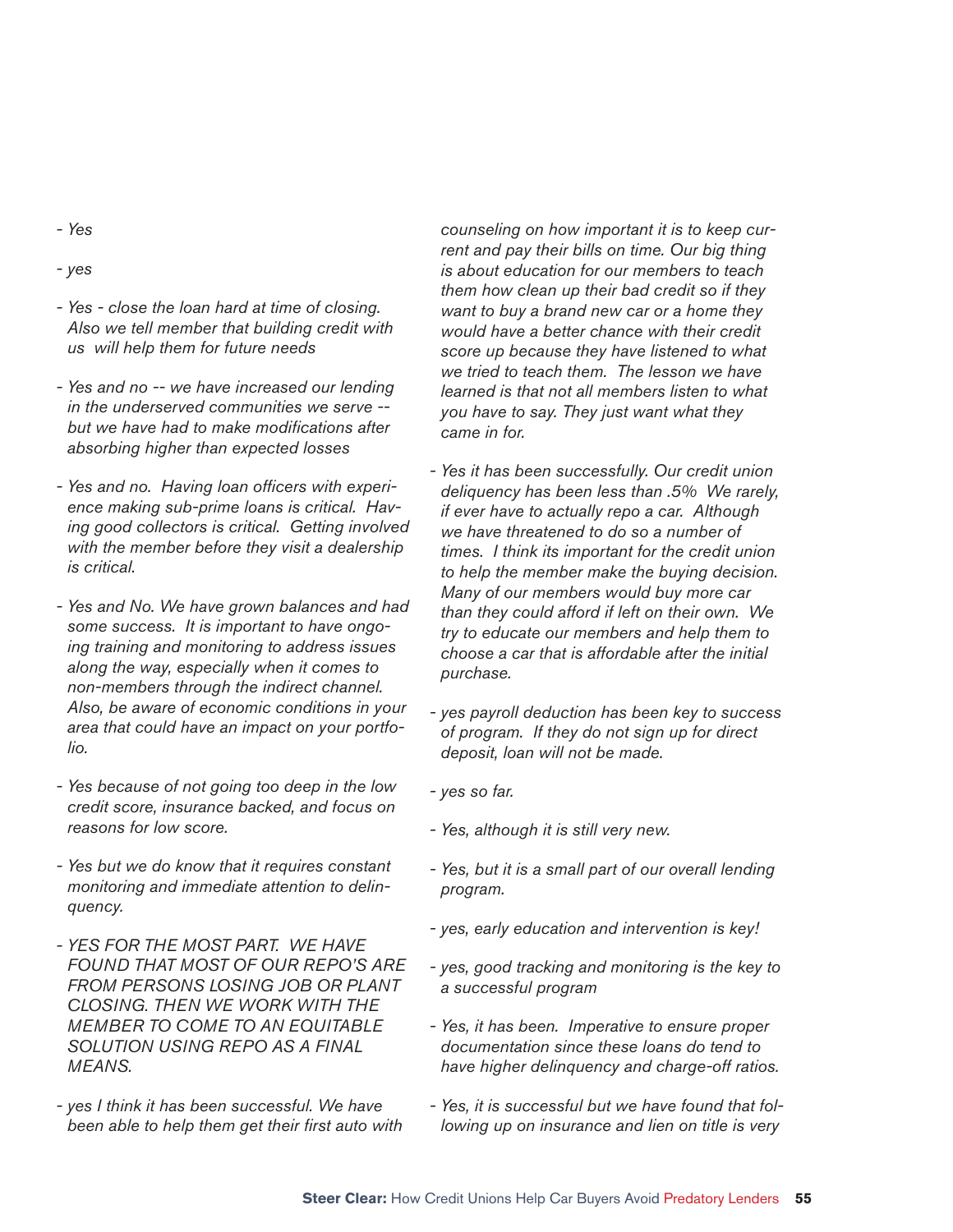- *Yes*

- *yes*

- *Yes - close the loan hard at time of closing. Also we tell member that building credit with us will help them for future needs*

- *Yes and no -- we have increased our lending in the underserved communities we serve -- but we have had to make modifications after absorbing higher than expected losses*

- *Yes and no. Having loan officers with experience making sub-prime loans is critical. Having good collectors is critical. Getting involved with the member before they visit a dealership is critical.*

- *Yes and No. We have grown balances and had some success. It is important to have ongoing training and monitoring to address issues along the way, especially when it comes to non-members through the indirect channel. Also, be aware of economic conditions in your area that could have an impact on your portfolio.*

- *Yes because of not going too deep in the low credit score, insurance backed, and focus on reasons for low score.*

- *Yes but we do know that it requires constant monitoring and immediate attention to delinquency.*

- *YES FOR THE MOST PART. WE HAVE FOUND THAT MOST OF OUR REPO'S ARE FROM PERSONS LOSING JOB OR PLANT CLOSING. THEN WE WORK WITH THE MEMBER TO COME TO AN EQUITABLE SOLUTION USING REPO AS A FINAL MEANS.*

- *yes I think it has been successful. We have been able to help them get their first auto with counseling on how important it is to keep current and pay their bills on time. Our big thing is about education for our members to teach them how clean up their bad credit so if they want to buy a brand new car or a home they would have a better chance with their credit score up because they have listened to what we tried to teach them. The lesson we have learned is that not all members listen to what you have to say. They just want what they came in for.*

- *Yes it has been successfully. Our credit union deliquency has been less than .5% We rarely, if ever have to actually repo a car. Although we have threatened to do so a number of times. I think its important for the credit union to help the member make the buying decision. Many of our members would buy more car than they could afford if left on their own. We try to educate our members and help them to choose a car that is affordable after the initial purchase.*

- *yes payroll deduction has been key to success of program. If they do not sign up for direct deposit, loan will not be made.*

- *yes so far.*

- *Yes, although it is still very new.*

- *Yes, but it is a small part of our overall lending program.*

- *yes, early education and intervention is key!*

- *yes, good tracking and monitoring is the key to a successful program*

- *Yes, it has been. Imperative to ensure proper documentation since these loans do tend to have higher delinquency and charge-off ratios.*

- *Yes, it is successful but we have found that following up on insurance and lien on title is very*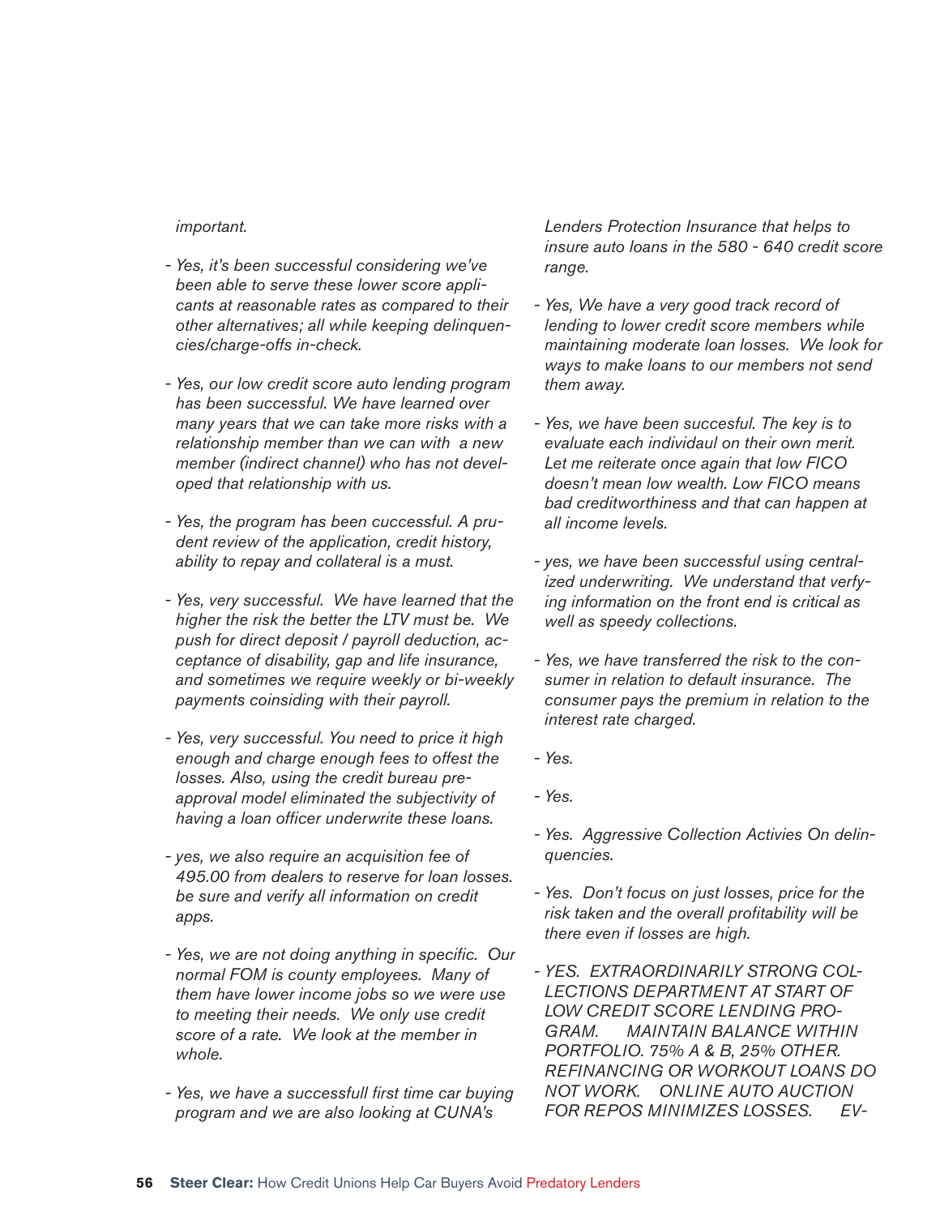*important.*

- *Yes, it's been successful considering we've been able to serve these lower score applicants at reasonable rates as compared to their other alternatives; all while keeping delinquencies/charge-offs in-check.*

- *Yes, our low credit score auto lending program has been successful. We have learned over many years that we can take more risks with a relationship member than we can with a new member (indirect channel) who has not developed that relationship with us.*

- *Yes, the program has been cuccessful. A prudent review of the application, credit history, ability to repay and collateral is a must.*

- *Yes, very successful. We have learned that the higher the risk the better the LTV must be. We push for direct deposit / payroll deduction, acceptance of disability, gap and life insurance, and sometimes we require weekly or bi-weekly payments coinsiding with their payroll.*

- *Yes, very successful. You need to price it high enough and charge enough fees to offest the losses. Also, using the credit bureau pre-approval model eliminated the subjectivity of having a loan officer underwrite these loans.*

- *yes, we also require an acquisition fee of 495.00 from dealers to reserve for loan losses. be sure and verify all information on credit apps.*

- *Yes, we are not doing anything in specific. Our normal FOM is county employees. Many of them have lower income jobs so we were use to meeting their needs. We only use credit score of a rate. We look at the member in whole.*

- *Yes, we have a successfull first time car buying program and we are also looking at CUNA's Lenders Protection Insurance that helps to insure auto loans in the 580 - 640 credit score range.*

- *Yes, We have a very good track record of lending to lower credit score members while maintaining moderate loan losses. We look for ways to make loans to our members not send them away.*

- *Yes, we have been succesful. The key is to evaluate each individaul on their own merit. Let me reiterate once again that low FICO doesn't mean low wealth. Low FICO means bad creditworthiness and that can happen at all income levels.*

- *yes, we have been successful using centralized underwriting. We understand that verfying information on the front end is critical as well as speedy collections.*

- *Yes, we have transferred the risk to the consumer in relation to default insurance. The consumer pays the premium in relation to the interest rate charged.*

- *Yes.*

- *Yes.*

- *Yes. Aggressive Collection Activies On delinquencies.*

- *Yes. Don't focus on just losses, price for the risk taken and the overall profitability will be there even if losses are high.*

- *YES. EXTRAORDINARILY STRONG COLLECTIONS DEPARTMENT AT START OF LOW CREDIT SCORE LENDING PROGRAM. MAINTAIN BALANCE WITHIN PORTFOLIO. 75% A & B, 25% OTHER. REFINANCING OR WORKOUT LOANS DO NOT WORK. ONLINE AUTO AUCTION FOR REPOS MINIMIZES LOSSES. EV-*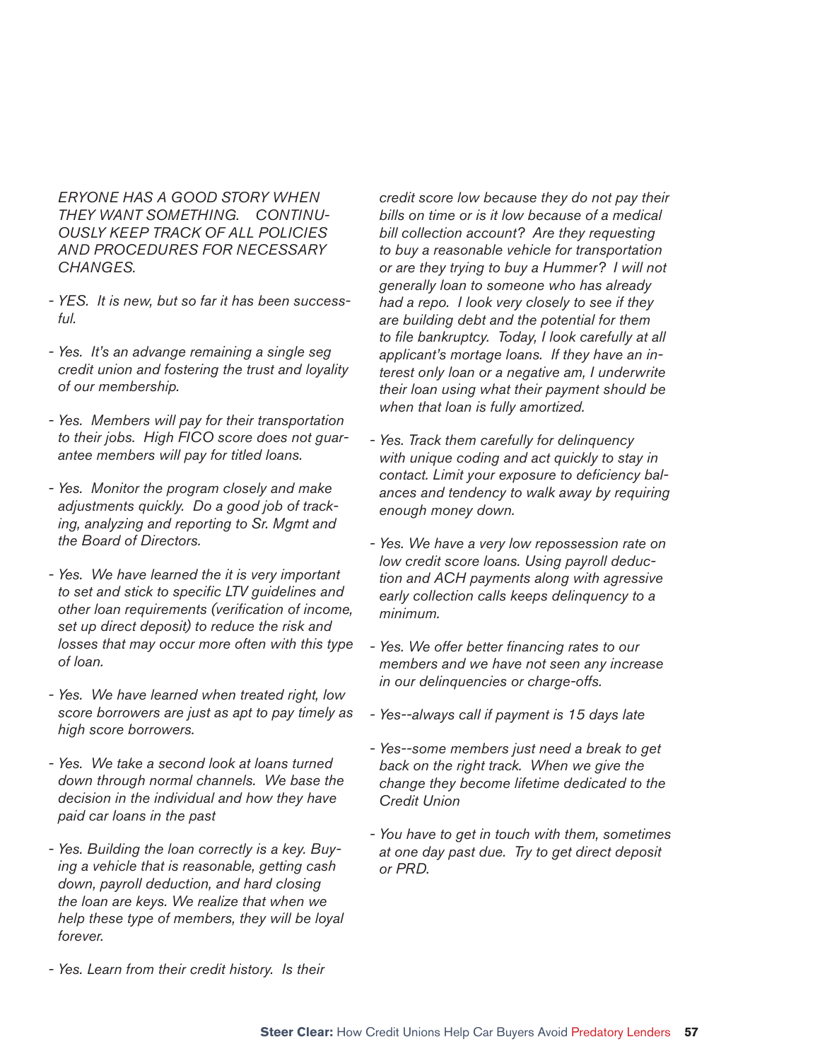*ERYONE HAS A GOOD STORY WHEN THEY WANT SOMETHING. CONTINUOUSLY KEEP TRACK OF ALL POLICIES AND PROCEDURES FOR NECESSARY CHANGES.*

- *YES. It is new, but so far it has been successful.*

- *Yes. It's an advange remaining a single seg credit union and fostering the trust and loyality of our membership.*

- *Yes. Members will pay for their transportation to their jobs. High FICO score does not guarantee members will pay for titled loans.*

- *Yes. Monitor the program closely and make adjustments quickly. Do a good job of tracking, analyzing and reporting to Sr. Mgmt and the Board of Directors.*

- *Yes. We have learned the it is very important to set and stick to specific LTV guidelines and other loan requirements (verification of income, set up direct deposit) to reduce the risk and losses that may occur more often with this type of loan.*

- *Yes. We have learned when treated right, low score borrowers are just as apt to pay timely as high score borrowers.*

- *Yes. We take a second look at loans turned down through normal channels. We base the decision in the individual and how they have paid car loans in the past*

- *Yes. Building the loan correctly is a key. Buying a vehicle that is reasonable, getting cash down, payroll deduction, and hard closing the loan are keys. We realize that when we help these type of members, they will be loyal forever.*

- *Yes. Learn from their credit history. Is their credit score low because they do not pay their bills on time or is it low because of a medical bill collection account? Are they requesting to buy a reasonable vehicle for transportation or are they trying to buy a Hummer? I will not generally loan to someone who has already had a repo. I look very closely to see if they are building debt and the potential for them to file bankruptcy. Today, I look carefully at all applicant's mortage loans. If they have an interest only loan or a negative am, I underwrite their loan using what their payment should be when that loan is fully amortized.*

- *Yes. Track them carefully for delinquency with unique coding and act quickly to stay in contact. Limit your exposure to deficiency balances and tendency to walk away by requiring enough money down.*

- *Yes. We have a very low repossession rate on low credit score loans. Using payroll deduction and ACH payments along with agressive early collection calls keeps delinquency to a minimum.*

- *Yes. We offer better financing rates to our members and we have not seen any increase in our delinquencies or charge-offs.*

- *Yes--always call if payment is 15 days late*

- *Yes--some members just need a break to get back on the right track. When we give the change they become lifetime dedicated to the Credit Union*

- *You have to get in touch with them, sometimes at one day past due. Try to get direct deposit or PRD.*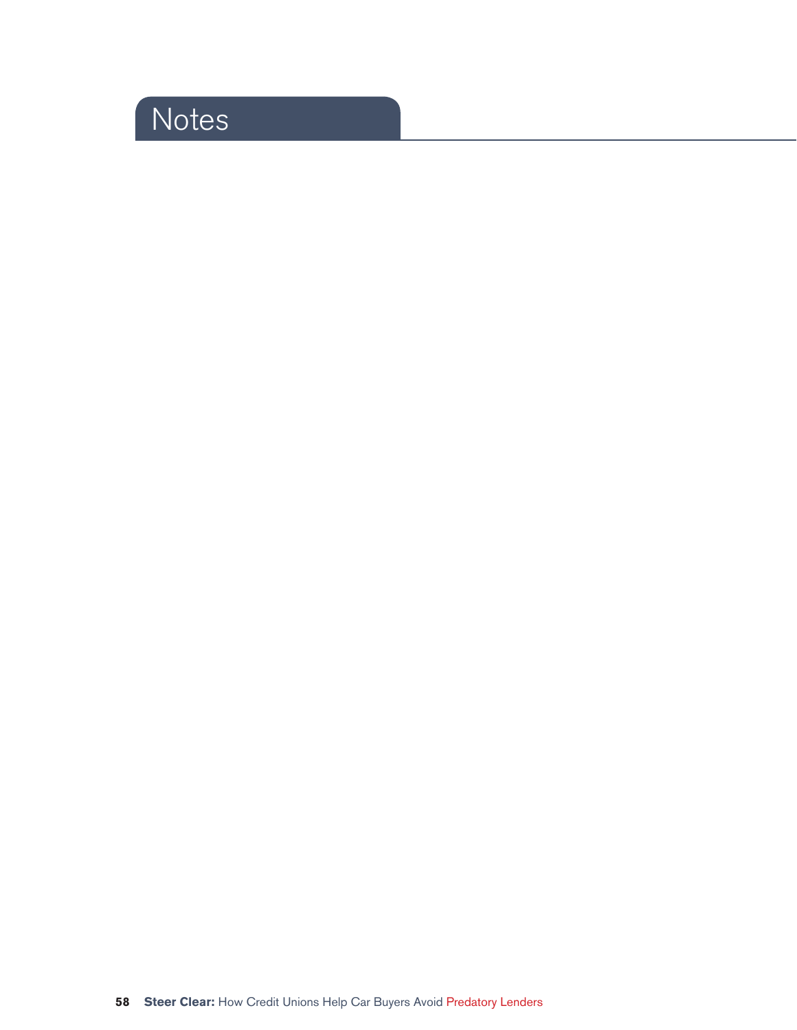# Notes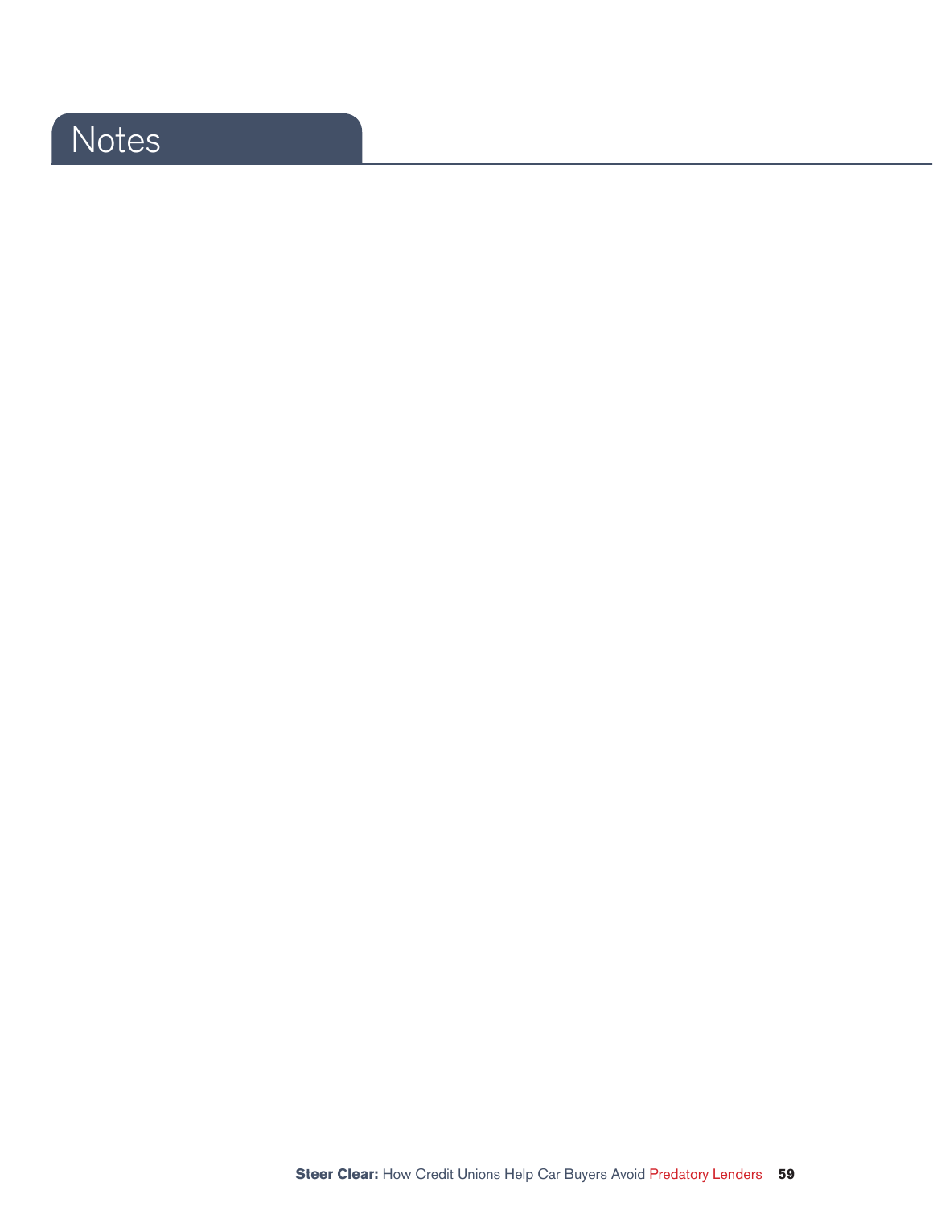# Notes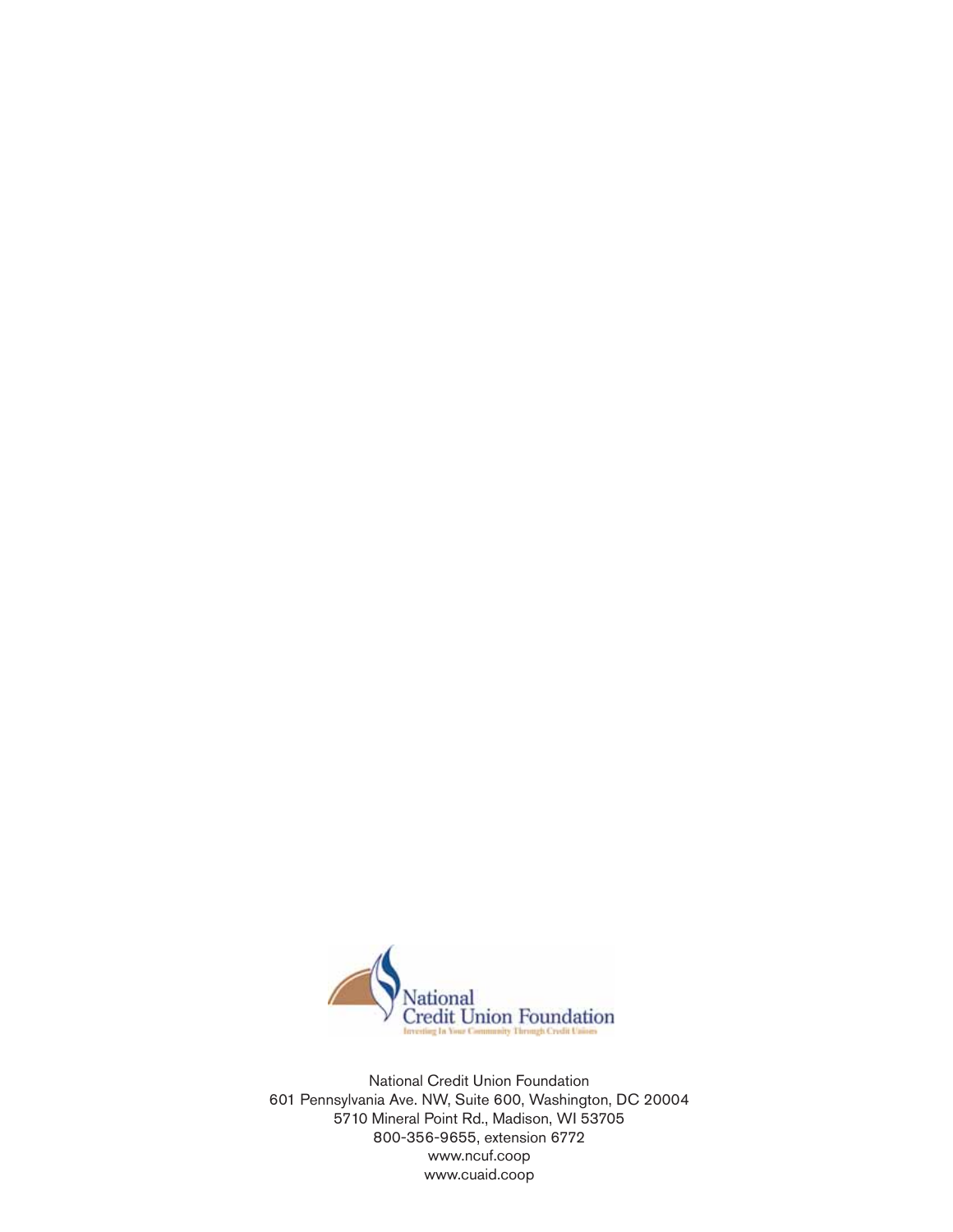National
Credit Union Foundation
Investing In Your Community Through Credit Unions

National Credit Union Foundation
601 Pennsylvania Ave. NW, Suite 600, Washington, DC 20004
5710 Mineral Point Rd., Madison, WI 53705
800-356-9655, extension 6772
www.ncuf.coop
www.cuaid.coop